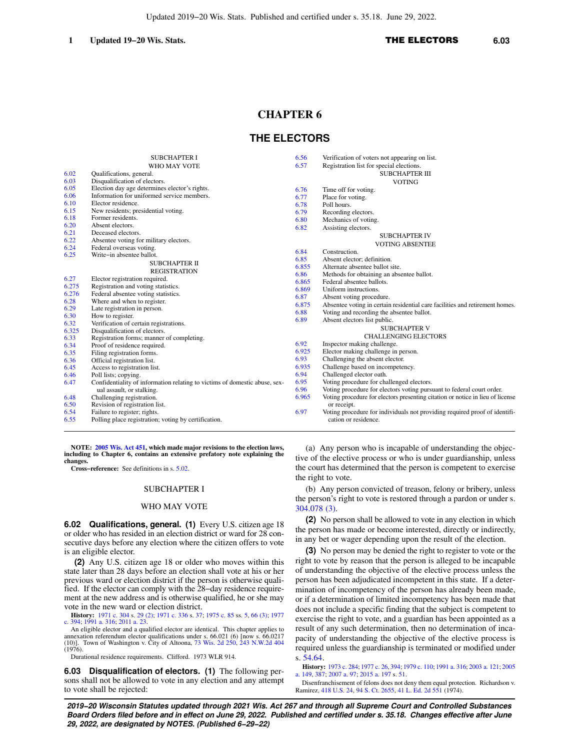# CHAPTER 6

# THE ELECTORS

SUBCHAPTER I
WHO MAY VOTE

| | |
|---|---|
| 6.02 | Qualifications, general. |
| 6.03 | Disqualification of electors. |
| 6.05 | Election day age determines elector's rights. |
| 6.06 | Information for uniformed service members. |
| 6.10 | Elector residence. |
| 6.15 | New residents; presidential voting. |
| 6.18 | Former residents. |
| 6.20 | Absent electors. |
| 6.21 | Deceased electors. |
| 6.22 | Absentee voting for military electors. |
| 6.24 | Federal overseas voting. |
| 6.25 | Write−in absentee ballot. |

SUBCHAPTER II
REGISTRATION

| | |
|---|---|
| 6.27 | Elector registration required. |
| 6.275 | Registration and voting statistics. |
| 6.276 | Federal absentee voting statistics. |
| 6.28 | Where and when to register. |
| 6.29 | Late registration in person. |
| 6.30 | How to register. |
| 6.32 | Verification of certain registrations. |
| 6.325 | Disqualification of electors. |
| 6.33 | Registration forms; manner of completing. |
| 6.34 | Proof of residence required. |
| 6.35 | Filing registration forms. |
| 6.36 | Official registration list. |
| 6.45 | Access to registration list. |
| 6.46 | Poll lists; copying. |
| 6.47 | Confidentiality of information relating to victims of domestic abuse, sexual assault, or stalking. |
| 6.48 | Challenging registration. |
| 6.50 | Revision of registration list. |
| 6.54 | Failure to register; rights. |
| 6.55 | Polling place registration; voting by certification. |
| 6.56 | Verification of voters not appearing on list. |
| 6.57 | Registration list for special elections. |

SUBCHAPTER III
VOTING

| | |
|---|---|
| 6.76 | Time off for voting. |
| 6.77 | Place for voting. |
| 6.78 | Poll hours. |
| 6.79 | Recording electors. |
| 6.80 | Mechanics of voting. |
| 6.82 | Assisting electors. |

SUBCHAPTER IV
VOTING ABSENTEE

| | |
|---|---|
| 6.84 | Construction. |
| 6.85 | Absent elector; definition. |
| 6.855 | Alternate absentee ballot site. |
| 6.86 | Methods for obtaining an absentee ballot. |
| 6.865 | Federal absentee ballots. |
| 6.869 | Uniform instructions. |
| 6.87 | Absent voting procedure. |
| 6.875 | Absentee voting in certain residential care facilities and retirement homes. |
| 6.88 | Voting and recording the absentee ballot. |
| 6.89 | Absent electors list public. |

SUBCHAPTER V
CHALLENGING ELECTORS

| | |
|---|---|
| 6.92 | Inspector making challenge. |
| 6.925 | Elector making challenge in person. |
| 6.93 | Challenging the absent elector. |
| 6.935 | Challenge based on incompetency. |
| 6.94 | Challenged elector oath. |
| 6.95 | Voting procedure for challenged electors. |
| 6.96 | Voting procedure for electors voting pursuant to federal court order. |
| 6.965 | Voting procedure for electors presenting citation or notice in lieu of license or receipt. |
| 6.97 | Voting procedure for individuals not providing required proof of identification or residence. |

**NOTE: 2005 Wis. Act 451, which made major revisions to the election laws, including to Chapter 6, contains an extensive prefatory note explaining the changes.**

**Cross−reference:** See definitions in s. 5.02.

## SUBCHAPTER I

## WHO MAY VOTE

**6.02 Qualifications, general. (1)** Every U.S. citizen age 18 or older who has resided in an election district or ward for 28 consecutive days before any election where the citizen offers to vote is an eligible elector.

**(2)** Any U.S. citizen age 18 or older who moves within this state later than 28 days before an election shall vote at his or her previous ward or election district if the person is otherwise qualified. If the elector can comply with the 28−day residence requirement at the new address and is otherwise qualified, he or she may vote in the new ward or election district.

**History:** 1971 c. 304 s. 29 (2); 1971 c. 336 s. 37; 1975 c. 85 ss. 5, 66 (3); 1977 c. 394; 1991 a. 316; 2011 a. 23.

An eligible elector and a qualified elector are identical. This chapter applies to annexation referendum elector qualifications under s. 66.021 (6) [now s. 66.0217 (10)]. Town of Washington v. City of Altoona, 73 Wis. 2d 250, 243 N.W.2d 404 (1976).

Durational residence requirements. Clifford. 1973 WLR 914.

**6.03 Disqualification of electors. (1)** The following persons shall not be allowed to vote in any election and any attempt to vote shall be rejected:

(a) Any person who is incapable of understanding the objective of the elective process or who is under guardianship, unless the court has determined that the person is competent to exercise the right to vote.

(b) Any person convicted of treason, felony or bribery, unless the person's right to vote is restored through a pardon or under s. 304.078 (3).

**(2)** No person shall be allowed to vote in any election in which the person has made or become interested, directly or indirectly, in any bet or wager depending upon the result of the election.

**(3)** No person may be denied the right to register to vote or the right to vote by reason that the person is alleged to be incapable of understanding the objective of the elective process unless the person has been adjudicated incompetent in this state. If a determination of incompetency of the person has already been made, or if a determination of limited incompetency has been made that does not include a specific finding that the subject is competent to exercise the right to vote, and a guardian has been appointed as a result of any such determination, then no determination of incapacity of understanding the objective of the elective process is required unless the guardianship is terminated or modified under s. 54.64.

**History:** 1973 c. 284; 1977 c. 26, 394; 1979 c. 110; 1991 a. 316; 2003 a. 121; 2005 a. 149, 387; 2007 a. 97; 2015 a. 197 s. 51.

Disenfranchisement of felons does not deny them equal protection. Richardson v. Ramirez, 418 U.S. 24, 94 S. Ct. 2655, 41 L. Ed. 2d 551 (1974).

***2019−20 Wisconsin Statutes updated through 2021 Wis. Act 267 and through all Supreme Court and Controlled Substances Board Orders filed before and in effect on June 29, 2022. Published and certified under s. 35.18. Changes effective after June 29, 2022, are designated by NOTES. (Published 6−29−22)***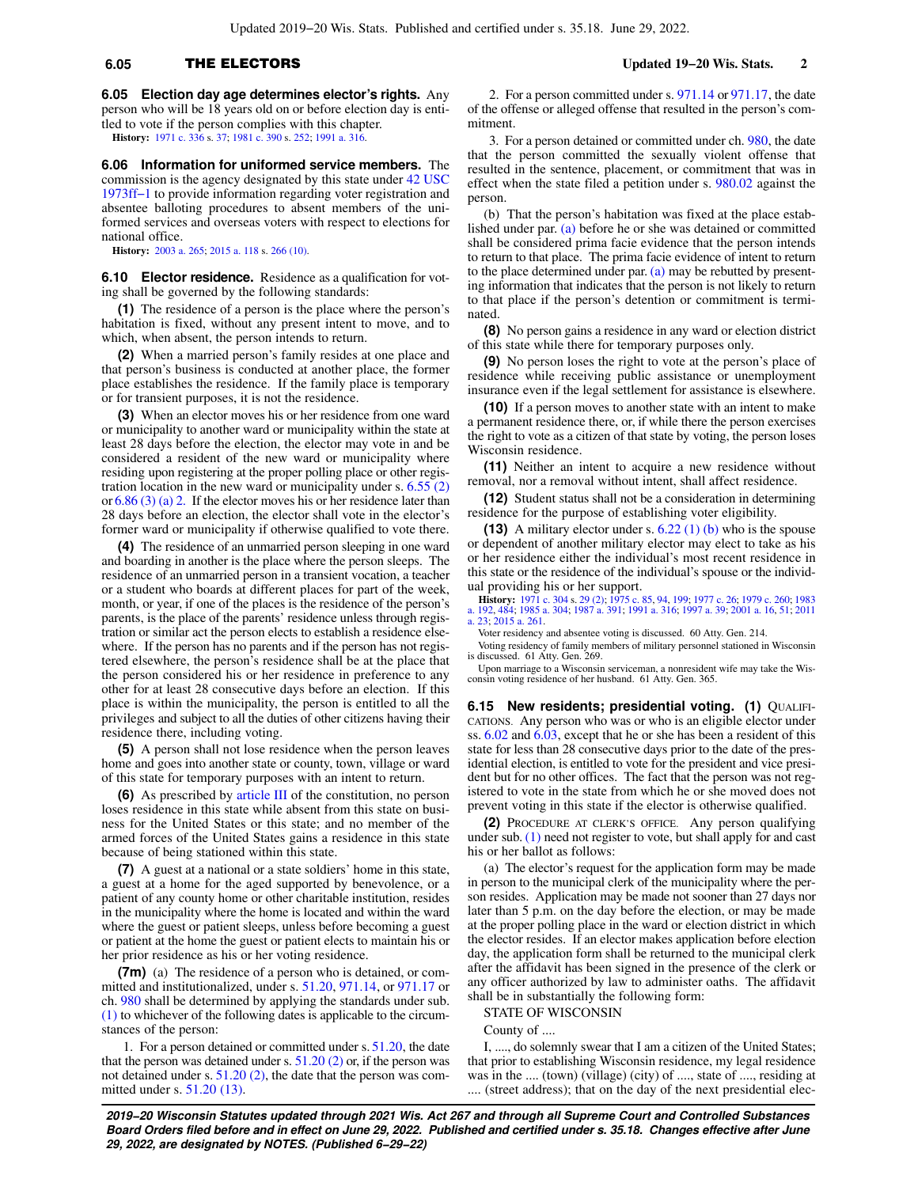**6.05 Election day age determines elector's rights.** Any person who will be 18 years old on or before election day is entitled to vote if the person complies with this chapter.

**History:** 1971 c. 336 s. 37; 1981 c. 390 s. 252; 1991 a. 316.

**6.06 Information for uniformed service members.** The commission is the agency designated by this state under 42 USC 1973ff−1 to provide information regarding voter registration and absentee balloting procedures to absent members of the uniformed services and overseas voters with respect to elections for national office.

**History:** 2003 a. 265; 2015 a. 118 s. 266 (10).

**6.10 Elector residence.** Residence as a qualification for voting shall be governed by the following standards:

**(1)** The residence of a person is the place where the person's habitation is fixed, without any present intent to move, and to which, when absent, the person intends to return.

**(2)** When a married person's family resides at one place and that person's business is conducted at another place, the former place establishes the residence. If the family place is temporary or for transient purposes, it is not the residence.

**(3)** When an elector moves his or her residence from one ward or municipality to another ward or municipality within the state at least 28 days before the election, the elector may vote in and be considered a resident of the new ward or municipality where residing upon registering at the proper polling place or other registration location in the new ward or municipality under s. 6.55 (2) or 6.86 (3) (a) 2. If the elector moves his or her residence later than 28 days before an election, the elector shall vote in the elector's former ward or municipality if otherwise qualified to vote there.

**(4)** The residence of an unmarried person sleeping in one ward and boarding in another is the place where the person sleeps. The residence of an unmarried person in a transient vocation, a teacher or a student who boards at different places for part of the week, month, or year, if one of the places is the residence of the person's parents, is the place of the parents' residence unless through registration or similar act the person elects to establish a residence elsewhere. If the person has no parents and if the person has not registered elsewhere, the person's residence shall be at the place that the person considered his or her residence in preference to any other for at least 28 consecutive days before an election. If this place is within the municipality, the person is entitled to all the privileges and subject to all the duties of other citizens having their residence there, including voting.

**(5)** A person shall not lose residence when the person leaves home and goes into another state or county, town, village or ward of this state for temporary purposes with an intent to return.

**(6)** As prescribed by article III of the constitution, no person loses residence in this state while absent from this state on business for the United States or this state; and no member of the armed forces of the United States gains a residence in this state because of being stationed within this state.

**(7)** A guest at a national or a state soldiers' home in this state, a guest at a home for the aged supported by benevolence, or a patient of any county home or other charitable institution, resides in the municipality where the home is located and within the ward where the guest or patient sleeps, unless before becoming a guest or patient at the home the guest or patient elects to maintain his or her prior residence as his or her voting residence.

**(7m)** (a) The residence of a person who is detained, or committed and institutionalized, under s. 51.20, 971.14, or 971.17 or ch. 980 shall be determined by applying the standards under sub. (1) to whichever of the following dates is applicable to the circumstances of the person:

1. For a person detained or committed under s. 51.20, the date that the person was detained under s. 51.20 (2) or, if the person was not detained under s. 51.20 (2), the date that the person was committed under s. 51.20 (13).

2. For a person committed under s. 971.14 or 971.17, the date of the offense or alleged offense that resulted in the person's commitment.

3. For a person detained or committed under ch. 980, the date that the person committed the sexually violent offense that resulted in the sentence, placement, or commitment that was in effect when the state filed a petition under s. 980.02 against the person.

(b) That the person's habitation was fixed at the place established under par. (a) before he or she was detained or committed shall be considered prima facie evidence that the person intends to return to that place. The prima facie evidence of intent to return to the place determined under par. (a) may be rebutted by presenting information that indicates that the person is not likely to return to that place if the person's detention or commitment is terminated.

**(8)** No person gains a residence in any ward or election district of this state while there for temporary purposes only.

**(9)** No person loses the right to vote at the person's place of residence while receiving public assistance or unemployment insurance even if the legal settlement for assistance is elsewhere.

**(10)** If a person moves to another state with an intent to make a permanent residence there, or, if while there the person exercises the right to vote as a citizen of that state by voting, the person loses Wisconsin residence.

**(11)** Neither an intent to acquire a new residence without removal, nor a removal without intent, shall affect residence.

**(12)** Student status shall not be a consideration in determining residence for the purpose of establishing voter eligibility.

**(13)** A military elector under s. 6.22 (1) (b) who is the spouse or dependent of another military elector may elect to take as his or her residence either the individual's most recent residence in this state or the residence of the individual's spouse or the individual providing his or her support.

**History:** 1971 c. 304 s. 29 (2); 1975 c. 85, 94, 199; 1977 c. 26; 1979 c. 260; 1983 a. 192, 484; 1985 a. 304; 1987 a. 391; 1991 a. 316; 1997 a. 39; 2001 a. 16, 51; 2011 a. 23; 2015 a. 261.

Voter residency and absentee voting is discussed. 60 Atty. Gen. 214.

Voting residency of family members of military personnel stationed in Wisconsin is discussed. 61 Atty. Gen. 269.

Upon marriage to a Wisconsin serviceman, a nonresident wife may take the Wisconsin voting residence of her husband. 61 Atty. Gen. 365.

**6.15 New residents; presidential voting. (1)** QUALIFICATIONS. Any person who was or who is an eligible elector under ss. 6.02 and 6.03, except that he or she has been a resident of this state for less than 28 consecutive days prior to the date of the presidential election, is entitled to vote for the president and vice president but for no other offices. The fact that the person was not registered to vote in the state from which he or she moved does not prevent voting in this state if the elector is otherwise qualified.

**(2)** PROCEDURE AT CLERK'S OFFICE. Any person qualifying under sub. (1) need not register to vote, but shall apply for and cast his or her ballot as follows:

(a) The elector's request for the application form may be made in person to the municipal clerk of the municipality where the person resides. Application may be made not sooner than 27 days nor later than 5 p.m. on the day before the election, or may be made at the proper polling place in the ward or election district in which the elector resides. If an elector makes application before election day, the application form shall be returned to the municipal clerk after the affidavit has been signed in the presence of the clerk or any officer authorized by law to administer oaths. The affidavit shall be in substantially the following form:

STATE OF WISCONSIN

County of ....

I, ...., do solemnly swear that I am a citizen of the United States; that prior to establishing Wisconsin residence, my legal residence was in the .... (town) (village) (city) of ...., state of ...., residing at .... (street address); that on the day of the next presidential elec-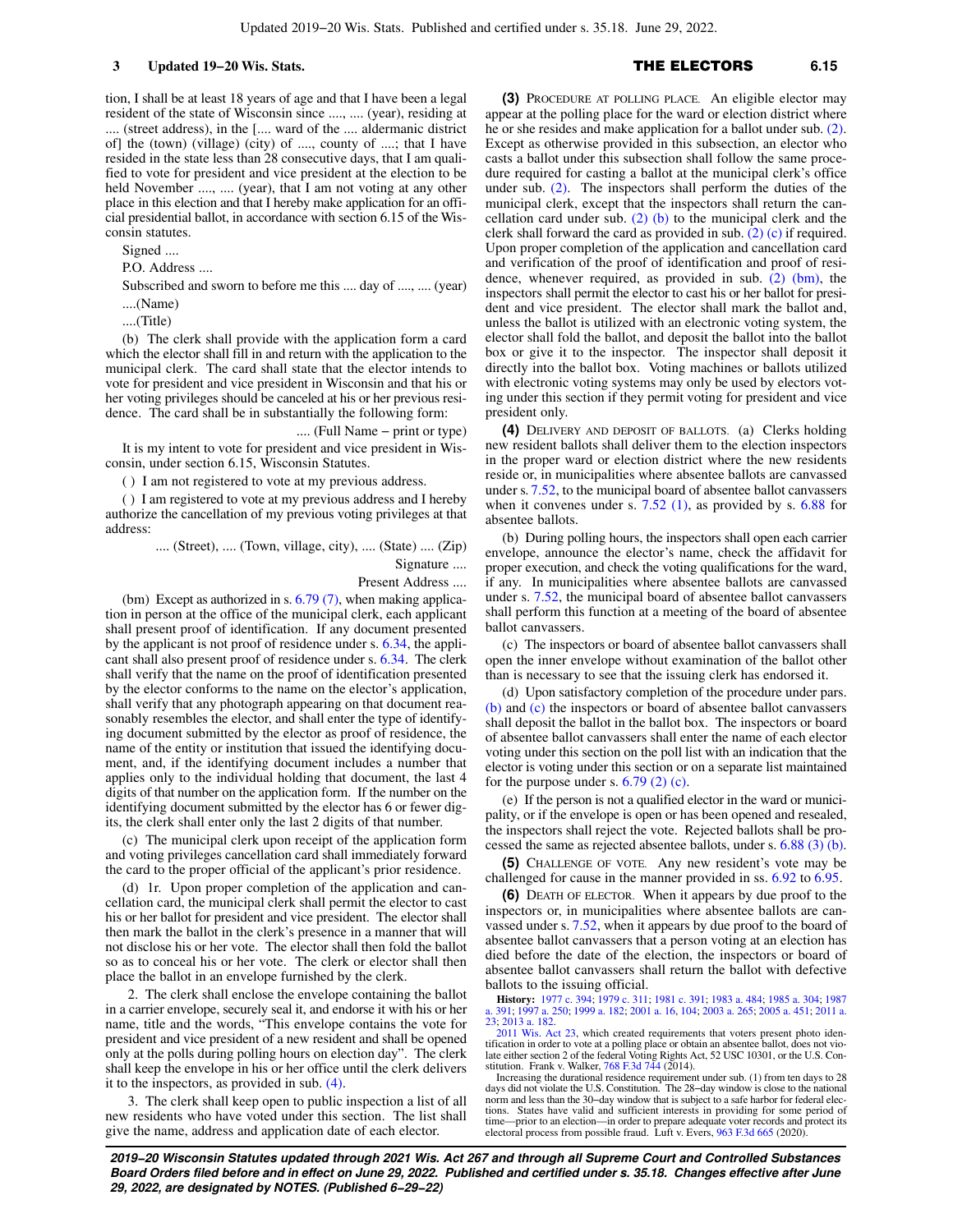tion, I shall be at least 18 years of age and that I have been a legal resident of the state of Wisconsin since ...., .... (year), residing at .... (street address), in the [.... ward of the .... aldermanic district of] the (town) (village) (city) of ...., county of ....; that I have resided in the state less than 28 consecutive days, that I am qualified to vote for president and vice president at the election to be held November ...., .... (year), that I am not voting at any other place in this election and that I hereby make application for an official presidential ballot, in accordance with section 6.15 of the Wisconsin statutes.

Signed ....

P.O. Address ....

Subscribed and sworn to before me this .... day of ...., .... (year)

....(Name)

....(Title)

(b) The clerk shall provide with the application form a card which the elector shall fill in and return with the application to the municipal clerk. The card shall state that the elector intends to vote for president and vice president in Wisconsin and that his or her voting privileges should be canceled at his or her previous residence. The card shall be in substantially the following form:

.... (Full Name – print or type)

It is my intent to vote for president and vice president in Wisconsin, under section 6.15, Wisconsin Statutes.

( ) I am not registered to vote at my previous address.

( ) I am registered to vote at my previous address and I hereby authorize the cancellation of my previous voting privileges at that address:

.... (Street), .... (Town, village, city), .... (State) .... (Zip)

Signature ....

Present Address ....

(bm) Except as authorized in s. 6.79 (7), when making application in person at the office of the municipal clerk, each applicant shall present proof of identification. If any document presented by the applicant is not proof of residence under s. 6.34, the applicant shall also present proof of residence under s. 6.34. The clerk shall verify that the name on the proof of identification presented by the elector conforms to the name on the elector's application, shall verify that any photograph appearing on that document reasonably resembles the elector, and shall enter the type of identifying document submitted by the elector as proof of residence, the name of the entity or institution that issued the identifying document, and, if the identifying document includes a number that applies only to the individual holding that document, the last 4 digits of that number on the application form. If the number on the identifying document submitted by the elector has 6 or fewer digits, the clerk shall enter only the last 2 digits of that number.

(c) The municipal clerk upon receipt of the application form and voting privileges cancellation card shall immediately forward the card to the proper official of the applicant's prior residence.

(d) 1r. Upon proper completion of the application and cancellation card, the municipal clerk shall permit the elector to cast his or her ballot for president and vice president. The elector shall then mark the ballot in the clerk's presence in a manner that will not disclose his or her vote. The elector shall then fold the ballot so as to conceal his or her vote. The clerk or elector shall then place the ballot in an envelope furnished by the clerk.

2. The clerk shall enclose the envelope containing the ballot in a carrier envelope, securely seal it, and endorse it with his or her name, title and the words, "This envelope contains the vote for president and vice president of a new resident and shall be opened only at the polls during polling hours on election day". The clerk shall keep the envelope in his or her office until the clerk delivers it to the inspectors, as provided in sub. (4).

3. The clerk shall keep open to public inspection a list of all new residents who have voted under this section. The list shall give the name, address and application date of each elector.

**(3)** PROCEDURE AT POLLING PLACE. An eligible elector may appear at the polling place for the ward or election district where he or she resides and make application for a ballot under sub. (2). Except as otherwise provided in this subsection, an elector who casts a ballot under this subsection shall follow the same procedure required for casting a ballot at the municipal clerk's office under sub. (2). The inspectors shall perform the duties of the municipal clerk, except that the inspectors shall return the cancellation card under sub. (2) (b) to the municipal clerk and the clerk shall forward the card as provided in sub. (2) (c) if required. Upon proper completion of the application and cancellation card and verification of the proof of identification and proof of residence, whenever required, as provided in sub. (2) (bm), the inspectors shall permit the elector to cast his or her ballot for president and vice president. The elector shall mark the ballot and, unless the ballot is utilized with an electronic voting system, the elector shall fold the ballot, and deposit the ballot into the ballot box or give it to the inspector. The inspector shall deposit it directly into the ballot box. Voting machines or ballots utilized with electronic voting systems may only be used by electors voting under this section if they permit voting for president and vice president only.

**(4)** DELIVERY AND DEPOSIT OF BALLOTS. (a) Clerks holding new resident ballots shall deliver them to the election inspectors in the proper ward or election district where the new residents reside or, in municipalities where absentee ballots are canvassed under s. 7.52, to the municipal board of absentee ballot canvassers when it convenes under s. 7.52 (1), as provided by s. 6.88 for absentee ballots.

(b) During polling hours, the inspectors shall open each carrier envelope, announce the elector's name, check the affidavit for proper execution, and check the voting qualifications for the ward, if any. In municipalities where absentee ballots are canvassed under s. 7.52, the municipal board of absentee ballot canvassers shall perform this function at a meeting of the board of absentee ballot canvassers.

(c) The inspectors or board of absentee ballot canvassers shall open the inner envelope without examination of the ballot other than is necessary to see that the issuing clerk has endorsed it.

(d) Upon satisfactory completion of the procedure under pars. (b) and (c) the inspectors or board of absentee ballot canvassers shall deposit the ballot in the ballot box. The inspectors or board of absentee ballot canvassers shall enter the name of each elector voting under this section on the poll list with an indication that the elector is voting under this section or on a separate list maintained for the purpose under s. 6.79 (2) (c).

(e) If the person is not a qualified elector in the ward or municipality, or if the envelope is open or has been opened and resealed, the inspectors shall reject the vote. Rejected ballots shall be processed the same as rejected absentee ballots, under s. 6.88 (3) (b).

**(5)** CHALLENGE OF VOTE. Any new resident's vote may be challenged for cause in the manner provided in ss. 6.92 to 6.95.

**(6)** DEATH OF ELECTOR. When it appears by due proof to the inspectors or, in municipalities where absentee ballots are canvassed under s. 7.52, when it appears by due proof to the board of absentee ballot canvassers that a person voting at an election has died before the date of the election, the inspectors or board of absentee ballot canvassers shall return the ballot with defective ballots to the issuing official.

**History:** 1977 c. 394; 1979 c. 311; 1981 c. 391; 1983 a. 484; 1985 a. 304; 1987 a. 391; 1997 a. 250; 1999 a. 182; 2001 a. 16, 104; 2003 a. 265; 2005 a. 451; 2011 a. 23; 2013 a. 182.

2011 Wis. Act 23, which created requirements that voters present photo identification in order to vote at a polling place or obtain an absentee ballot, does not violate either section 2 of the federal Voting Rights Act, 52 USC 10301, or the U.S. Constitution. Frank v. Walker, 768 F.3d 744 (2014).

Increasing the durational residence requirement under sub. (1) from ten days to 28 days did not violate the U.S. Constitution. The 28–day window is close to the national norm and less than the 30–day window that is subject to a safe harbor for federal elections. States have valid and sufficient interests in providing for some period of time—prior to an election—in order to prepare adequate voter records and protect its electoral process from possible fraud. Luft v. Evers, 963 F.3d 665 (2020).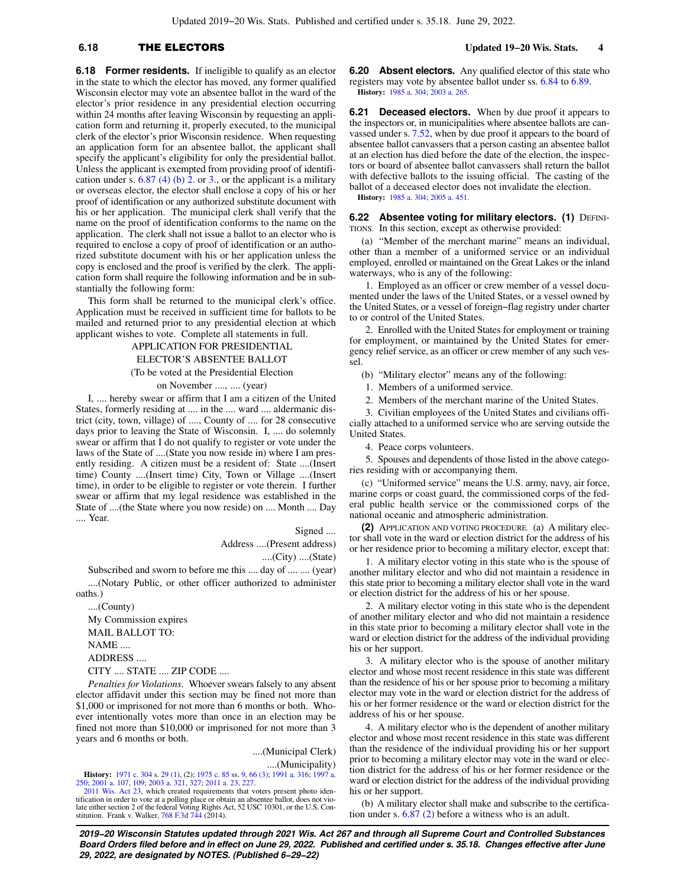**6.18 Former residents.** If ineligible to qualify as an elector in the state to which the elector has moved, any former qualified Wisconsin elector may vote an absentee ballot in the ward of the elector's prior residence in any presidential election occurring within 24 months after leaving Wisconsin by requesting an application form and returning it, properly executed, to the municipal clerk of the elector's prior Wisconsin residence. When requesting an application form for an absentee ballot, the applicant shall specify the applicant's eligibility for only the presidential ballot. Unless the applicant is exempted from providing proof of identification under s. 6.87 (4) (b) 2. or 3., or the applicant is a military or overseas elector, the elector shall enclose a copy of his or her proof of identification or any authorized substitute document with his or her application. The municipal clerk shall verify that the name on the proof of identification conforms to the name on the application. The clerk shall not issue a ballot to an elector who is required to enclose a copy of proof of identification or an authorized substitute document with his or her application unless the copy is enclosed and the proof is verified by the clerk. The application form shall require the following information and be in substantially the following form:

This form shall be returned to the municipal clerk's office. Application must be received in sufficient time for ballots to be mailed and returned prior to any presidential election at which applicant wishes to vote. Complete all statements in full.

APPLICATION FOR PRESIDENTIAL

ELECTOR'S ABSENTEE BALLOT

(To be voted at the Presidential Election

on November ...., .... (year)

I, .... hereby swear or affirm that I am a citizen of the United States, formerly residing at .... in the .... ward .... aldermanic district (city, town, village) of ...., County of .... for 28 consecutive days prior to leaving the State of Wisconsin. I, .... do solemnly swear or affirm that I do not qualify to register or vote under the laws of the State of ....(State you now reside in) where I am presently residing. A citizen must be a resident of: State ....(Insert time) County ....(Insert time) City, Town or Village ....(Insert time), in order to be eligible to register or vote therein. I further swear or affirm that my legal residence was established in the State of ....(the State where you now reside) on .... Month .... Day .... Year.

Signed ....

Address ....(Present address)

....(City) ....(State)

Subscribed and sworn to before me this .... day of .... .... (year)

....(Notary Public, or other officer authorized to administer oaths.)

....(County)

My Commission expires

MAIL BALLOT TO:

NAME ....

ADDRESS ....

CITY .... STATE .... ZIP CODE ....

*Penalties for Violations.* Whoever swears falsely to any absent elector affidavit under this section may be fined not more than $1,000 or imprisoned for not more than 6 months or both. Whoever intentionally votes more than once in an election may be fined not more than $10,000 or imprisoned for not more than 3 years and 6 months or both.

....(Municipal Clerk)

....(Municipality)

**History:** 1971 c. 304 s. 29 (1), (2); 1975 c. 85 ss. 9, 66 (3); 1991 a. 316; 1997 a. 250; 2001 a. 107, 109; 2003 a. 321, 327; 2011 a. 23, 227.

2011 Wis. Act 23, which created requirements that voters present photo identification in order to vote at a polling place or obtain an absentee ballot, does not violate either section 2 of the federal Voting Rights Act, 52 USC 10301, or the U.S. Constitution. Frank v. Walker, 768 F.3d 744 (2014).

**6.20 Absent electors.** Any qualified elector of this state who registers may vote by absentee ballot under ss. 6.84 to 6.89.

**History:** 1985 a. 304; 2003 a. 265.

**6.21 Deceased electors.** When by due proof it appears to the inspectors or, in municipalities where absentee ballots are canvassed under s. 7.52, when by due proof it appears to the board of absentee ballot canvassers that a person casting an absentee ballot at an election has died before the date of the election, the inspectors or board of absentee ballot canvassers shall return the ballot with defective ballots to the issuing official. The casting of the ballot of a deceased elector does not invalidate the election.

**History:** 1985 a. 304; 2005 a. 451.

**6.22 Absentee voting for military electors. (1)** DEFINITIONS. In this section, except as otherwise provided:

(a) "Member of the merchant marine" means an individual, other than a member of a uniformed service or an individual employed, enrolled or maintained on the Great Lakes or the inland waterways, who is any of the following:

1. Employed as an officer or crew member of a vessel documented under the laws of the United States, or a vessel owned by the United States, or a vessel of foreign–flag registry under charter to or control of the United States.

2. Enrolled with the United States for employment or training for employment, or maintained by the United States for emergency relief service, as an officer or crew member of any such vessel.

(b) "Military elector" means any of the following:

1. Members of a uniformed service.

2. Members of the merchant marine of the United States.

3. Civilian employees of the United States and civilians officially attached to a uniformed service who are serving outside the United States.

4. Peace corps volunteers.

5. Spouses and dependents of those listed in the above categories residing with or accompanying them.

(c) "Uniformed service" means the U.S. army, navy, air force, marine corps or coast guard, the commissioned corps of the federal public health service or the commissioned corps of the national oceanic and atmospheric administration.

**(2)** APPLICATION AND VOTING PROCEDURE. (a) A military elector shall vote in the ward or election district for the address of his or her residence prior to becoming a military elector, except that:

1. A military elector voting in this state who is the spouse of another military elector and who did not maintain a residence in this state prior to becoming a military elector shall vote in the ward or election district for the address of his or her spouse.

2. A military elector voting in this state who is the dependent of another military elector and who did not maintain a residence in this state prior to becoming a military elector shall vote in the ward or election district for the address of the individual providing his or her support.

3. A military elector who is the spouse of another military elector and whose most recent residence in this state was different than the residence of his or her spouse prior to becoming a military elector may vote in the ward or election district for the address of his or her former residence or the ward or election district for the address of his or her spouse.

4. A military elector who is the dependent of another military elector and whose most recent residence in this state was different than the residence of the individual providing his or her support prior to becoming a military elector may vote in the ward or election district for the address of his or her former residence or the ward or election district for the address of the individual providing his or her support.

(b) A military elector shall make and subscribe to the certification under s. 6.87 (2) before a witness who is an adult.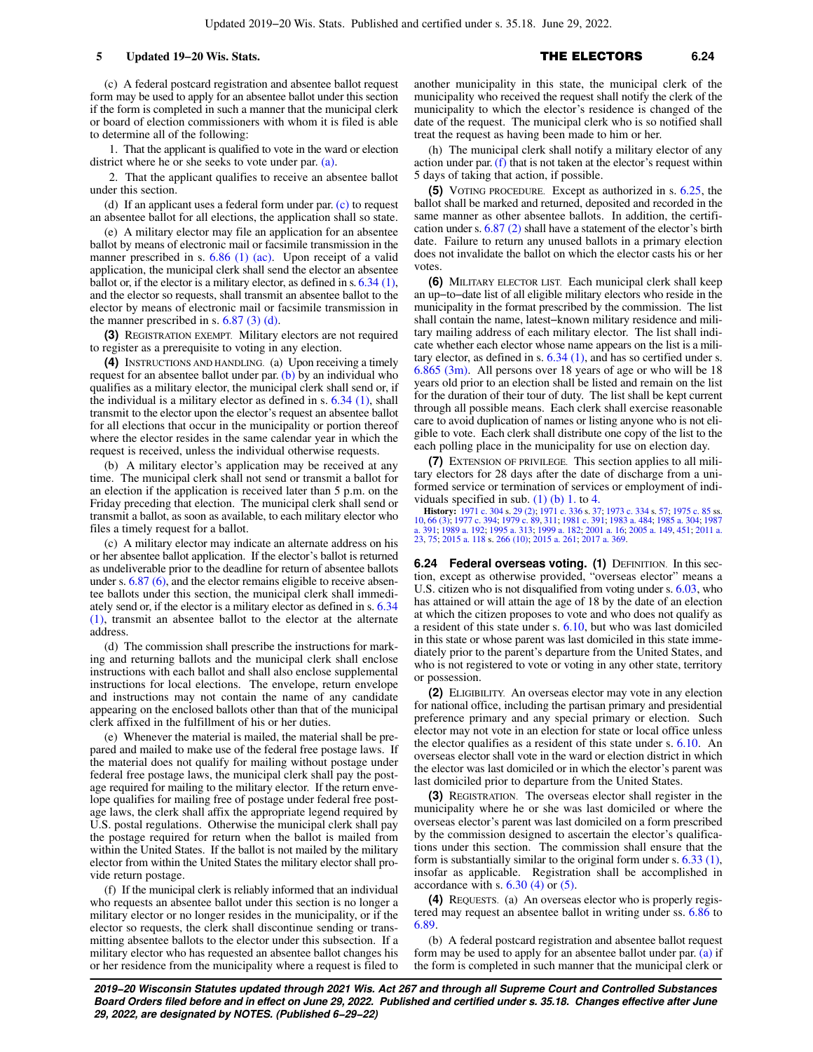(c) A federal postcard registration and absentee ballot request form may be used to apply for an absentee ballot under this section if the form is completed in such a manner that the municipal clerk or board of election commissioners with whom it is filed is able to determine all of the following:

1. That the applicant is qualified to vote in the ward or election district where he or she seeks to vote under par. (a).

2. That the applicant qualifies to receive an absentee ballot under this section.

(d) If an applicant uses a federal form under par. (c) to request an absentee ballot for all elections, the application shall so state.

(e) A military elector may file an application for an absentee ballot by means of electronic mail or facsimile transmission in the manner prescribed in s. 6.86 (1) (ac). Upon receipt of a valid application, the municipal clerk shall send the elector an absentee ballot or, if the elector is a military elector, as defined in s. 6.34 (1), and the elector so requests, shall transmit an absentee ballot to the elector by means of electronic mail or facsimile transmission in the manner prescribed in s. 6.87 (3) (d).

**(3)** REGISTRATION EXEMPT. Military electors are not required to register as a prerequisite to voting in any election.

**(4)** INSTRUCTIONS AND HANDLING. (a) Upon receiving a timely request for an absentee ballot under par. (b) by an individual who qualifies as a military elector, the municipal clerk shall send or, if the individual is a military elector as defined in s. 6.34 (1), shall transmit to the elector upon the elector's request an absentee ballot for all elections that occur in the municipality or portion thereof where the elector resides in the same calendar year in which the request is received, unless the individual otherwise requests.

(b) A military elector's application may be received at any time. The municipal clerk shall not send or transmit a ballot for an election if the application is received later than 5 p.m. on the Friday preceding that election. The municipal clerk shall send or transmit a ballot, as soon as available, to each military elector who files a timely request for a ballot.

(c) A military elector may indicate an alternate address on his or her absentee ballot application. If the elector's ballot is returned as undeliverable prior to the deadline for return of absentee ballots under s. 6.87 (6), and the elector remains eligible to receive absentee ballots under this section, the municipal clerk shall immediately send or, if the elector is a military elector as defined in s. 6.34 (1), transmit an absentee ballot to the elector at the alternate address.

(d) The commission shall prescribe the instructions for marking and returning ballots and the municipal clerk shall enclose instructions with each ballot and shall also enclose supplemental instructions for local elections. The envelope, return envelope and instructions may not contain the name of any candidate appearing on the enclosed ballots other than that of the municipal clerk affixed in the fulfillment of his or her duties.

(e) Whenever the material is mailed, the material shall be prepared and mailed to make use of the federal free postage laws. If the material does not qualify for mailing without postage under federal free postage laws, the municipal clerk shall pay the postage required for mailing to the military elector. If the return envelope qualifies for mailing free of postage under federal free postage laws, the clerk shall affix the appropriate legend required by U.S. postal regulations. Otherwise the municipal clerk shall pay the postage required for return when the ballot is mailed from within the United States. If the ballot is not mailed by the military elector from within the United States the military elector shall provide return postage.

(f) If the municipal clerk is reliably informed that an individual who requests an absentee ballot under this section is no longer a military elector or no longer resides in the municipality, or if the elector so requests, the clerk shall discontinue sending or transmitting absentee ballots to the elector under this subsection. If a military elector who has requested an absentee ballot changes his or her residence from the municipality where a request is filed to another municipality in this state, the municipal clerk of the municipality who received the request shall notify the clerk of the municipality to which the elector's residence is changed of the date of the request. The municipal clerk who is so notified shall treat the request as having been made to him or her.

(h) The municipal clerk shall notify a military elector of any action under par. (f) that is not taken at the elector's request within 5 days of taking that action, if possible.

**(5)** VOTING PROCEDURE. Except as authorized in s. 6.25, the ballot shall be marked and returned, deposited and recorded in the same manner as other absentee ballots. In addition, the certification under s. 6.87 (2) shall have a statement of the elector's birth date. Failure to return any unused ballots in a primary election does not invalidate the ballot on which the elector casts his or her votes.

**(6)** MILITARY ELECTOR LIST. Each municipal clerk shall keep an up-to-date list of all eligible military electors who reside in the municipality in the format prescribed by the commission. The list shall contain the name, latest-known military residence and military mailing address of each military elector. The list shall indicate whether each elector whose name appears on the list is a military elector, as defined in s. 6.34 (1), and has so certified under s. 6.865 (3m). All persons over 18 years of age or who will be 18 years old prior to an election shall be listed and remain on the list for the duration of their tour of duty. The list shall be kept current through all possible means. Each clerk shall exercise reasonable care to avoid duplication of names or listing anyone who is not eligible to vote. Each clerk shall distribute one copy of the list to the each polling place in the municipality for use on election day.

**(7)** EXTENSION OF PRIVILEGE. This section applies to all military electors for 28 days after the date of discharge from a uniformed service or termination of services or employment of individuals specified in sub. (1) (b) 1. to 4.

**History:** 1971 c. 304 s. 29 (2); 1971 c. 336 s. 37; 1973 c. 334 s. 57; 1975 c. 85 ss. 10, 66 (3); 1977 c. 394; 1979 c. 89, 311; 1981 c. 391; 1983 a. 484; 1985 a. 304; 1987 a. 391; 1989 a. 192; 1995 a. 313; 1999 a. 182; 2001 a. 16; 2005 a. 149, 451; 2011 a. 23, 75; 2015 a. 118 s. 266 (10); 2015 a. 261; 2017 a. 369.

## 6.24 Federal overseas voting.

**(1)** DEFINITION. In this section, except as otherwise provided, "overseas elector" means a U.S. citizen who is not disqualified from voting under s. 6.03, who has attained or will attain the age of 18 by the date of an election at which the citizen proposes to vote and who does not qualify as a resident of this state under s. 6.10, but who was last domiciled in this state or whose parent was last domiciled in this state immediately prior to the parent's departure from the United States, and who is not registered to vote or voting in any other state, territory or possession.

**(2)** ELIGIBILITY. An overseas elector may vote in any election for national office, including the partisan primary and presidential preference primary and any special primary or election. Such elector may not vote in an election for state or local office unless the elector qualifies as a resident of this state under s. 6.10. An overseas elector shall vote in the ward or election district in which the elector was last domiciled or in which the elector's parent was last domiciled prior to departure from the United States.

**(3)** REGISTRATION. The overseas elector shall register in the municipality where he or she was last domiciled or where the overseas elector's parent was last domiciled on a form prescribed by the commission designed to ascertain the elector's qualifications under this section. The commission shall ensure that the form is substantially similar to the original form under s. 6.33 (1), insofar as applicable. Registration shall be accomplished in accordance with s. 6.30 (4) or (5).

**(4)** REQUESTS. (a) An overseas elector who is properly registered may request an absentee ballot in writing under ss. 6.86 to 6.89.

(b) A federal postcard registration and absentee ballot request form may be used to apply for an absentee ballot under par. (a) if the form is completed in such manner that the municipal clerk or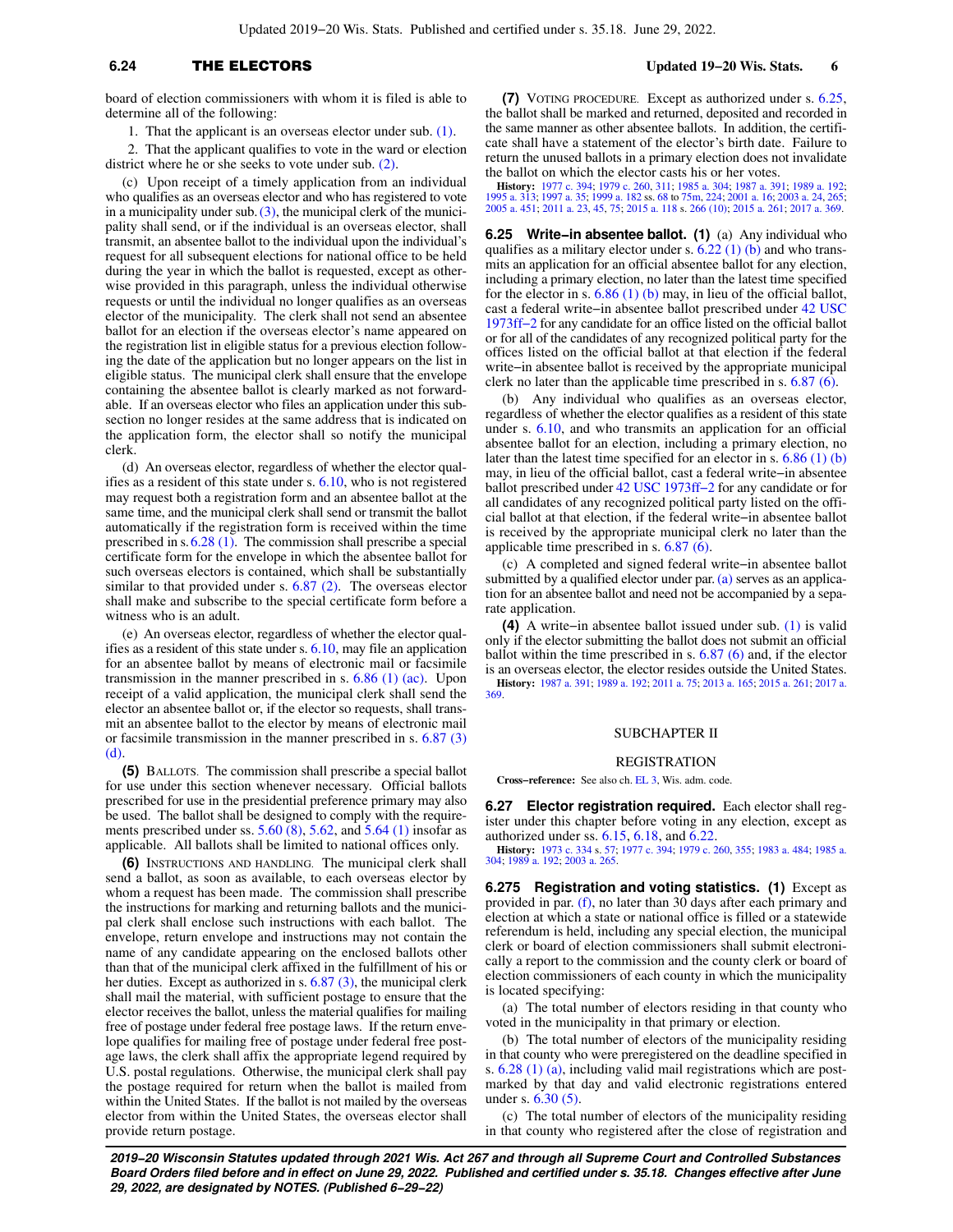board of election commissioners with whom it is filed is able to determine all of the following:

1. That the applicant is an overseas elector under sub. (1).

2. That the applicant qualifies to vote in the ward or election district where he or she seeks to vote under sub. (2).

(c) Upon receipt of a timely application from an individual who qualifies as an overseas elector and who has registered to vote in a municipality under sub. (3), the municipal clerk of the municipality shall send, or if the individual is an overseas elector, shall transmit, an absentee ballot to the individual upon the individual's request for all subsequent elections for national office to be held during the year in which the ballot is requested, except as otherwise provided in this paragraph, unless the individual otherwise requests or until the individual no longer qualifies as an overseas elector of the municipality. The clerk shall not send an absentee ballot for an election if the overseas elector's name appeared on the registration list in eligible status for a previous election following the date of the application but no longer appears on the list in eligible status. The municipal clerk shall ensure that the envelope containing the absentee ballot is clearly marked as not forwardable. If an overseas elector who files an application under this subsection no longer resides at the same address that is indicated on the application form, the elector shall so notify the municipal clerk.

(d) An overseas elector, regardless of whether the elector qualifies as a resident of this state under s. 6.10, who is not registered may request both a registration form and an absentee ballot at the same time, and the municipal clerk shall send or transmit the ballot automatically if the registration form is received within the time prescribed in s. 6.28 (1). The commission shall prescribe a special certificate form for the envelope in which the absentee ballot for such overseas electors is contained, which shall be substantially similar to that provided under s. 6.87 (2). The overseas elector shall make and subscribe to the special certificate form before a witness who is an adult.

(e) An overseas elector, regardless of whether the elector qualifies as a resident of this state under s. 6.10, may file an application for an absentee ballot by means of electronic mail or facsimile transmission in the manner prescribed in s. 6.86 (1) (ac). Upon receipt of a valid application, the municipal clerk shall send the elector an absentee ballot or, if the elector so requests, shall transmit an absentee ballot to the elector by means of electronic mail or facsimile transmission in the manner prescribed in s. 6.87 (3) (d).

**(5)** BALLOTS. The commission shall prescribe a special ballot for use under this section whenever necessary. Official ballots prescribed for use in the presidential preference primary may also be used. The ballot shall be designed to comply with the requirements prescribed under ss. 5.60 (8), 5.62, and 5.64 (1) insofar as applicable. All ballots shall be limited to national offices only.

**(6)** INSTRUCTIONS AND HANDLING. The municipal clerk shall send a ballot, as soon as available, to each overseas elector by whom a request has been made. The commission shall prescribe the instructions for marking and returning ballots and the municipal clerk shall enclose such instructions with each ballot. The envelope, return envelope and instructions may not contain the name of any candidate appearing on the enclosed ballots other than that of the municipal clerk affixed in the fulfillment of his or her duties. Except as authorized in s. 6.87 (3), the municipal clerk shall mail the material, with sufficient postage to ensure that the elector receives the ballot, unless the material qualifies for mailing free of postage under federal free postage laws. If the return envelope qualifies for mailing free of postage under federal free postage laws, the clerk shall affix the appropriate legend required by U.S. postal regulations. Otherwise, the municipal clerk shall pay the postage required for return when the ballot is mailed from within the United States. If the ballot is not mailed by the overseas elector from within the United States, the overseas elector shall provide return postage.

**(7)** VOTING PROCEDURE. Except as authorized under s. 6.25, the ballot shall be marked and returned, deposited and recorded in the same manner as other absentee ballots. In addition, the certificate shall have a statement of the elector's birth date. Failure to return the unused ballots in a primary election does not invalidate the ballot on which the elector casts his or her votes.

**History:** 1977 c. 394; 1979 c. 260, 311; 1985 a. 304; 1987 a. 391; 1989 a. 192; 1995 a. 313; 1997 a. 35; 1999 a. 182 ss. 68 to 75m, 224; 2001 a. 16; 2003 a. 24, 265; 2005 a. 451; 2011 a. 23, 45, 75; 2015 a. 118 s. 266 (10); 2015 a. 261; 2017 a. 369.

**6.25 Write-in absentee ballot. (1)** (a) Any individual who qualifies as a military elector under s. 6.22 (1) (b) and who transmits an application for an official absentee ballot for any election, including a primary election, no later than the latest time specified for the elector in s. 6.86 (1) (b) may, in lieu of the official ballot, cast a federal write-in absentee ballot prescribed under 42 USC 1973ff-2 for any candidate for an office listed on the official ballot or for all of the candidates of any recognized political party for the offices listed on the official ballot at that election if the federal write-in absentee ballot is received by the appropriate municipal clerk no later than the applicable time prescribed in s. 6.87 (6).

(b) Any individual who qualifies as an overseas elector, regardless of whether the elector qualifies as a resident of this state under s. 6.10, and who transmits an application for an official absentee ballot for an election, including a primary election, no later than the latest time specified for an elector in s. 6.86 (1) (b) may, in lieu of the official ballot, cast a federal write-in absentee ballot prescribed under 42 USC 1973ff-2 for any candidate or for all candidates of any recognized political party listed on the official ballot at that election, if the federal write-in absentee ballot is received by the appropriate municipal clerk no later than the applicable time prescribed in s. 6.87 (6).

(c) A completed and signed federal write-in absentee ballot submitted by a qualified elector under par. (a) serves as an application for an absentee ballot and need not be accompanied by a separate application.

**(4)** A write-in absentee ballot issued under sub. (1) is valid only if the elector submitting the ballot does not submit an official ballot within the time prescribed in s. 6.87 (6) and, if the elector is an overseas elector, the elector resides outside the United States.

**History:** 1987 a. 391; 1989 a. 192; 2011 a. 75; 2013 a. 165; 2015 a. 261; 2017 a. 369.

## SUBCHAPTER II

## REGISTRATION

**Cross-reference:** See also ch. EL 3, Wis. adm. code.

**6.27 Elector registration required.** Each elector shall register under this chapter before voting in any election, except as authorized under ss. 6.15, 6.18, and 6.22.

**History:** 1973 c. 334 s. 57; 1977 c. 394; 1979 c. 260, 355; 1983 a. 484; 1985 a. 304; 1989 a. 192; 2003 a. 265.

**6.275 Registration and voting statistics. (1)** Except as provided in par. (f), no later than 30 days after each primary and election at which a state or national office is filled or a statewide referendum is held, including any special election, the municipal clerk or board of election commissioners shall submit electronically a report to the commission and the county clerk or board of election commissioners of each county in which the municipality is located specifying:

(a) The total number of electors residing in that county who voted in the municipality in that primary or election.

(b) The total number of electors of the municipality residing in that county who were preregistered on the deadline specified in s. 6.28 (1) (a), including valid mail registrations which are postmarked by that day and valid electronic registrations entered under s. 6.30 (5).

(c) The total number of electors of the municipality residing in that county who registered after the close of registration and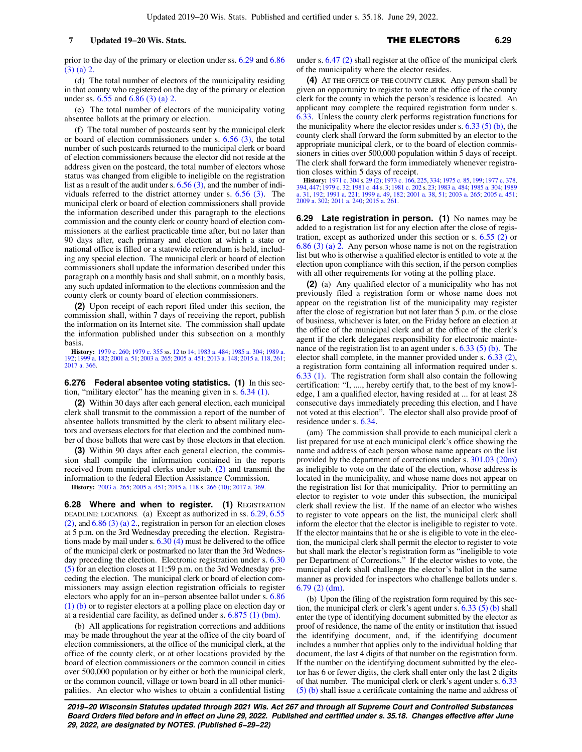prior to the day of the primary or election under ss. 6.29 and 6.86 (3) (a) 2.

(d) The total number of electors of the municipality residing in that county who registered on the day of the primary or election under ss. 6.55 and 6.86 (3) (a) 2.

(e) The total number of electors of the municipality voting absentee ballots at the primary or election.

(f) The total number of postcards sent by the municipal clerk or board of election commissioners under s. 6.56 (3), the total number of such postcards returned to the municipal clerk or board of election commissioners because the elector did not reside at the address given on the postcard, the total number of electors whose status was changed from eligible to ineligible on the registration list as a result of the audit under s. 6.56 (3), and the number of individuals referred to the district attorney under s. 6.56 (3). The municipal clerk or board of election commissioners shall provide the information described under this paragraph to the elections commission and the county clerk or county board of election commissioners at the earliest practicable time after, but no later than 90 days after, each primary and election at which a state or national office is filled or a statewide referendum is held, including any special election. The municipal clerk or board of election commissioners shall update the information described under this paragraph on a monthly basis and shall submit, on a monthly basis, any such updated information to the elections commission and the county clerk or county board of election commissioners.

**(2)** Upon receipt of each report filed under this section, the commission shall, within 7 days of receiving the report, publish the information on its Internet site. The commission shall update the information published under this subsection on a monthly basis.

**History:** 1979 c. 260; 1979 c. 355 ss. 12 to 14; 1983 a. 484; 1985 a. 304; 1989 a. 192; 1999 a. 182; 2001 a. 51; 2003 a. 265; 2005 a. 451; 2013 a. 148; 2015 a. 118, 261; 2017 a. 366.

**6.276 Federal absentee voting statistics. (1)** In this section, "military elector" has the meaning given in s. 6.34 (1).

**(2)** Within 30 days after each general election, each municipal clerk shall transmit to the commission a report of the number of absentee ballots transmitted by the clerk to absent military electors and overseas electors for that election and the combined number of those ballots that were cast by those electors in that election.

**(3)** Within 90 days after each general election, the commission shall compile the information contained in the reports received from municipal clerks under sub. (2) and transmit the information to the federal Election Assistance Commission.

**History:** 2003 a. 265; 2005 a. 451; 2015 a. 118 s. 266 (10); 2017 a. 369.

**6.28 Where and when to register. (1)** REGISTRATION DEADLINE; LOCATIONS. (a) Except as authorized in ss. 6.29, 6.55 (2), and 6.86 (3) (a) 2., registration in person for an election closes at 5 p.m. on the 3rd Wednesday preceding the election. Registrations made by mail under s. 6.30 (4) must be delivered to the office of the municipal clerk or postmarked no later than the 3rd Wednesday preceding the election. Electronic registration under s. 6.30 (5) for an election closes at 11:59 p.m. on the 3rd Wednesday preceding the election. The municipal clerk or board of election commissioners may assign election registration officials to register electors who apply for an in−person absentee ballot under s. 6.86 (1) (b) or to register electors at a polling place on election day or at a residential care facility, as defined under s. 6.875 (1) (bm).

(b) All applications for registration corrections and additions may be made throughout the year at the office of the city board of election commissioners, at the office of the municipal clerk, at the office of the county clerk, or at other locations provided by the board of election commissioners or the common council in cities over 500,000 population or by either or both the municipal clerk, or the common council, village or town board in all other municipalities. An elector who wishes to obtain a confidential listing under s. 6.47 (2) shall register at the office of the municipal clerk of the municipality where the elector resides.

**(4)** AT THE OFFICE OF THE COUNTY CLERK. Any person shall be given an opportunity to register to vote at the office of the county clerk for the county in which the person's residence is located. An applicant may complete the required registration form under s. 6.33. Unless the county clerk performs registration functions for the municipality where the elector resides under s. 6.33 (5) (b), the county clerk shall forward the form submitted by an elector to the appropriate municipal clerk, or to the board of election commissioners in cities over 500,000 population within 5 days of receipt. The clerk shall forward the form immediately whenever registration closes within 5 days of receipt.

**History:** 1971 c. 304 s. 29 (2); 1973 c. 166, 225, 334; 1975 c. 85, 199; 1977 c. 378, 394, 447; 1979 c. 32; 1981 c. 44 s. 3; 1981 c. 202 s. 23; 1983 a. 484; 1985 a. 304; 1989 a. 31, 192; 1991 a. 221; 1999 a. 49, 182; 2001 a. 38, 51; 2003 a. 265; 2005 a. 451; 2009 a. 302; 2011 a. 240; 2015 a. 261.

**6.29 Late registration in person. (1)** No names may be added to a registration list for any election after the close of registration, except as authorized under this section or s. 6.55 (2) or 6.86 (3) (a) 2. Any person whose name is not on the registration list but who is otherwise a qualified elector is entitled to vote at the election upon compliance with this section, if the person complies with all other requirements for voting at the polling place.

**(2)** (a) Any qualified elector of a municipality who has not previously filed a registration form or whose name does not appear on the registration list of the municipality may register after the close of registration but not later than 5 p.m. or the close of business, whichever is later, on the Friday before an election at the office of the municipal clerk and at the office of the clerk's agent if the clerk delegates responsibility for electronic maintenance of the registration list to an agent under s. 6.33 (5) (b). The elector shall complete, in the manner provided under s. 6.33 (2), a registration form containing all information required under s. 6.33 (1). The registration form shall also contain the following certification: "I, ...., hereby certify that, to the best of my knowledge, I am a qualified elector, having resided at ... for at least 28 consecutive days immediately preceding this election, and I have not voted at this election". The elector shall also provide proof of residence under s. 6.34.

(am) The commission shall provide to each municipal clerk a list prepared for use at each municipal clerk's office showing the name and address of each person whose name appears on the list provided by the department of corrections under s. 301.03 (20m) as ineligible to vote on the date of the election, whose address is located in the municipality, and whose name does not appear on the registration list for that municipality. Prior to permitting an elector to register to vote under this subsection, the municipal clerk shall review the list. If the name of an elector who wishes to register to vote appears on the list, the municipal clerk shall inform the elector that the elector is ineligible to register to vote. If the elector maintains that he or she is eligible to vote in the election, the municipal clerk shall permit the elector to register to vote but shall mark the elector's registration form as "ineligible to vote per Department of Corrections." If the elector wishes to vote, the municipal clerk shall challenge the elector's ballot in the same manner as provided for inspectors who challenge ballots under s. 6.79 (2) (dm).

(b) Upon the filing of the registration form required by this section, the municipal clerk or clerk's agent under s. 6.33 (5) (b) shall enter the type of identifying document submitted by the elector as proof of residence, the name of the entity or institution that issued the identifying document, and, if the identifying document includes a number that applies only to the individual holding that document, the last 4 digits of that number on the registration form. If the number on the identifying document submitted by the elector has 6 or fewer digits, the clerk shall enter only the last 2 digits of that number. The municipal clerk or clerk's agent under s. 6.33 (5) (b) shall issue a certificate containing the name and address of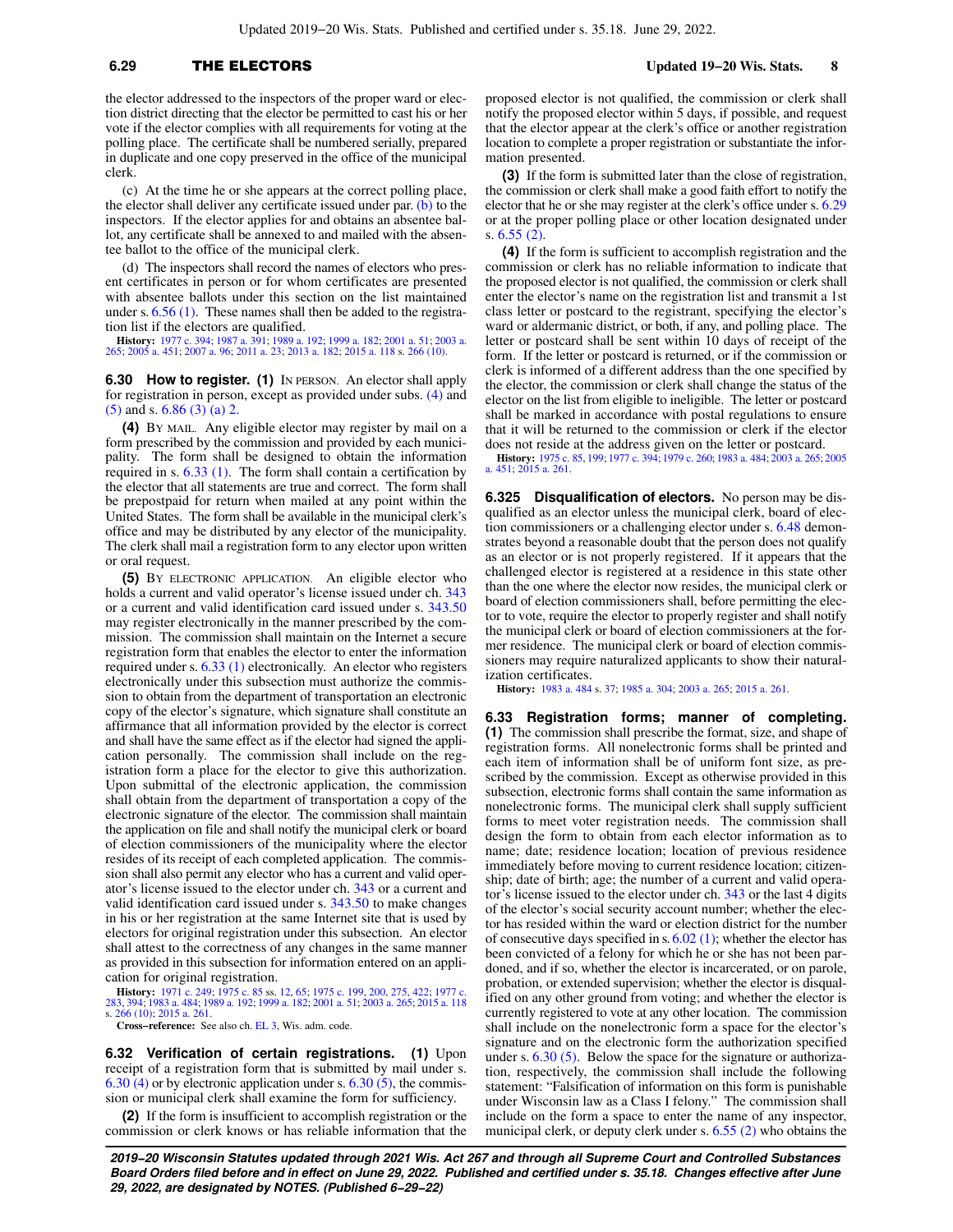the elector addressed to the inspectors of the proper ward or election district directing that the elector be permitted to cast his or her vote if the elector complies with all requirements for voting at the polling place. The certificate shall be numbered serially, prepared in duplicate and one copy preserved in the office of the municipal clerk.

(c) At the time he or she appears at the correct polling place, the elector shall deliver any certificate issued under par. (b) to the inspectors. If the elector applies for and obtains an absentee ballot, any certificate shall be annexed to and mailed with the absentee ballot to the office of the municipal clerk.

(d) The inspectors shall record the names of electors who present certificates in person or for whom certificates are presented with absentee ballots under this section on the list maintained under s. 6.56 (1). These names shall then be added to the registration list if the electors are qualified.

**History:** 1977 c. 394; 1987 a. 391; 1989 a. 192; 1999 a. 182; 2001 a. 51; 2003 a. 265; 2005 a. 451; 2007 a. 96; 2011 a. 23; 2013 a. 182; 2015 a. 118 s. 266 (10).

**6.30 How to register. (1)** IN PERSON. An elector shall apply for registration in person, except as provided under subs. (4) and (5) and s. 6.86 (3) (a) 2.

**(4)** BY MAIL. Any eligible elector may register by mail on a form prescribed by the commission and provided by each municipality. The form shall be designed to obtain the information required in s. 6.33 (1). The form shall contain a certification by the elector that all statements are true and correct. The form shall be prepostpaid for return when mailed at any point within the United States. The form shall be available in the municipal clerk's office and may be distributed by any elector of the municipality. The clerk shall mail a registration form to any elector upon written or oral request.

**(5)** BY ELECTRONIC APPLICATION. An eligible elector who holds a current and valid operator's license issued under ch. 343 or a current and valid identification card issued under s. 343.50 may register electronically in the manner prescribed by the commission. The commission shall maintain on the Internet a secure registration form that enables the elector to enter the information required under s. 6.33 (1) electronically. An elector who registers electronically under this subsection must authorize the commission to obtain from the department of transportation an electronic copy of the elector's signature, which signature shall constitute an affirmance that all information provided by the elector is correct and shall have the same effect as if the elector had signed the application personally. The commission shall include on the registration form a place for the elector to give this authorization. Upon submittal of the electronic application, the commission shall obtain from the department of transportation a copy of the electronic signature of the elector. The commission shall maintain the application on file and shall notify the municipal clerk or board of election commissioners of the municipality where the elector resides of its receipt of each completed application. The commission shall also permit any elector who has a current and valid operator's license issued to the elector under ch. 343 or a current and valid identification card issued under s. 343.50 to make changes in his or her registration at the same Internet site that is used by electors for original registration under this subsection. An elector shall attest to the correctness of any changes in the same manner as provided in this subsection for information entered on an application for original registration.

**History:** 1971 c. 249; 1975 c. 85 ss. 12, 65; 1975 c. 199, 200, 275, 422; 1977 c. 283, 394; 1983 a. 484; 1989 a. 192; 1999 a. 182; 2001 a. 51; 2003 a. 265; 2015 a. 118 s. 266 (10); 2015 a. 261.

**Cross-reference:** See also ch. EL 3, Wis. adm. code.

**6.32 Verification of certain registrations. (1)** Upon receipt of a registration form that is submitted by mail under s. 6.30 (4) or by electronic application under s. 6.30 (5), the commission or municipal clerk shall examine the form for sufficiency.

**(2)** If the form is insufficient to accomplish registration or the commission or clerk knows or has reliable information that the proposed elector is not qualified, the commission or clerk shall notify the proposed elector within 5 days, if possible, and request that the elector appear at the clerk's office or another registration location to complete a proper registration or substantiate the information presented.

**(3)** If the form is submitted later than the close of registration, the commission or clerk shall make a good faith effort to notify the elector that he or she may register at the clerk's office under s. 6.29 or at the proper polling place or other location designated under s. 6.55 (2).

**(4)** If the form is sufficient to accomplish registration and the commission or clerk has no reliable information to indicate that the proposed elector is not qualified, the commission or clerk shall enter the elector's name on the registration list and transmit a 1st class letter or postcard to the registrant, specifying the elector's ward or aldermanic district, or both, if any, and polling place. The letter or postcard shall be sent within 10 days of receipt of the form. If the letter or postcard is returned, or if the commission or clerk is informed of a different address than the one specified by the elector, the commission or clerk shall change the status of the elector on the list from eligible to ineligible. The letter or postcard shall be marked in accordance with postal regulations to ensure that it will be returned to the commission or clerk if the elector does not reside at the address given on the letter or postcard.

**History:** 1975 c. 85, 199; 1977 c. 394; 1979 c. 260; 1983 a. 484; 2003 a. 265; 2005 a. 451; 2015 a. 261.

**6.325 Disqualification of electors.** No person may be disqualified as an elector unless the municipal clerk, board of election commissioners or a challenging elector under s. 6.48 demonstrates beyond a reasonable doubt that the person does not qualify as an elector or is not properly registered. If it appears that the challenged elector is registered at a residence in this state other than the one where the elector now resides, the municipal clerk or board of election commissioners shall, before permitting the elector to vote, require the elector to properly register and shall notify the municipal clerk or board of election commissioners at the former residence. The municipal clerk or board of election commissioners may require naturalized applicants to show their naturalization certificates.

**History:** 1983 a. 484 s. 37; 1985 a. 304; 2003 a. 265; 2015 a. 261.

**6.33 Registration forms; manner of completing. (1)** The commission shall prescribe the format, size, and shape of registration forms. All nonelectronic forms shall be printed and each item of information shall be of uniform font size, as prescribed by the commission. Except as otherwise provided in this subsection, electronic forms shall contain the same information as nonelectronic forms. The municipal clerk shall supply sufficient forms to meet voter registration needs. The commission shall design the form to obtain from each elector information as to name; date; residence location; location of previous residence immediately before moving to current residence location; citizenship; date of birth; age; the number of a current and valid operator's license issued to the elector under ch. 343 or the last 4 digits of the elector's social security account number; whether the elector has resided within the ward or election district for the number of consecutive days specified in s. 6.02 (1); whether the elector has been convicted of a felony for which he or she has not been pardoned, and if so, whether the elector is incarcerated, or on parole, probation, or extended supervision; whether the elector is disqualified on any other ground from voting; and whether the elector is currently registered to vote at any other location. The commission shall include on the nonelectronic form a space for the elector's signature and on the electronic form the authorization specified under s. 6.30 (5). Below the space for the signature or authorization, respectively, the commission shall include the following statement: "Falsification of information on this form is punishable under Wisconsin law as a Class I felony." The commission shall include on the form a space to enter the name of any inspector, municipal clerk, or deputy clerk under s. 6.55 (2) who obtains the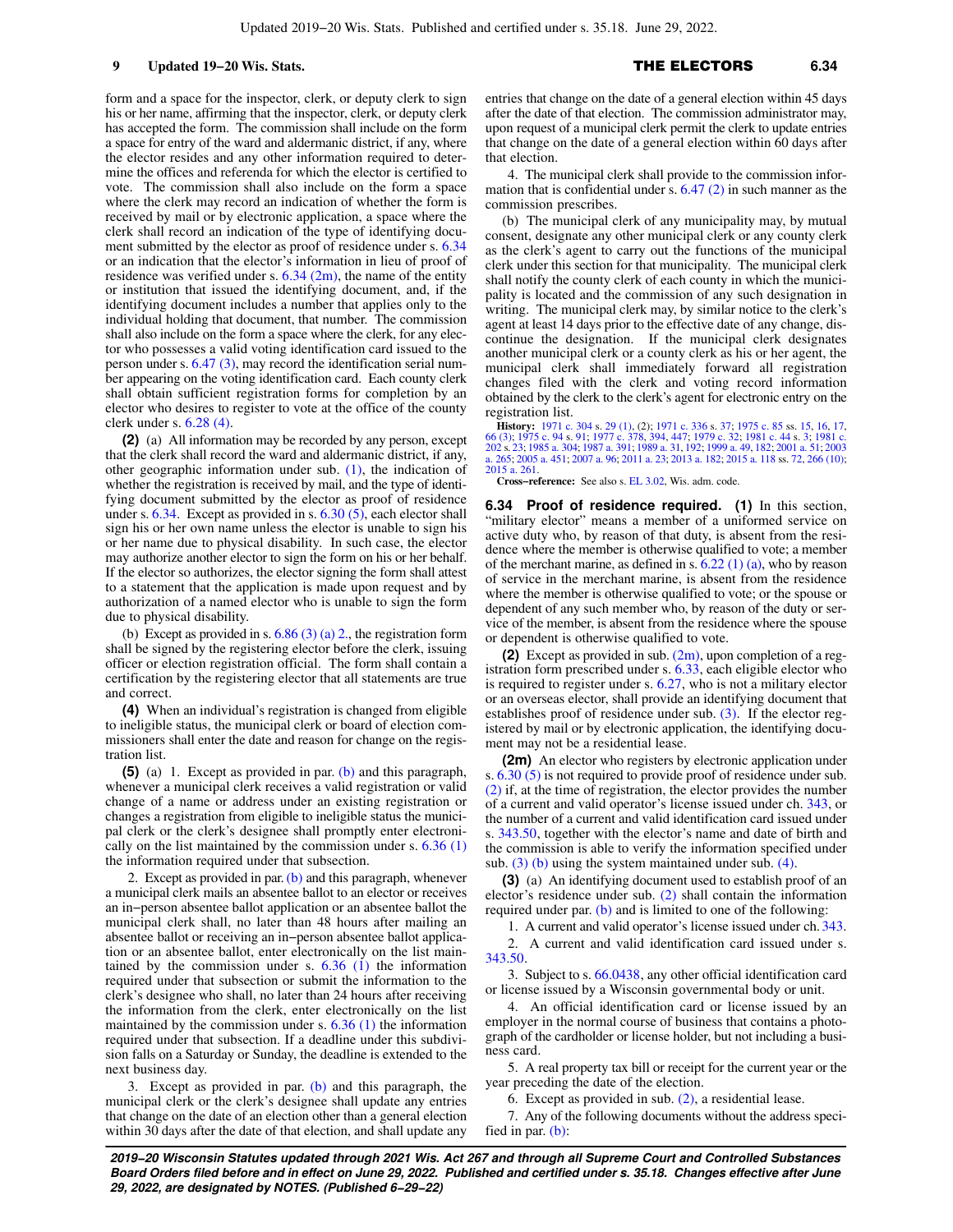form and a space for the inspector, clerk, or deputy clerk to sign his or her name, affirming that the inspector, clerk, or deputy clerk has accepted the form. The commission shall include on the form a space for entry of the ward and aldermanic district, if any, where the elector resides and any other information required to determine the offices and referenda for which the elector is certified to vote. The commission shall also include on the form a space where the clerk may record an indication of whether the form is received by mail or by electronic application, a space where the clerk shall record an indication of the type of identifying document submitted by the elector as proof of residence under s. 6.34 or an indication that the elector's information in lieu of proof of residence was verified under s. 6.34 (2m), the name of the entity or institution that issued the identifying document, and, if the identifying document includes a number that applies only to the individual holding that document, that number. The commission shall also include on the form a space where the clerk, for any elector who possesses a valid voting identification card issued to the person under s. 6.47 (3), may record the identification serial number appearing on the voting identification card. Each county clerk shall obtain sufficient registration forms for completion by an elector who desires to register to vote at the office of the county clerk under s. 6.28 (4).

**(2)** (a) All information may be recorded by any person, except that the clerk shall record the ward and aldermanic district, if any, other geographic information under sub. (1), the indication of whether the registration is received by mail, and the type of identifying document submitted by the elector as proof of residence under s. 6.34. Except as provided in s. 6.30 (5), each elector shall sign his or her own name unless the elector is unable to sign his or her name due to physical disability. In such case, the elector may authorize another elector to sign the form on his or her behalf. If the elector so authorizes, the elector signing the form shall attest to a statement that the application is made upon request and by authorization of a named elector who is unable to sign the form due to physical disability.

(b) Except as provided in s. 6.86 (3) (a) 2., the registration form shall be signed by the registering elector before the clerk, issuing officer or election registration official. The form shall contain a certification by the registering elector that all statements are true and correct.

**(4)** When an individual's registration is changed from eligible to ineligible status, the municipal clerk or board of election commissioners shall enter the date and reason for change on the registration list.

**(5)** (a) 1. Except as provided in par. (b) and this paragraph, whenever a municipal clerk receives a valid registration or valid change of a name or address under an existing registration or changes a registration from eligible to ineligible status the municipal clerk or the clerk's designee shall promptly enter electronically on the list maintained by the commission under s. 6.36 (1) the information required under that subsection.

2. Except as provided in par. (b) and this paragraph, whenever a municipal clerk mails an absentee ballot to an elector or receives an in-person absentee ballot application or an absentee ballot the municipal clerk shall, no later than 48 hours after mailing an absentee ballot or receiving an in-person absentee ballot application or an absentee ballot, enter electronically on the list maintained by the commission under s. 6.36 (1) the information required under that subsection or submit the information to the clerk's designee who shall, no later than 24 hours after receiving the information from the clerk, enter electronically on the list maintained by the commission under s. 6.36 (1) the information required under that subsection. If a deadline under this subdivision falls on a Saturday or Sunday, the deadline is extended to the next business day.

3. Except as provided in par. (b) and this paragraph, the municipal clerk or the clerk's designee shall update any entries that change on the date of an election other than a general election within 30 days after the date of that election, and shall update any entries that change on the date of a general election within 45 days after the date of that election. The commission administrator may, upon request of a municipal clerk permit the clerk to update entries that change on the date of a general election within 60 days after that election.

4. The municipal clerk shall provide to the commission information that is confidential under s. 6.47 (2) in such manner as the commission prescribes.

(b) The municipal clerk of any municipality may, by mutual consent, designate any other municipal clerk or any county clerk as the clerk's agent to carry out the functions of the municipal clerk under this section for that municipality. The municipal clerk shall notify the county clerk of each county in which the municipality is located and the commission of any such designation in writing. The municipal clerk may, by similar notice to the clerk's agent at least 14 days prior to the effective date of any change, discontinue the designation. If the municipal clerk designates another municipal clerk or a county clerk as his or her agent, the municipal clerk shall immediately forward all registration changes filed with the clerk and voting record information obtained by the clerk to the clerk's agent for electronic entry on the registration list.

**History:** 1971 c. 304 s. 29 (1), (2); 1971 c. 336 s. 37; 1975 c. 85 ss. 15, 16, 17, 66 (3); 1975 c. 94 s. 91; 1977 c. 378, 394, 447; 1979 c. 32; 1981 c. 44 s. 3; 1981 c. 202 s. 23; 1985 a. 304; 1987 a. 391; 1989 a. 31, 192; 1999 a. 49, 182; 2001 a. 51; 2003 a. 265; 2005 a. 451; 2007 a. 96; 2011 a. 23; 2013 a. 182; 2015 a. 118 ss. 72, 266 (10); 2015 a. 261.

**Cross-reference:** See also s. EL 3.02, Wis. adm. code.

**6.34 Proof of residence required.** **(1)** In this section, "military elector" means a member of a uniformed service on active duty who, by reason of that duty, is absent from the residence where the member is otherwise qualified to vote; a member of the merchant marine, as defined in s. 6.22 (1) (a), who by reason of service in the merchant marine, is absent from the residence where the member is otherwise qualified to vote; or the spouse or dependent of any such member who, by reason of the duty or service of the member, is absent from the residence where the spouse or dependent is otherwise qualified to vote.

**(2)** Except as provided in sub. (2m), upon completion of a registration form prescribed under s. 6.33, each eligible elector who is required to register under s. 6.27, who is not a military elector or an overseas elector, shall provide an identifying document that establishes proof of residence under sub. (3). If the elector registered by mail or by electronic application, the identifying document may not be a residential lease.

**(2m)** An elector who registers by electronic application under s. 6.30 (5) is not required to provide proof of residence under sub. (2) if, at the time of registration, the elector provides the number of a current and valid operator's license issued under ch. 343, or the number of a current and valid identification card issued under s. 343.50, together with the elector's name and date of birth and the commission is able to verify the information specified under sub. (3) (b) using the system maintained under sub. (4).

**(3)** (a) An identifying document used to establish proof of an elector's residence under sub. (2) shall contain the information required under par. (b) and is limited to one of the following:

1. A current and valid operator's license issued under ch. 343.

2. A current and valid identification card issued under s. 343.50.

3. Subject to s. 66.0438, any other official identification card or license issued by a Wisconsin governmental body or unit.

4. An official identification card or license issued by an employer in the normal course of business that contains a photograph of the cardholder or license holder, but not including a business card.

5. A real property tax bill or receipt for the current year or the year preceding the date of the election.

6. Except as provided in sub. (2), a residential lease.

7. Any of the following documents without the address specified in par. (b):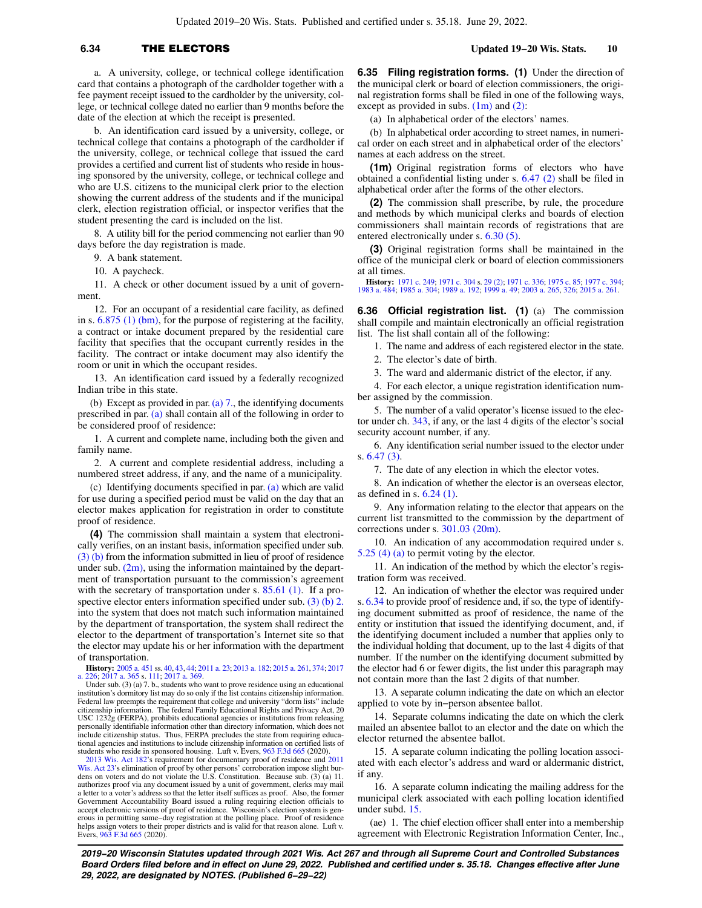a. A university, college, or technical college identification card that contains a photograph of the cardholder together with a fee payment receipt issued to the cardholder by the university, college, or technical college dated no earlier than 9 months before the date of the election at which the receipt is presented.

b. An identification card issued by a university, college, or technical college that contains a photograph of the cardholder if the university, college, or technical college that issued the card provides a certified and current list of students who reside in housing sponsored by the university, college, or technical college and who are U.S. citizens to the municipal clerk prior to the election showing the current address of the students and if the municipal clerk, election registration official, or inspector verifies that the student presenting the card is included on the list.

8. A utility bill for the period commencing not earlier than 90 days before the day registration is made.

9. A bank statement.

10. A paycheck.

11. A check or other document issued by a unit of government.

12. For an occupant of a residential care facility, as defined in s. 6.875 (1) (bm), for the purpose of registering at the facility, a contract or intake document prepared by the residential care facility that specifies that the occupant currently resides in the facility. The contract or intake document may also identify the room or unit in which the occupant resides.

13. An identification card issued by a federally recognized Indian tribe in this state.

(b) Except as provided in par. (a) 7., the identifying documents prescribed in par. (a) shall contain all of the following in order to be considered proof of residence:

1. A current and complete name, including both the given and family name.

2. A current and complete residential address, including a numbered street address, if any, and the name of a municipality.

(c) Identifying documents specified in par. (a) which are valid for use during a specified period must be valid on the day that an elector makes application for registration in order to constitute proof of residence.

**(4)** The commission shall maintain a system that electronically verifies, on an instant basis, information specified under sub. (3) (b) from the information submitted in lieu of proof of residence under sub. (2m), using the information maintained by the department of transportation pursuant to the commission's agreement with the secretary of transportation under s. 85.61 (1). If a prospective elector enters information specified under sub. (3) (b) 2. into the system that does not match such information maintained by the department of transportation, the system shall redirect the elector to the department of transportation's Internet site so that the elector may update his or her information with the department of transportation.

**History:** 2005 a. 451 ss. 40, 43, 44; 2011 a. 23; 2013 a. 182; 2015 a. 261, 374; 2017 a. 226; 2017 a. 365 s. 111; 2017 a. 369.

Under sub. (3) (a) 7. b., students who want to prove residence using an educational institution's dormitory list may do so only if the list contains citizenship information. Federal law preempts the requirement that college and university "dorm lists" include citizenship information. The federal Family Educational Rights and Privacy Act, 20 USC 1232g (FERPA), prohibits educational agencies or institutions from releasing personally identifiable information other than directory information, which does not include citizenship status. Thus, FERPA precludes the state from requiring educational agencies and institutions to include citizenship information on certified lists of students who reside in sponsored housing. Luft v. Evers, 963 F.3d 665 (2020).

2013 Wis. Act 182's requirement for documentary proof of residence and 2011 Wis. Act 23's elimination of proof by other persons' corroboration impose slight burdens on voters and do not violate the U.S. Constitution. Because sub. (3) (a) 11. authorizes proof via any document issued by a unit of government, clerks may mail a letter to a voter's address so that the letter itself suffices as proof. Also, the former Government Accountability Board issued a ruling requiring election officials to accept electronic versions of proof of residence. Wisconsin's election system is generous in permitting same−day registration at the polling place. Proof of residence helps assign voters to their proper districts and is valid for that reason alone. Luft v. Evers, 963 F.3d 665 (2020).

**6.35 Filing registration forms.** **(1)** Under the direction of the municipal clerk or board of election commissioners, the original registration forms shall be filed in one of the following ways, except as provided in subs. (1m) and (2):

(a) In alphabetical order of the electors' names.

(b) In alphabetical order according to street names, in numerical order on each street and in alphabetical order of the electors' names at each address on the street.

**(1m)** Original registration forms of electors who have obtained a confidential listing under s. 6.47 (2) shall be filed in alphabetical order after the forms of the other electors.

**(2)** The commission shall prescribe, by rule, the procedure and methods by which municipal clerks and boards of election commissioners shall maintain records of registrations that are entered electronically under s. 6.30 (5).

**(3)** Original registration forms shall be maintained in the office of the municipal clerk or board of election commissioners at all times.

**History:** 1971 c. 249; 1971 c. 304 s. 29 (2); 1971 c. 336; 1975 c. 85; 1977 c. 394; 1983 a. 484; 1985 a. 304; 1989 a. 192; 1999 a. 49; 2003 a. 265, 326; 2015 a. 261.

**6.36 Official registration list.** **(1)** (a) The commission shall compile and maintain electronically an official registration list. The list shall contain all of the following:

1. The name and address of each registered elector in the state.

2. The elector's date of birth.

3. The ward and aldermanic district of the elector, if any.

4. For each elector, a unique registration identification number assigned by the commission.

5. The number of a valid operator's license issued to the elector under ch. 343, if any, or the last 4 digits of the elector's social security account number, if any.

6. Any identification serial number issued to the elector under s. 6.47 (3).

7. The date of any election in which the elector votes.

8. An indication of whether the elector is an overseas elector, as defined in s. 6.24 (1).

9. Any information relating to the elector that appears on the current list transmitted to the commission by the department of corrections under s. 301.03 (20m).

10. An indication of any accommodation required under s. 5.25 (4) (a) to permit voting by the elector.

11. An indication of the method by which the elector's registration form was received.

12. An indication of whether the elector was required under s. 6.34 to provide proof of residence and, if so, the type of identifying document submitted as proof of residence, the name of the entity or institution that issued the identifying document, and, if the identifying document included a number that applies only to the individual holding that document, up to the last 4 digits of that number. If the number on the identifying document submitted by the elector had 6 or fewer digits, the list under this paragraph may not contain more than the last 2 digits of that number.

13. A separate column indicating the date on which an elector applied to vote by in−person absentee ballot.

14. Separate columns indicating the date on which the clerk mailed an absentee ballot to an elector and the date on which the elector returned the absentee ballot.

15. A separate column indicating the polling location associated with each elector's address and ward or aldermanic district, if any.

16. A separate column indicating the mailing address for the municipal clerk associated with each polling location identified under subd. 15.

(ae) 1. The chief election officer shall enter into a membership agreement with Electronic Registration Information Center, Inc.,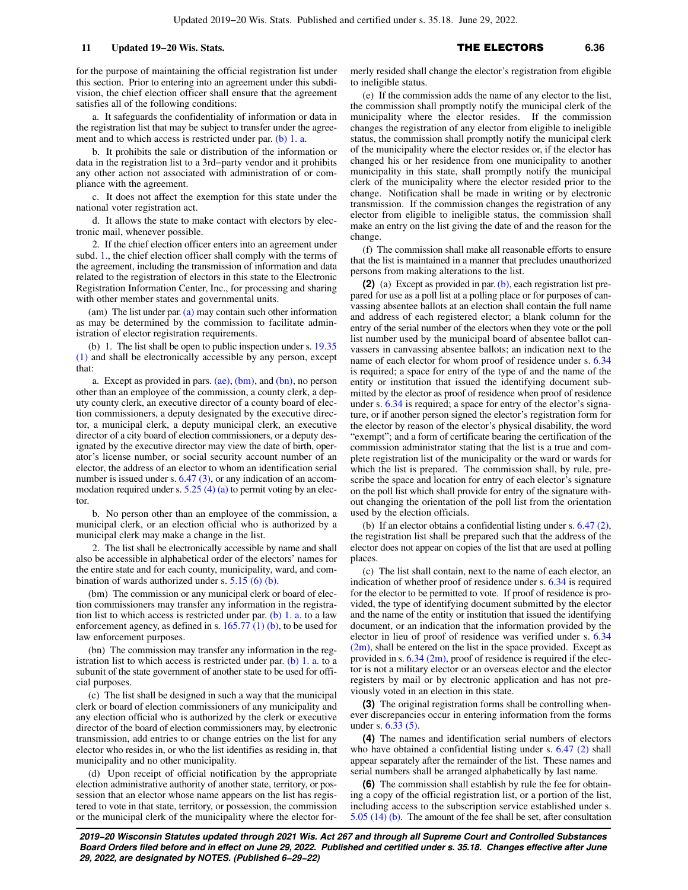for the purpose of maintaining the official registration list under this section. Prior to entering into an agreement under this subdivision, the chief election officer shall ensure that the agreement satisfies all of the following conditions:

a. It safeguards the confidentiality of information or data in the registration list that may be subject to transfer under the agreement and to which access is restricted under par. (b) 1. a.

b. It prohibits the sale or distribution of the information or data in the registration list to a 3rd−party vendor and it prohibits any other action not associated with administration of or compliance with the agreement.

c. It does not affect the exemption for this state under the national voter registration act.

d. It allows the state to make contact with electors by electronic mail, whenever possible.

2. If the chief election officer enters into an agreement under subd. 1., the chief election officer shall comply with the terms of the agreement, including the transmission of information and data related to the registration of electors in this state to the Electronic Registration Information Center, Inc., for processing and sharing with other member states and governmental units.

(am) The list under par. (a) may contain such other information as may be determined by the commission to facilitate administration of elector registration requirements.

(b) 1. The list shall be open to public inspection under s. 19.35 (1) and shall be electronically accessible by any person, except that:

a. Except as provided in pars. (ae), (bm), and (bn), no person other than an employee of the commission, a county clerk, a deputy county clerk, an executive director of a county board of election commissioners, a deputy designated by the executive director, a municipal clerk, a deputy municipal clerk, an executive director of a city board of election commissioners, or a deputy designated by the executive director may view the date of birth, operator's license number, or social security account number of an elector, the address of an elector to whom an identification serial number is issued under s. 6.47 (3), or any indication of an accommodation required under s. 5.25 (4) (a) to permit voting by an elector.

b. No person other than an employee of the commission, a municipal clerk, or an election official who is authorized by a municipal clerk may make a change in the list.

2. The list shall be electronically accessible by name and shall also be accessible in alphabetical order of the electors' names for the entire state and for each county, municipality, ward, and combination of wards authorized under s. 5.15 (6) (b).

(bm) The commission or any municipal clerk or board of election commissioners may transfer any information in the registration list to which access is restricted under par. (b) 1. a. to a law enforcement agency, as defined in s. 165.77 (1) (b), to be used for law enforcement purposes.

(bn) The commission may transfer any information in the registration list to which access is restricted under par. (b) 1. a. to a subunit of the state government of another state to be used for official purposes.

(c) The list shall be designed in such a way that the municipal clerk or board of election commissioners of any municipality and any election official who is authorized by the clerk or executive director of the board of election commissioners may, by electronic transmission, add entries to or change entries on the list for any elector who resides in, or who the list identifies as residing in, that municipality and no other municipality.

(d) Upon receipt of official notification by the appropriate election administrative authority of another state, territory, or possession that an elector whose name appears on the list has registered to vote in that state, territory, or possession, the commission or the municipal clerk of the municipality where the elector formerly resided shall change the elector's registration from eligible to ineligible status.

(e) If the commission adds the name of any elector to the list, the commission shall promptly notify the municipal clerk of the municipality where the elector resides. If the commission changes the registration of any elector from eligible to ineligible status, the commission shall promptly notify the municipal clerk of the municipality where the elector resides or, if the elector has changed his or her residence from one municipality to another municipality in this state, shall promptly notify the municipal clerk of the municipality where the elector resided prior to the change. Notification shall be made in writing or by electronic transmission. If the commission changes the registration of any elector from eligible to ineligible status, the commission shall make an entry on the list giving the date of and the reason for the change.

(f) The commission shall make all reasonable efforts to ensure that the list is maintained in a manner that precludes unauthorized persons from making alterations to the list.

**(2)** (a) Except as provided in par. (b), each registration list prepared for use as a poll list at a polling place or for purposes of canvassing absentee ballots at an election shall contain the full name and address of each registered elector; a blank column for the entry of the serial number of the electors when they vote or the poll list number used by the municipal board of absentee ballot canvassers in canvassing absentee ballots; an indication next to the name of each elector for whom proof of residence under s. 6.34 is required; a space for entry of the type of and the name of the entity or institution that issued the identifying document submitted by the elector as proof of residence when proof of residence under s. 6.34 is required; a space for entry of the elector's signature, or if another person signed the elector's registration form for the elector by reason of the elector's physical disability, the word "exempt"; and a form of certificate bearing the certification of the commission administrator stating that the list is a true and complete registration list of the municipality or the ward or wards for which the list is prepared. The commission shall, by rule, prescribe the space and location for entry of each elector's signature on the poll list which shall provide for entry of the signature without changing the orientation of the poll list from the orientation used by the election officials.

(b) If an elector obtains a confidential listing under s. 6.47 (2), the registration list shall be prepared such that the address of the elector does not appear on copies of the list that are used at polling places.

(c) The list shall contain, next to the name of each elector, an indication of whether proof of residence under s. 6.34 is required for the elector to be permitted to vote. If proof of residence is provided, the type of identifying document submitted by the elector and the name of the entity or institution that issued the identifying document, or an indication that the information provided by the elector in lieu of proof of residence was verified under s. 6.34 (2m), shall be entered on the list in the space provided. Except as provided in s. 6.34 (2m), proof of residence is required if the elector is not a military elector or an overseas elector and the elector registers by mail or by electronic application and has not previously voted in an election in this state.

**(3)** The original registration forms shall be controlling whenever discrepancies occur in entering information from the forms under s. 6.33 (5).

**(4)** The names and identification serial numbers of electors who have obtained a confidential listing under s. 6.47 (2) shall appear separately after the remainder of the list. These names and serial numbers shall be arranged alphabetically by last name.

**(6)** The commission shall establish by rule the fee for obtaining a copy of the official registration list, or a portion of the list, including access to the subscription service established under s. 5.05 (14) (b). The amount of the fee shall be set, after consultation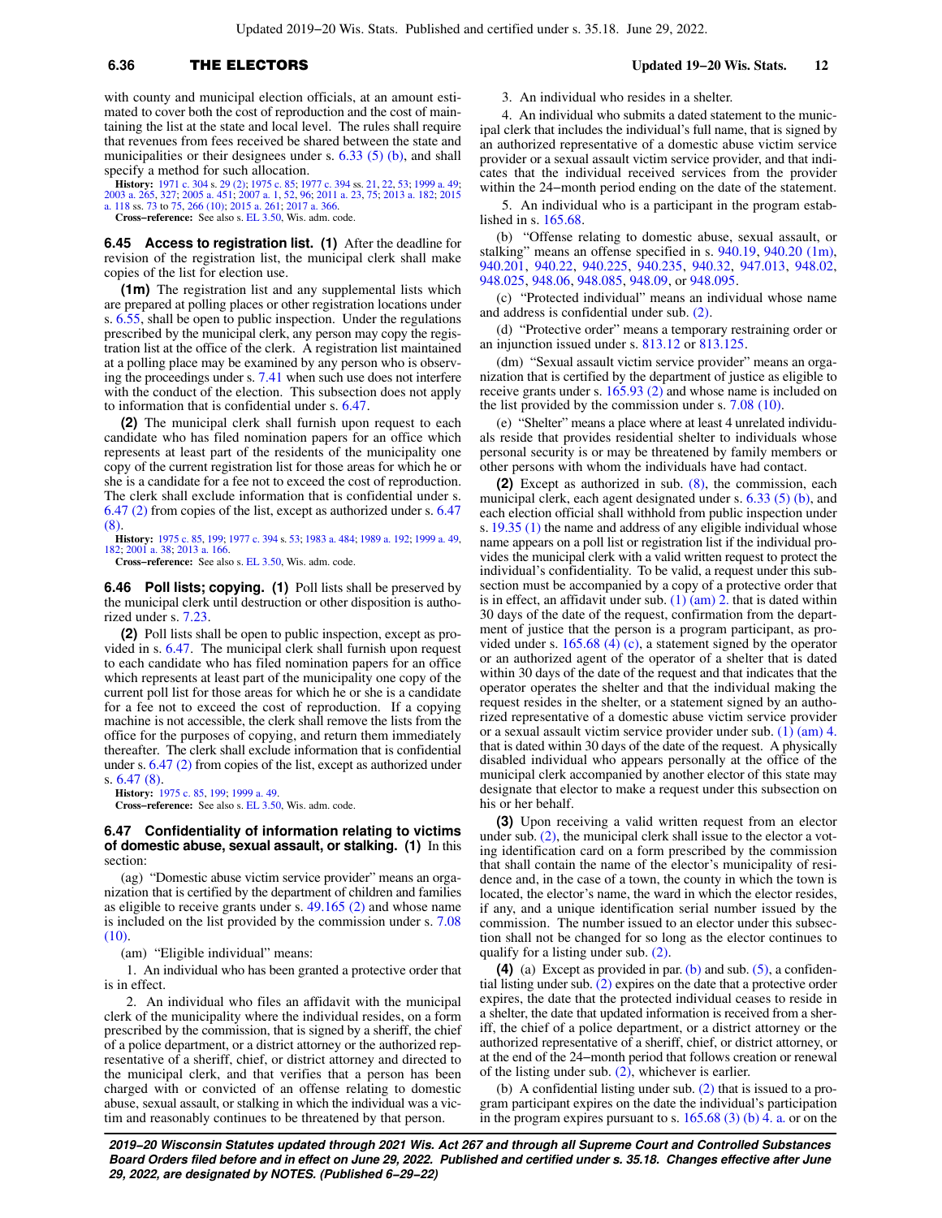with county and municipal election officials, at an amount estimated to cover both the cost of reproduction and the cost of maintaining the list at the state and local level. The rules shall require that revenues from fees received be shared between the state and municipalities or their designees under s. 6.33 (5) (b), and shall specify a method for such allocation.

**History:** 1971 c. 304 s. 29 (2); 1975 c. 85; 1977 c. 394 ss. 21, 22, 53; 1999 a. 49; 2003 a. 265, 327; 2005 a. 451; 2007 a. 1, 52, 96; 2011 a. 23, 75; 2013 a. 182; 2015 a. 118 ss. 73 to 75, 266 (10); 2015 a. 261; 2017 a. 366.

**Cross−reference:** See also s. EL 3.50, Wis. adm. code.

**6.45 Access to registration list.** **(1)** After the deadline for revision of the registration list, the municipal clerk shall make copies of the list for election use.

**(1m)** The registration list and any supplemental lists which are prepared at polling places or other registration locations under s. 6.55, shall be open to public inspection. Under the regulations prescribed by the municipal clerk, any person may copy the registration list at the office of the clerk. A registration list maintained at a polling place may be examined by any person who is observing the proceedings under s. 7.41 when such use does not interfere with the conduct of the election. This subsection does not apply to information that is confidential under s. 6.47.

**(2)** The municipal clerk shall furnish upon request to each candidate who has filed nomination papers for an office which represents at least part of the residents of the municipality one copy of the current registration list for those areas for which he or she is a candidate for a fee not to exceed the cost of reproduction. The clerk shall exclude information that is confidential under s. 6.47 (2) from copies of the list, except as authorized under s. 6.47 (8).

**History:** 1975 c. 85, 199; 1977 c. 394 s. 53; 1983 a. 484; 1989 a. 192; 1999 a. 49, 182; 2001 a. 38; 2013 a. 166.

**Cross−reference:** See also s. EL 3.50, Wis. adm. code.

**6.46 Poll lists; copying.** **(1)** Poll lists shall be preserved by the municipal clerk until destruction or other disposition is authorized under s. 7.23.

**(2)** Poll lists shall be open to public inspection, except as provided in s. 6.47. The municipal clerk shall furnish upon request to each candidate who has filed nomination papers for an office which represents at least part of the municipality one copy of the current poll list for those areas for which he or she is a candidate for a fee not to exceed the cost of reproduction. If a copying machine is not accessible, the clerk shall remove the lists from the office for the purposes of copying, and return them immediately thereafter. The clerk shall exclude information that is confidential under s. 6.47 (2) from copies of the list, except as authorized under s. 6.47 (8).

**History:** 1975 c. 85, 199; 1999 a. 49.

**Cross−reference:** See also s. EL 3.50, Wis. adm. code.

**6.47 Confidentiality of information relating to victims of domestic abuse, sexual assault, or stalking.** **(1)** In this section:

(ag) "Domestic abuse victim service provider" means an organization that is certified by the department of children and families as eligible to receive grants under s. 49.165 (2) and whose name is included on the list provided by the commission under s. 7.08 (10).

(am) "Eligible individual" means:

1. An individual who has been granted a protective order that is in effect.

2. An individual who files an affidavit with the municipal clerk of the municipality where the individual resides, on a form prescribed by the commission, that is signed by a sheriff, the chief of a police department, or a district attorney or the authorized representative of a sheriff, chief, or district attorney and directed to the municipal clerk, and that verifies that a person has been charged with or convicted of an offense relating to domestic abuse, sexual assault, or stalking in which the individual was a victim and reasonably continues to be threatened by that person.

3. An individual who resides in a shelter.

4. An individual who submits a dated statement to the municipal clerk that includes the individual's full name, that is signed by an authorized representative of a domestic abuse victim service provider or a sexual assault victim service provider, and that indicates that the individual received services from the provider within the 24−month period ending on the date of the statement.

5. An individual who is a participant in the program established in s. 165.68.

(b) "Offense relating to domestic abuse, sexual assault, or stalking" means an offense specified in s. 940.19, 940.20 (1m), 940.201, 940.22, 940.225, 940.235, 940.32, 947.013, 948.02, 948.025, 948.06, 948.085, 948.09, or 948.095.

(c) "Protected individual" means an individual whose name and address is confidential under sub. (2).

(d) "Protective order" means a temporary restraining order or an injunction issued under s. 813.12 or 813.125.

(dm) "Sexual assault victim service provider" means an organization that is certified by the department of justice as eligible to receive grants under s. 165.93 (2) and whose name is included on the list provided by the commission under s. 7.08 (10).

(e) "Shelter" means a place where at least 4 unrelated individuals reside that provides residential shelter to individuals whose personal security is or may be threatened by family members or other persons with whom the individuals have had contact.

**(2)** Except as authorized in sub. (8), the commission, each municipal clerk, each agent designated under s. 6.33 (5) (b), and each election official shall withhold from public inspection under s. 19.35 (1) the name and address of any eligible individual whose name appears on a poll list or registration list if the individual provides the municipal clerk with a valid written request to protect the individual's confidentiality. To be valid, a request under this subsection must be accompanied by a copy of a protective order that is in effect, an affidavit under sub. (1) (am) 2. that is dated within 30 days of the date of the request, confirmation from the department of justice that the person is a program participant, as provided under s. 165.68 (4) (c), a statement signed by the operator or an authorized agent of the operator of a shelter that is dated within 30 days of the date of the request and that indicates that the operator operates the shelter and that the individual making the request resides in the shelter, or a statement signed by an authorized representative of a domestic abuse victim service provider or a sexual assault victim service provider under sub. (1) (am) 4. that is dated within 30 days of the date of the request. A physically disabled individual who appears personally at the office of the municipal clerk accompanied by another elector of this state may designate that elector to make a request under this subsection on his or her behalf.

**(3)** Upon receiving a valid written request from an elector under sub. (2), the municipal clerk shall issue to the elector a voting identification card on a form prescribed by the commission that shall contain the name of the elector's municipality of residence and, in the case of a town, the county in which the town is located, the elector's name, the ward in which the elector resides, if any, and a unique identification serial number issued by the commission. The number issued to an elector under this subsection shall not be changed for so long as the elector continues to qualify for a listing under sub. (2).

**(4)** (a) Except as provided in par. (b) and sub. (5), a confidential listing under sub. (2) expires on the date that a protective order expires, the date that the protected individual ceases to reside in a shelter, the date that updated information is received from a sheriff, the chief of a police department, or a district attorney or the authorized representative of a sheriff, chief, or district attorney, or at the end of the 24−month period that follows creation or renewal of the listing under sub. (2), whichever is earlier.

(b) A confidential listing under sub. (2) that is issued to a program participant expires on the date the individual's participation in the program expires pursuant to s. 165.68 (3) (b) 4. a. or on the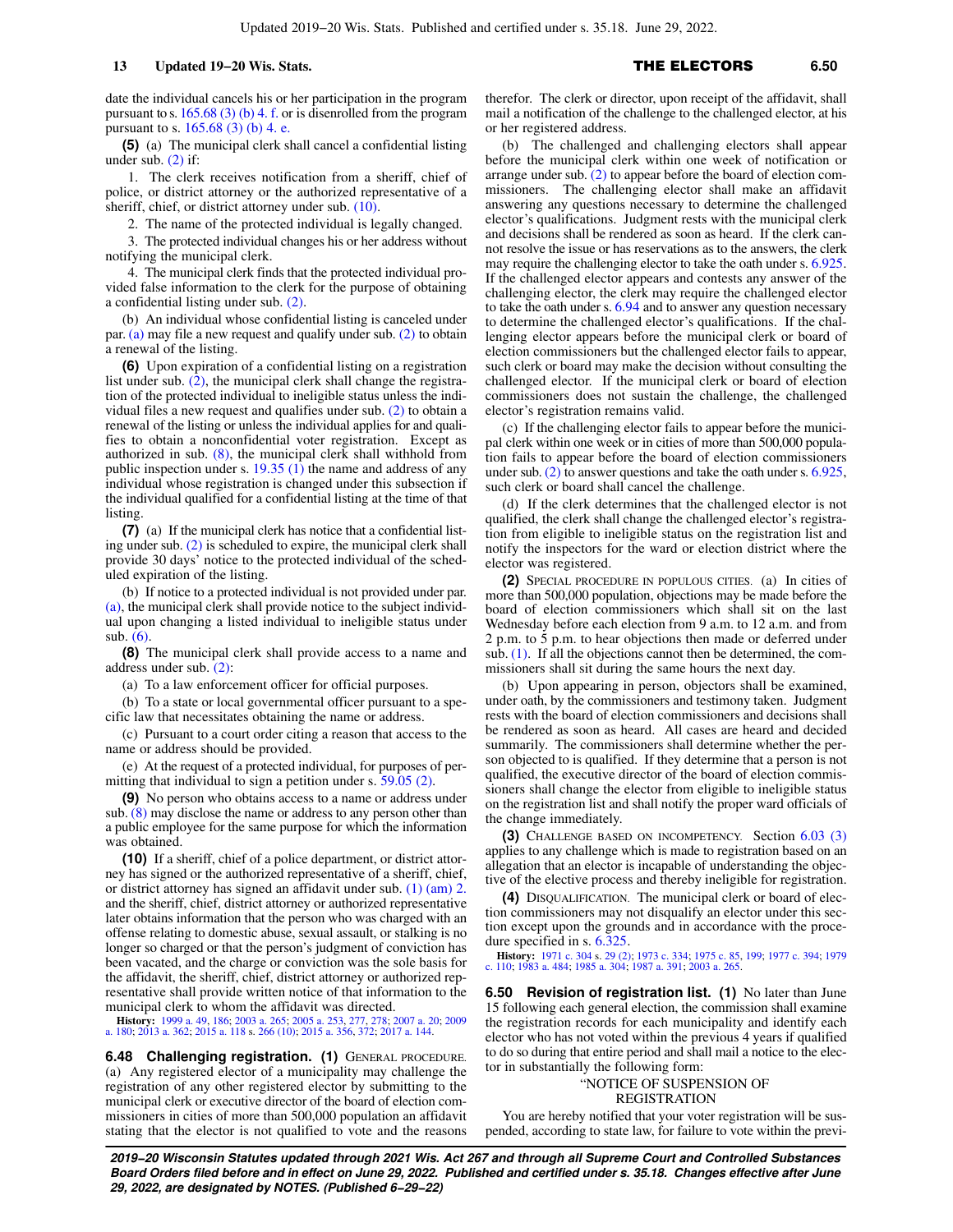date the individual cancels his or her participation in the program pursuant to s. 165.68 (3) (b) 4. f. or is disenrolled from the program pursuant to s. 165.68 (3) (b) 4. e.

**(5)** (a) The municipal clerk shall cancel a confidential listing under sub. (2) if:

1. The clerk receives notification from a sheriff, chief of police, or district attorney or the authorized representative of a sheriff, chief, or district attorney under sub. (10).

2. The name of the protected individual is legally changed.

3. The protected individual changes his or her address without notifying the municipal clerk.

4. The municipal clerk finds that the protected individual provided false information to the clerk for the purpose of obtaining a confidential listing under sub. (2).

(b) An individual whose confidential listing is canceled under par. (a) may file a new request and qualify under sub. (2) to obtain a renewal of the listing.

**(6)** Upon expiration of a confidential listing on a registration list under sub. (2), the municipal clerk shall change the registration of the protected individual to ineligible status unless the individual files a new request and qualifies under sub. (2) to obtain a renewal of the listing or unless the individual applies for and qualifies to obtain a nonconfidential voter registration. Except as authorized in sub. (8), the municipal clerk shall withhold from public inspection under s. 19.35 (1) the name and address of any individual whose registration is changed under this subsection if the individual qualified for a confidential listing at the time of that listing.

**(7)** (a) If the municipal clerk has notice that a confidential listing under sub. (2) is scheduled to expire, the municipal clerk shall provide 30 days' notice to the protected individual of the scheduled expiration of the listing.

(b) If notice to a protected individual is not provided under par. (a), the municipal clerk shall provide notice to the subject individual upon changing a listed individual to ineligible status under sub. (6).

**(8)** The municipal clerk shall provide access to a name and address under sub. (2):

(a) To a law enforcement officer for official purposes.

(b) To a state or local governmental officer pursuant to a specific law that necessitates obtaining the name or address.

(c) Pursuant to a court order citing a reason that access to the name or address should be provided.

(e) At the request of a protected individual, for purposes of permitting that individual to sign a petition under s. 59.05 (2).

**(9)** No person who obtains access to a name or address under sub. (8) may disclose the name or address to any person other than a public employee for the same purpose for which the information was obtained.

**(10)** If a sheriff, chief of a police department, or district attorney has signed or the authorized representative of a sheriff, chief, or district attorney has signed an affidavit under sub. (1) (am) 2. and the sheriff, chief, district attorney or authorized representative later obtains information that the person who was charged with an offense relating to domestic abuse, sexual assault, or stalking is no longer so charged or that the person's judgment of conviction has been vacated, and the charge or conviction was the sole basis for the affidavit, the sheriff, chief, district attorney or authorized representative shall provide written notice of that information to the municipal clerk to whom the affidavit was directed.

**History:** 1999 a. 49, 186; 2003 a. 265; 2005 a. 253, 277, 278; 2007 a. 20; 2009 a. 180; 2013 a. 362; 2015 a. 118 s. 266 (10); 2015 a. 356, 372; 2017 a. 144.

**6.48 Challenging registration.** **(1)** GENERAL PROCEDURE. (a) Any registered elector of a municipality may challenge the registration of any other registered elector by submitting to the municipal clerk or executive director of the board of election commissioners in cities of more than 500,000 population an affidavit stating that the elector is not qualified to vote and the reasons therefor. The clerk or director, upon receipt of the affidavit, shall mail a notification of the challenge to the challenged elector, at his or her registered address.

(b) The challenged and challenging electors shall appear before the municipal clerk within one week of notification or arrange under sub. (2) to appear before the board of election commissioners. The challenging elector shall make an affidavit answering any questions necessary to determine the challenged elector's qualifications. Judgment rests with the municipal clerk and decisions shall be rendered as soon as heard. If the clerk cannot resolve the issue or has reservations as to the answers, the clerk may require the challenging elector to take the oath under s. 6.925. If the challenged elector appears and contests any answer of the challenging elector, the clerk may require the challenged elector to take the oath under s. 6.94 and to answer any question necessary to determine the challenged elector's qualifications. If the challenging elector appears before the municipal clerk or board of election commissioners but the challenged elector fails to appear, such clerk or board may make the decision without consulting the challenged elector. If the municipal clerk or board of election commissioners does not sustain the challenge, the challenged elector's registration remains valid.

(c) If the challenging elector fails to appear before the municipal clerk within one week or in cities of more than 500,000 population fails to appear before the board of election commissioners under sub. (2) to answer questions and take the oath under s. 6.925, such clerk or board shall cancel the challenge.

(d) If the clerk determines that the challenged elector is not qualified, the clerk shall change the challenged elector's registration from eligible to ineligible status on the registration list and notify the inspectors for the ward or election district where the elector was registered.

**(2)** SPECIAL PROCEDURE IN POPULOUS CITIES. (a) In cities of more than 500,000 population, objections may be made before the board of election commissioners which shall sit on the last Wednesday before each election from 9 a.m. to 12 a.m. and from 2 p.m. to 5 p.m. to hear objections then made or deferred under sub. (1). If all the objections cannot then be determined, the commissioners shall sit during the same hours the next day.

(b) Upon appearing in person, objectors shall be examined, under oath, by the commissioners and testimony taken. Judgment rests with the board of election commissioners and decisions shall be rendered as soon as heard. All cases are heard and decided summarily. The commissioners shall determine whether the person objected to is qualified. If they determine that a person is not qualified, the executive director of the board of election commissioners shall change the elector from eligible to ineligible status on the registration list and shall notify the proper ward officials of the change immediately.

**(3)** CHALLENGE BASED ON INCOMPETENCY. Section 6.03 (3) applies to any challenge which is made to registration based on an allegation that an elector is incapable of understanding the objective of the elective process and thereby ineligible for registration.

**(4)** DISQUALIFICATION. The municipal clerk or board of election commissioners may not disqualify an elector under this section except upon the grounds and in accordance with the procedure specified in s. 6.325.

**History:** 1971 c. 304 s. 29 (2); 1973 c. 334; 1975 c. 85, 199; 1977 c. 394; 1979 c. 110; 1983 a. 484; 1985 a. 304; 1987 a. 391; 2003 a. 265.

**6.50 Revision of registration list.** **(1)** No later than June 15 following each general election, the commission shall examine the registration records for each municipality and identify each elector who has not voted within the previous 4 years if qualified to do so during that entire period and shall mail a notice to the elector in substantially the following form:

"NOTICE OF SUSPENSION OF REGISTRATION

You are hereby notified that your voter registration will be suspended, according to state law, for failure to vote within the previ-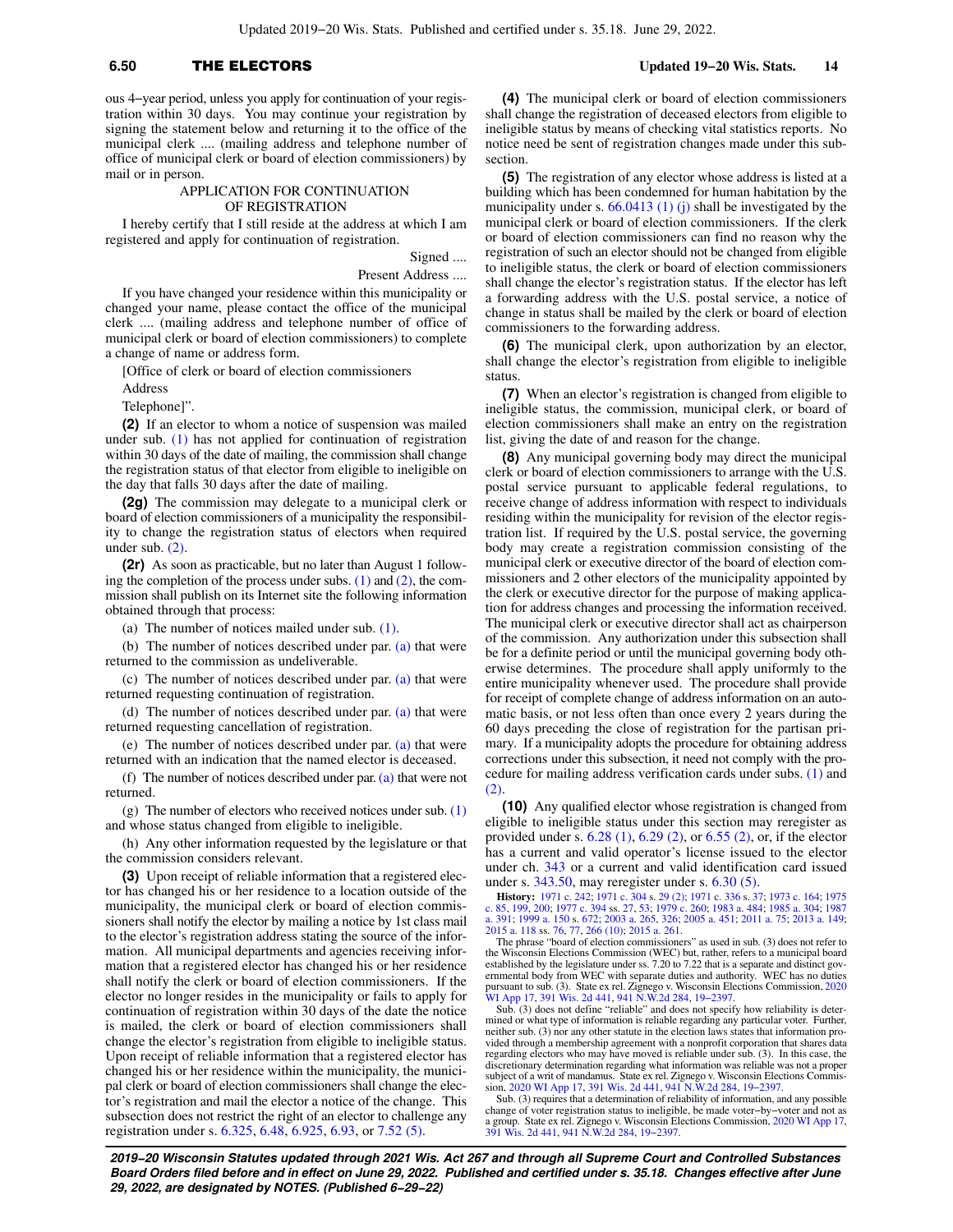ous 4−year period, unless you apply for continuation of your registration within 30 days. You may continue your registration by signing the statement below and returning it to the office of the municipal clerk .... (mailing address and telephone number of office of municipal clerk or board of election commissioners) by mail or in person.

APPLICATION FOR CONTINUATION OF REGISTRATION

I hereby certify that I still reside at the address at which I am registered and apply for continuation of registration.

Signed ....

Present Address ....

If you have changed your residence within this municipality or changed your name, please contact the office of the municipal clerk .... (mailing address and telephone number of office of municipal clerk or board of election commissioners) to complete a change of name or address form.

[Office of clerk or board of election commissioners

Address

Telephone]".

**(2)** If an elector to whom a notice of suspension was mailed under sub. (1) has not applied for continuation of registration within 30 days of the date of mailing, the commission shall change the registration status of that elector from eligible to ineligible on the day that falls 30 days after the date of mailing.

**(2g)** The commission may delegate to a municipal clerk or board of election commissioners of a municipality the responsibility to change the registration status of electors when required under sub. (2).

**(2r)** As soon as practicable, but no later than August 1 following the completion of the process under subs. (1) and (2), the commission shall publish on its Internet site the following information obtained through that process:

(a) The number of notices mailed under sub. (1).

(b) The number of notices described under par. (a) that were returned to the commission as undeliverable.

(c) The number of notices described under par. (a) that were returned requesting continuation of registration.

(d) The number of notices described under par. (a) that were returned requesting cancellation of registration.

(e) The number of notices described under par. (a) that were returned with an indication that the named elector is deceased.

(f) The number of notices described under par. (a) that were not returned.

(g) The number of electors who received notices under sub. (1) and whose status changed from eligible to ineligible.

(h) Any other information requested by the legislature or that the commission considers relevant.

**(3)** Upon receipt of reliable information that a registered elector has changed his or her residence to a location outside of the municipality, the municipal clerk or board of election commissioners shall notify the elector by mailing a notice by 1st class mail to the elector's registration address stating the source of the information. All municipal departments and agencies receiving information that a registered elector has changed his or her residence shall notify the clerk or board of election commissioners. If the elector no longer resides in the municipality or fails to apply for continuation of registration within 30 days of the date the notice is mailed, the clerk or board of election commissioners shall change the elector's registration from eligible to ineligible status. Upon receipt of reliable information that a registered elector has changed his or her residence within the municipality, the municipal clerk or board of election commissioners shall change the elector's registration and mail the elector a notice of the change. This subsection does not restrict the right of an elector to challenge any registration under s. 6.325, 6.48, 6.925, 6.93, or 7.52 (5).

**(4)** The municipal clerk or board of election commissioners shall change the registration of deceased electors from eligible to ineligible status by means of checking vital statistics reports. No notice need be sent of registration changes made under this subsection.

**(5)** The registration of any elector whose address is listed at a building which has been condemned for human habitation by the municipality under s. 66.0413 (1) (j) shall be investigated by the municipal clerk or board of election commissioners. If the clerk or board of election commissioners can find no reason why the registration of such an elector should not be changed from eligible to ineligible status, the clerk or board of election commissioners shall change the elector's registration status. If the elector has left a forwarding address with the U.S. postal service, a notice of change in status shall be mailed by the clerk or board of election commissioners to the forwarding address.

**(6)** The municipal clerk, upon authorization by an elector, shall change the elector's registration from eligible to ineligible status.

**(7)** When an elector's registration is changed from eligible to ineligible status, the commission, municipal clerk, or board of election commissioners shall make an entry on the registration list, giving the date of and reason for the change.

**(8)** Any municipal governing body may direct the municipal clerk or board of election commissioners to arrange with the U.S. postal service pursuant to applicable federal regulations, to receive change of address information with respect to individuals residing within the municipality for revision of the elector registration list. If required by the U.S. postal service, the governing body may create a registration commission consisting of the municipal clerk or executive director of the board of election commissioners and 2 other electors of the municipality appointed by the clerk or executive director for the purpose of making application for address changes and processing the information received. The municipal clerk or executive director shall act as chairperson of the commission. Any authorization under this subsection shall be for a definite period or until the municipal governing body otherwise determines. The procedure shall apply uniformly to the entire municipality whenever used. The procedure shall provide for receipt of complete change of address information on an automatic basis, or not less often than once every 2 years during the 60 days preceding the close of registration for the partisan primary. If a municipality adopts the procedure for obtaining address corrections under this subsection, it need not comply with the procedure for mailing address verification cards under subs. (1) and (2).

**(10)** Any qualified elector whose registration is changed from eligible to ineligible status under this section may reregister as provided under s. 6.28 (1), 6.29 (2), or 6.55 (2), or, if the elector has a current and valid operator's license issued to the elector under ch. 343 or a current and valid identification card issued under s. 343.50, may reregister under s. 6.30 (5).

**History:** 1971 c. 242; 1971 c. 304 s. 29 (2); 1971 c. 336 s. 37; 1973 c. 164; 1975 c. 85, 199, 200; 1977 c. 394 ss. 27, 53; 1979 c. 260; 1983 a. 484; 1985 a. 304; 1987 a. 391; 1999 a. 150 s. 672; 2003 a. 265, 326; 2005 a. 451; 2011 a. 75; 2013 a. 149; 2015 a. 118 ss. 76, 77, 266 (10); 2015 a. 261.

The phrase "board of election commissioners" as used in sub. (3) does not refer to the Wisconsin Elections Commission (WEC) but, rather, refers to a municipal board established by the legislature under ss. 7.20 to 7.22 that is a separate and distinct governmental body from WEC with separate duties and authority. WEC has no duties pursuant to sub. (3). State ex rel. Zignego v. Wisconsin Elections Commission, 2020 WI App 17, 391 Wis. 2d 441, 941 N.W.2d 284, 19−2397.

Sub. (3) does not define "reliable" and does not specify how reliability is determined or what type of information is reliable regarding any particular voter. Further, neither sub. (3) nor any other statute in the election laws states that information provided through a membership agreement with a nonprofit corporation that shares data regarding electors who may have moved is reliable under sub. (3). In this case, the discretionary determination regarding what information was reliable was not a proper subject of a writ of mandamus. State ex rel. Zignego v. Wisconsin Elections Commission, 2020 WI App 17, 391 Wis. 2d 441, 941 N.W.2d 284, 19−2397.

Sub. (3) requires that a determination of reliability of information, and any possible change of voter registration status to ineligible, be made voter−by−voter and not as a group. State ex rel. Zignego v. Wisconsin Elections Commission, 2020 WI App 17, 391 Wis. 2d 441, 941 N.W.2d 284, 19−2397.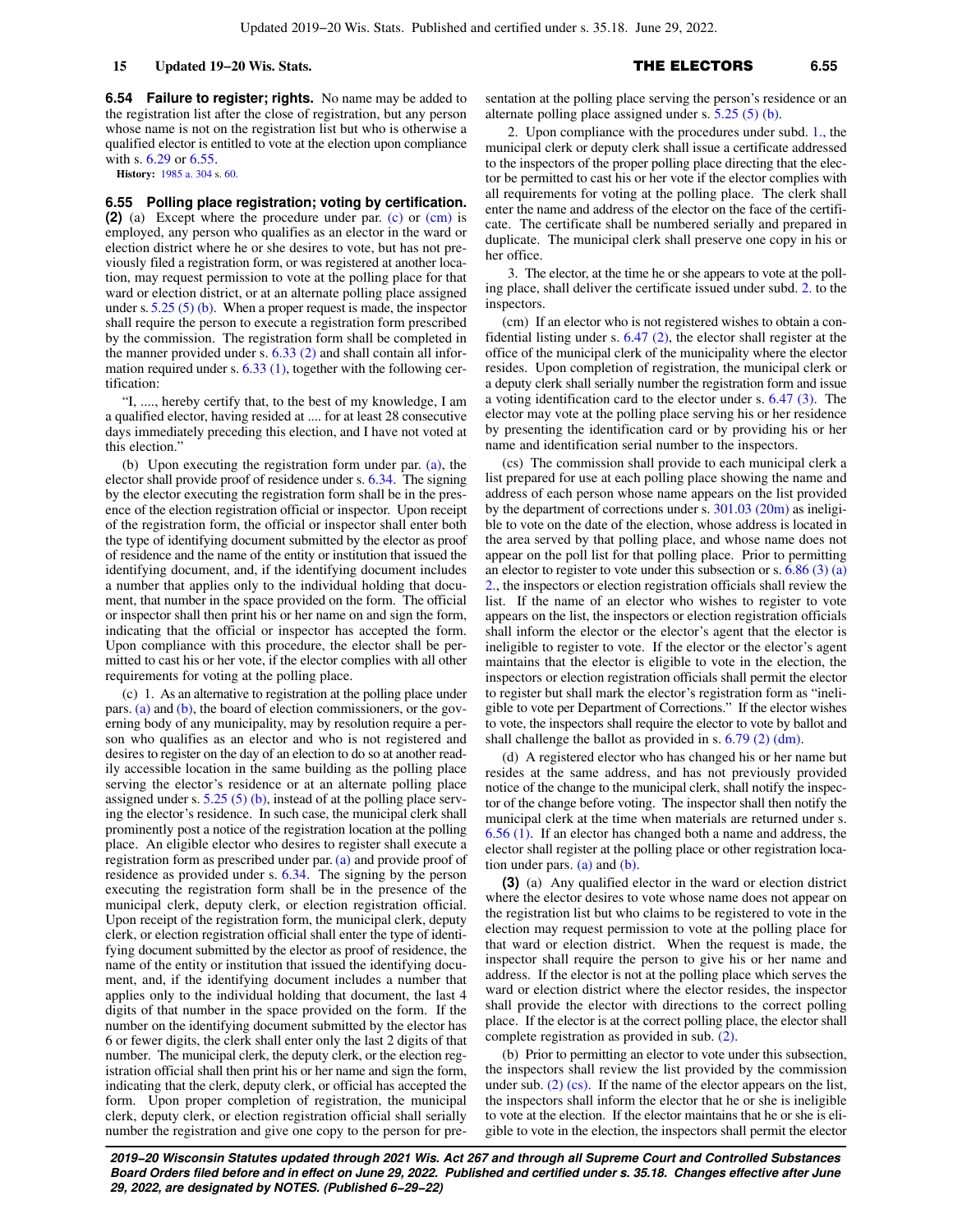**6.54 Failure to register; rights.** No name may be added to the registration list after the close of registration, but any person whose name is not on the registration list but who is otherwise a qualified elector is entitled to vote at the election upon compliance with s. 6.29 or 6.55.

**History:** 1985 a. 304 s. 60.

**6.55 Polling place registration; voting by certification.**

**(2)** (a) Except where the procedure under par. (c) or (cm) is employed, any person who qualifies as an elector in the ward or election district where he or she desires to vote, but has not previously filed a registration form, or was registered at another location, may request permission to vote at the polling place for that ward or election district, or at an alternate polling place assigned under s. 5.25 (5) (b). When a proper request is made, the inspector shall require the person to execute a registration form prescribed by the commission. The registration form shall be completed in the manner provided under s. 6.33 (2) and shall contain all information required under s. 6.33 (1), together with the following certification:

"I, ...., hereby certify that, to the best of my knowledge, I am a qualified elector, having resided at .... for at least 28 consecutive days immediately preceding this election, and I have not voted at this election."

(b) Upon executing the registration form under par. (a), the elector shall provide proof of residence under s. 6.34. The signing by the elector executing the registration form shall be in the presence of the election registration official or inspector. Upon receipt of the registration form, the official or inspector shall enter both the type of identifying document submitted by the elector as proof of residence and the name of the entity or institution that issued the identifying document, and, if the identifying document includes a number that applies only to the individual holding that document, that number in the space provided on the form. The official or inspector shall then print his or her name on and sign the form, indicating that the official or inspector has accepted the form. Upon compliance with this procedure, the elector shall be permitted to cast his or her vote, if the elector complies with all other requirements for voting at the polling place.

(c) 1. As an alternative to registration at the polling place under pars. (a) and (b), the board of election commissioners, or the governing body of any municipality, may by resolution require a person who qualifies as an elector and who is not registered and desires to register on the day of an election to do so at another readily accessible location in the same building as the polling place serving the elector's residence or at an alternate polling place assigned under s. 5.25 (5) (b), instead of at the polling place serving the elector's residence. In such case, the municipal clerk shall prominently post a notice of the registration location at the polling place. An eligible elector who desires to register shall execute a registration form as prescribed under par. (a) and provide proof of residence as provided under s. 6.34. The signing by the person executing the registration form shall be in the presence of the municipal clerk, deputy clerk, or election registration official. Upon receipt of the registration form, the municipal clerk, deputy clerk, or election registration official shall enter the type of identifying document submitted by the elector as proof of residence, the name of the entity or institution that issued the identifying document, and, if the identifying document includes a number that applies only to the individual holding that document, the last 4 digits of that number in the space provided on the form. If the number on the identifying document submitted by the elector has 6 or fewer digits, the clerk shall enter only the last 2 digits of that number. The municipal clerk, the deputy clerk, or the election registration official shall then print his or her name and sign the form, indicating that the clerk, deputy clerk, or official has accepted the form. Upon proper completion of registration, the municipal clerk, deputy clerk, or election registration official shall serially number the registration and give one copy to the person for presentation at the polling place serving the person's residence or an alternate polling place assigned under s. 5.25 (5) (b).

2. Upon compliance with the procedures under subd. 1., the municipal clerk or deputy clerk shall issue a certificate addressed to the inspectors of the proper polling place directing that the elector be permitted to cast his or her vote if the elector complies with all requirements for voting at the polling place. The clerk shall enter the name and address of the elector on the face of the certificate. The certificate shall be numbered serially and prepared in duplicate. The municipal clerk shall preserve one copy in his or her office.

3. The elector, at the time he or she appears to vote at the polling place, shall deliver the certificate issued under subd. 2. to the inspectors.

(cm) If an elector who is not registered wishes to obtain a confidential listing under s. 6.47 (2), the elector shall register at the office of the municipal clerk of the municipality where the elector resides. Upon completion of registration, the municipal clerk or a deputy clerk shall serially number the registration form and issue a voting identification card to the elector under s. 6.47 (3). The elector may vote at the polling place serving his or her residence by presenting the identification card or by providing his or her name and identification serial number to the inspectors.

(cs) The commission shall provide to each municipal clerk a list prepared for use at each polling place showing the name and address of each person whose name appears on the list provided by the department of corrections under s. 301.03 (20m) as ineligible to vote on the date of the election, whose address is located in the area served by that polling place, and whose name does not appear on the poll list for that polling place. Prior to permitting an elector to register to vote under this subsection or s. 6.86 (3) (a) 2., the inspectors or election registration officials shall review the list. If the name of an elector who wishes to register to vote appears on the list, the inspectors or election registration officials shall inform the elector or the elector's agent that the elector is ineligible to register to vote. If the elector or the elector's agent maintains that the elector is eligible to vote in the election, the inspectors or election registration officials shall permit the elector to register but shall mark the elector's registration form as "ineligible to vote per Department of Corrections." If the elector wishes to vote, the inspectors shall require the elector to vote by ballot and shall challenge the ballot as provided in s. 6.79 (2) (dm).

(d) A registered elector who has changed his or her name but resides at the same address, and has not previously provided notice of the change to the municipal clerk, shall notify the inspector of the change before voting. The inspector shall then notify the municipal clerk at the time when materials are returned under s. 6.56 (1). If an elector has changed both a name and address, the elector shall register at the polling place or other registration location under pars. (a) and (b).

**(3)** (a) Any qualified elector in the ward or election district where the elector desires to vote whose name does not appear on the registration list but who claims to be registered to vote in the election may request permission to vote at the polling place for that ward or election district. When the request is made, the inspector shall require the person to give his or her name and address. If the elector is not at the polling place which serves the ward or election district where the elector resides, the inspector shall provide the elector with directions to the correct polling place. If the elector is at the correct polling place, the elector shall complete registration as provided in sub. (2).

(b) Prior to permitting an elector to vote under this subsection, the inspectors shall review the list provided by the commission under sub. (2) (cs). If the name of the elector appears on the list, the inspectors shall inform the elector that he or she is ineligible to vote at the election. If the elector maintains that he or she is eligible to vote in the election, the inspectors shall permit the elector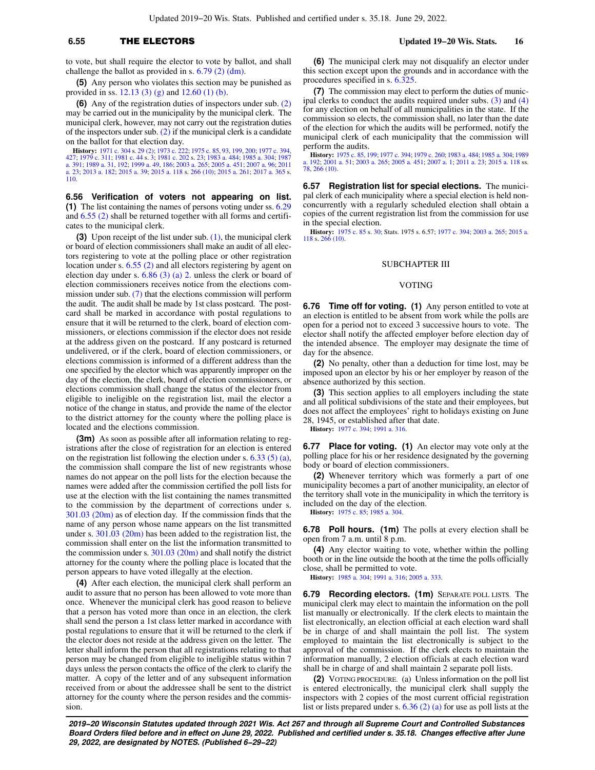to vote, but shall require the elector to vote by ballot, and shall challenge the ballot as provided in s. 6.79 (2) (dm).

**(5)** Any person who violates this section may be punished as provided in ss. 12.13 (3) (g) and 12.60 (1) (b).

**(6)** Any of the registration duties of inspectors under sub. (2) may be carried out in the municipality by the municipal clerk. The municipal clerk, however, may not carry out the registration duties of the inspectors under sub. (2) if the municipal clerk is a candidate on the ballot for that election day.

**History:** 1971 c. 304 s. 29 (2); 1973 c. 222; 1975 c. 85, 93, 199, 200; 1977 c. 394, 427; 1979 c. 311; 1981 c. 44 s. 3; 1981 c. 202 s. 23; 1983 a. 484; 1985 a. 304; 1987 a. 391; 1989 a. 31, 192; 1999 a. 49, 186; 2003 a. 265; 2005 a. 451; 2007 a. 96; 2011 a. 23; 2013 a. 182; 2015 a. 39; 2015 a. 118 s. 266 (10); 2015 a. 261; 2017 a. 365 s. 110.

**6.56 Verification of voters not appearing on list.** **(1)** The list containing the names of persons voting under ss. 6.29 and 6.55 (2) shall be returned together with all forms and certificates to the municipal clerk.

**(3)** Upon receipt of the list under sub. (1), the municipal clerk or board of election commissioners shall make an audit of all electors registering to vote at the polling place or other registration location under s. 6.55 (2) and all electors registering by agent on election day under s. 6.86 (3) (a) 2. unless the clerk or board of election commissioners receives notice from the elections commission under sub. (7) that the elections commission will perform the audit. The audit shall be made by 1st class postcard. The postcard shall be marked in accordance with postal regulations to ensure that it will be returned to the clerk, board of election commissioners, or elections commission if the elector does not reside at the address given on the postcard. If any postcard is returned undelivered, or if the clerk, board of election commissioners, or elections commission is informed of a different address than the one specified by the elector which was apparently improper on the day of the election, the clerk, board of election commissioners, or elections commission shall change the status of the elector from eligible to ineligible on the registration list, mail the elector a notice of the change in status, and provide the name of the elector to the district attorney for the county where the polling place is located and the elections commission.

**(3m)** As soon as possible after all information relating to registrations after the close of registration for an election is entered on the registration list following the election under s. 6.33 (5) (a), the commission shall compare the list of new registrants whose names do not appear on the poll lists for the election because the names were added after the commission certified the poll lists for use at the election with the list containing the names transmitted to the commission by the department of corrections under s. 301.03 (20m) as of election day. If the commission finds that the name of any person whose name appears on the list transmitted under s. 301.03 (20m) has been added to the registration list, the commission shall enter on the list the information transmitted to the commission under s. 301.03 (20m) and shall notify the district attorney for the county where the polling place is located that the person appears to have voted illegally at the election.

**(4)** After each election, the municipal clerk shall perform an audit to assure that no person has been allowed to vote more than once. Whenever the municipal clerk has good reason to believe that a person has voted more than once in an election, the clerk shall send the person a 1st class letter marked in accordance with postal regulations to ensure that it will be returned to the clerk if the elector does not reside at the address given on the letter. The letter shall inform the person that all registrations relating to that person may be changed from eligible to ineligible status within 7 days unless the person contacts the office of the clerk to clarify the matter. A copy of the letter and of any subsequent information received from or about the addressee shall be sent to the district attorney for the county where the person resides and the commission.

**(6)** The municipal clerk may not disqualify an elector under this section except upon the grounds and in accordance with the procedures specified in s. 6.325.

**(7)** The commission may elect to perform the duties of municipal clerks to conduct the audits required under subs. (3) and (4) for any election on behalf of all municipalities in the state. If the commission so elects, the commission shall, no later than the date of the election for which the audits will be performed, notify the municipal clerk of each municipality that the commission will perform the audits.

**History:** 1975 c. 85, 199; 1977 c. 394; 1979 c. 260; 1983 a. 484; 1985 a. 304; 1989 a. 192; 2001 a. 51; 2003 a. 265; 2005 a. 451; 2007 a. 1; 2011 a. 23; 2015 a. 118 ss. 78, 266 (10).

**6.57 Registration list for special elections.** The municipal clerk of each municipality where a special election is held nonconcurrently with a regularly scheduled election shall obtain a copies of the current registration list from the commission for use in the special election.

**History:** 1975 c. 85 s. 30; Stats. 1975 s. 6.57; 1977 c. 394; 2003 a. 265; 2015 a. 118 s. 266 (10).

## SUBCHAPTER III

## VOTING

**6.76 Time off for voting.** **(1)** Any person entitled to vote at an election is entitled to be absent from work while the polls are open for a period not to exceed 3 successive hours to vote. The elector shall notify the affected employer before election day of the intended absence. The employer may designate the time of day for the absence.

**(2)** No penalty, other than a deduction for time lost, may be imposed upon an elector by his or her employer by reason of the absence authorized by this section.

**(3)** This section applies to all employers including the state and all political subdivisions of the state and their employees, but does not affect the employees' right to holidays existing on June 28, 1945, or established after that date.

**History:** 1977 c. 394; 1991 a. 316.

**6.77 Place for voting.** **(1)** An elector may vote only at the polling place for his or her residence designated by the governing body or board of election commissioners.

**(2)** Whenever territory which was formerly a part of one municipality becomes a part of another municipality, an elector of the territory shall vote in the municipality in which the territory is included on the day of the election.

**History:** 1975 c. 85; 1985 a. 304.

**6.78 Poll hours.** **(1m)** The polls at every election shall be open from 7 a.m. until 8 p.m.

**(4)** Any elector waiting to vote, whether within the polling booth or in the line outside the booth at the time the polls officially close, shall be permitted to vote.

**History:** 1985 a. 304; 1991 a. 316; 2005 a. 333.

**6.79 Recording electors.** **(1m)** SEPARATE POLL LISTS. The municipal clerk may elect to maintain the information on the poll list manually or electronically. If the clerk elects to maintain the list electronically, an election official at each election ward shall be in charge of and shall maintain the poll list. The system employed to maintain the list electronically is subject to the approval of the commission. If the clerk elects to maintain the information manually, 2 election officials at each election ward shall be in charge of and shall maintain 2 separate poll lists.

**(2)** VOTING PROCEDURE. (a) Unless information on the poll list is entered electronically, the municipal clerk shall supply the inspectors with 2 copies of the most current official registration list or lists prepared under s. 6.36 (2) (a) for use as poll lists at the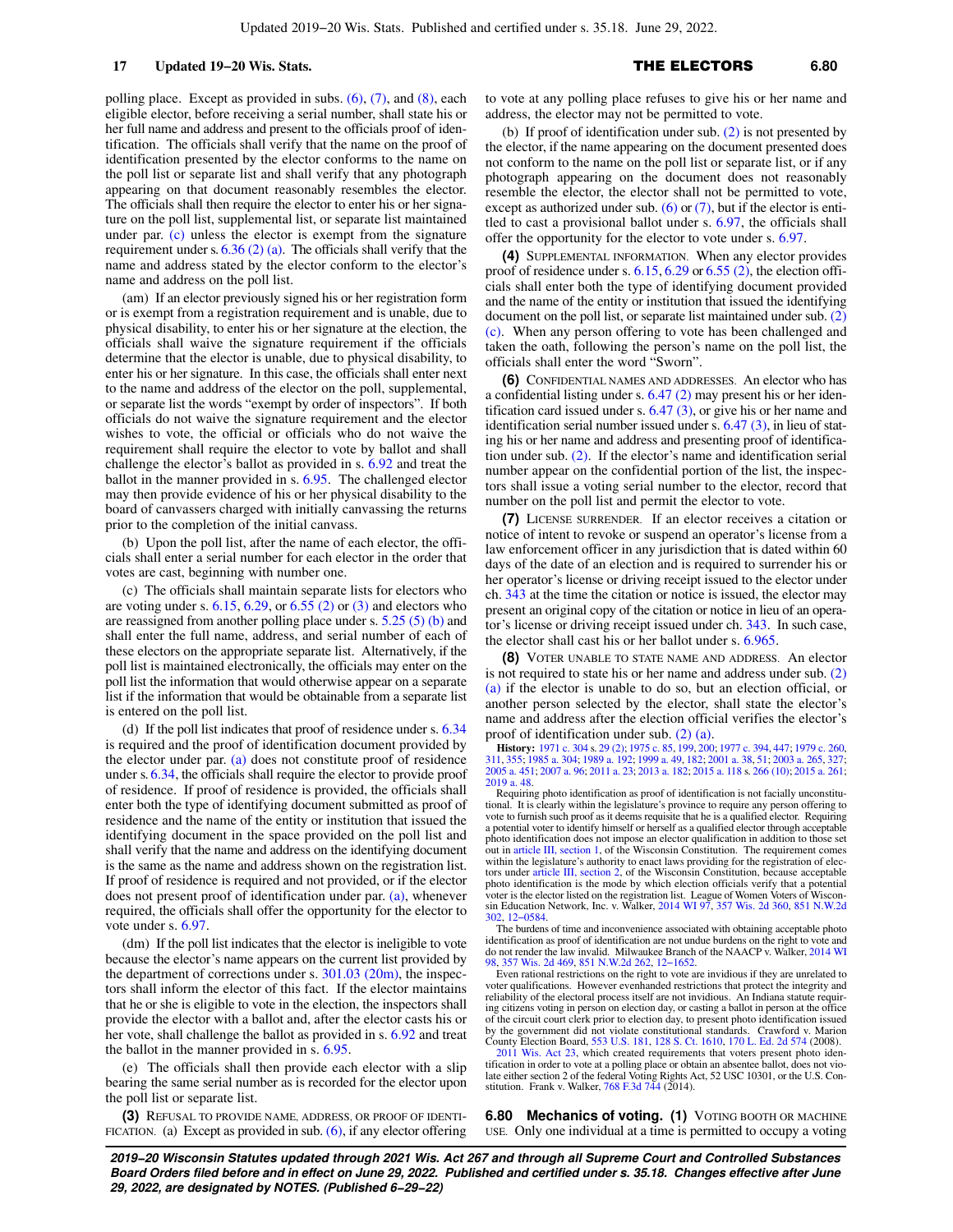polling place. Except as provided in subs. (6), (7), and (8), each eligible elector, before receiving a serial number, shall state his or her full name and address and present to the officials proof of identification. The officials shall verify that the name on the proof of identification presented by the elector conforms to the name on the poll list or separate list and shall verify that any photograph appearing on that document reasonably resembles the elector. The officials shall then require the elector to enter his or her signature on the poll list, supplemental list, or separate list maintained under par. (c) unless the elector is exempt from the signature requirement under s. 6.36 (2) (a). The officials shall verify that the name and address stated by the elector conform to the elector's name and address on the poll list.

(am) If an elector previously signed his or her registration form or is exempt from a registration requirement and is unable, due to physical disability, to enter his or her signature at the election, the officials shall waive the signature requirement if the officials determine that the elector is unable, due to physical disability, to enter his or her signature. In this case, the officials shall enter next to the name and address of the elector on the poll, supplemental, or separate list the words "exempt by order of inspectors". If both officials do not waive the signature requirement and the elector wishes to vote, the official or officials who do not waive the requirement shall require the elector to vote by ballot and shall challenge the elector's ballot as provided in s. 6.92 and treat the ballot in the manner provided in s. 6.95. The challenged elector may then provide evidence of his or her physical disability to the board of canvassers charged with initially canvassing the returns prior to the completion of the initial canvass.

(b) Upon the poll list, after the name of each elector, the officials shall enter a serial number for each elector in the order that votes are cast, beginning with number one.

(c) The officials shall maintain separate lists for electors who are voting under s. 6.15, 6.29, or 6.55 (2) or (3) and electors who are reassigned from another polling place under s. 5.25 (5) (b) and shall enter the full name, address, and serial number of each of these electors on the appropriate separate list. Alternatively, if the poll list is maintained electronically, the officials may enter on the poll list the information that would otherwise appear on a separate list if the information that would be obtainable from a separate list is entered on the poll list.

(d) If the poll list indicates that proof of residence under s. 6.34 is required and the proof of identification document provided by the elector under par. (a) does not constitute proof of residence under s. 6.34, the officials shall require the elector to provide proof of residence. If proof of residence is provided, the officials shall enter both the type of identifying document submitted as proof of residence and the name of the entity or institution that issued the identifying document in the space provided on the poll list and shall verify that the name and address on the identifying document is the same as the name and address shown on the registration list. If proof of residence is required and not provided, or if the elector does not present proof of identification under par. (a), whenever required, the officials shall offer the opportunity for the elector to vote under s. 6.97.

(dm) If the poll list indicates that the elector is ineligible to vote because the elector's name appears on the current list provided by the department of corrections under s. 301.03 (20m), the inspectors shall inform the elector of this fact. If the elector maintains that he or she is eligible to vote in the election, the inspectors shall provide the elector with a ballot and, after the elector casts his or her vote, shall challenge the ballot as provided in s. 6.92 and treat the ballot in the manner provided in s. 6.95.

(e) The officials shall then provide each elector with a slip bearing the same serial number as is recorded for the elector upon the poll list or separate list.

**(3)** REFUSAL TO PROVIDE NAME, ADDRESS, OR PROOF OF IDENTIFICATION. (a) Except as provided in sub. (6), if any elector offering to vote at any polling place refuses to give his or her name and address, the elector may not be permitted to vote.

(b) If proof of identification under sub. (2) is not presented by the elector, if the name appearing on the document presented does not conform to the name on the poll list or separate list, or if any photograph appearing on the document does not reasonably resemble the elector, the elector shall not be permitted to vote, except as authorized under sub. (6) or (7), but if the elector is entitled to cast a provisional ballot under s. 6.97, the officials shall offer the opportunity for the elector to vote under s. 6.97.

**(4)** SUPPLEMENTAL INFORMATION. When any elector provides proof of residence under s. 6.15, 6.29 or 6.55 (2), the election officials shall enter both the type of identifying document provided and the name of the entity or institution that issued the identifying document on the poll list, or separate list maintained under sub. (2) (c). When any person offering to vote has been challenged and taken the oath, following the person's name on the poll list, the officials shall enter the word "Sworn".

**(6)** CONFIDENTIAL NAMES AND ADDRESSES. An elector who has a confidential listing under s. 6.47 (2) may present his or her identification card issued under s. 6.47 (3), or give his or her name and identification serial number issued under s. 6.47 (3), in lieu of stating his or her name and address and presenting proof of identification under sub. (2). If the elector's name and identification serial number appear on the confidential portion of the list, the inspectors shall issue a voting serial number to the elector, record that number on the poll list and permit the elector to vote.

**(7)** LICENSE SURRENDER. If an elector receives a citation or notice of intent to revoke or suspend an operator's license from a law enforcement officer in any jurisdiction that is dated within 60 days of the date of an election and is required to surrender his or her operator's license or driving receipt issued to the elector under ch. 343 at the time the citation or notice is issued, the elector may present an original copy of the citation or notice in lieu of an operator's license or driving receipt issued under ch. 343. In such case, the elector shall cast his or her ballot under s. 6.965.

**(8)** VOTER UNABLE TO STATE NAME AND ADDRESS. An elector is not required to state his or her name and address under sub. (2) (a) if the elector is unable to do so, but an election official, or another person selected by the elector, shall state the elector's name and address after the election official verifies the elector's proof of identification under sub. (2) (a).

**History:** 1971 c. 304 s. 29 (2); 1975 c. 85, 199, 200; 1977 c. 394, 447; 1979 c. 260, 311, 355; 1985 a. 304; 1989 a. 192; 1999 a. 49, 182; 2001 a. 38, 51; 2003 a. 265, 327; 2005 a. 451; 2007 a. 96; 2011 a. 23; 2013 a. 182; 2015 a. 118 s. 266 (10); 2015 a. 261; 2019 a. 48.

Requiring photo identification as proof of identification is not facially unconstitutional. It is clearly within the legislature's province to require any person offering to vote to furnish such proof as it deems requisite that he is a qualified elector. Requiring a potential voter to identify himself or herself as a qualified elector through acceptable photo identification does not impose an elector qualification in addition to those set out in article III, section 1, of the Wisconsin Constitution. The requirement comes within the legislature's authority to enact laws providing for the registration of electors under article III, section 2, of the Wisconsin Constitution, because acceptable photo identification is the mode by which election officials verify that a potential voter is the elector listed on the registration list. League of Women Voters of Wisconsin Education Network, Inc. v. Walker, 2014 WI 97, 357 Wis. 2d 360, 851 N.W.2d 302, 12−0584.

The burdens of time and inconvenience associated with obtaining acceptable photo identification as proof of identification are not undue burdens on the right to vote and do not render the law invalid. Milwaukee Branch of the NAACP v. Walker, 2014 WI 98, 357 Wis. 2d 469, 851 N.W.2d 262, 12−1652.

Even rational restrictions on the right to vote are invidious if they are unrelated to voter qualifications. However evenhanded restrictions that protect the integrity and reliability of the electoral process itself are not invidious. An Indiana statute requiring citizens voting in person on election day, or casting a ballot in person at the office of the circuit court clerk prior to election day, to present photo identification issued by the government did not violate constitutional standards. Crawford v. Marion County Election Board, 553 U.S. 181, 128 S. Ct. 1610, 170 L. Ed. 2d 574 (2008).

2011 Wis. Act 23, which created requirements that voters present photo identification in order to vote at a polling place or obtain an absentee ballot, does not violate either section 2 of the federal Voting Rights Act, 52 USC 10301, or the U.S. Constitution. Frank v. Walker, 768 F.3d 744 (2014).

## 6.80 Mechanics of voting.

**(1)** VOTING BOOTH OR MACHINE USE. Only one individual at a time is permitted to occupy a voting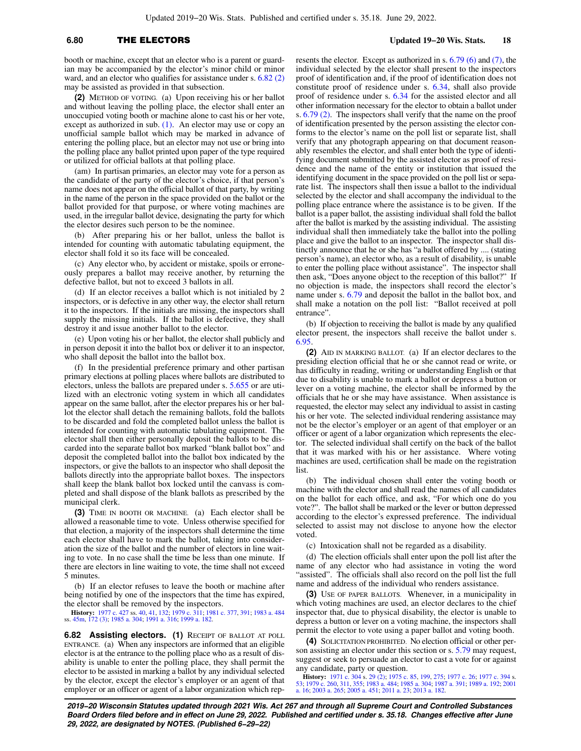booth or machine, except that an elector who is a parent or guardian may be accompanied by the elector's minor child or minor ward, and an elector who qualifies for assistance under s. 6.82 (2) may be assisted as provided in that subsection.

**(2)** METHOD OF VOTING. (a) Upon receiving his or her ballot and without leaving the polling place, the elector shall enter an unoccupied voting booth or machine alone to cast his or her vote, except as authorized in sub. (1). An elector may use or copy an unofficial sample ballot which may be marked in advance of entering the polling place, but an elector may not use or bring into the polling place any ballot printed upon paper of the type required or utilized for official ballots at that polling place.

(am) In partisan primaries, an elector may vote for a person as the candidate of the party of the elector's choice, if that person's name does not appear on the official ballot of that party, by writing in the name of the person in the space provided on the ballot or the ballot provided for that purpose, or where voting machines are used, in the irregular ballot device, designating the party for which the elector desires such person to be the nominee.

(b) After preparing his or her ballot, unless the ballot is intended for counting with automatic tabulating equipment, the elector shall fold it so its face will be concealed.

(c) Any elector who, by accident or mistake, spoils or erroneously prepares a ballot may receive another, by returning the defective ballot, but not to exceed 3 ballots in all.

(d) If an elector receives a ballot which is not initialed by 2 inspectors, or is defective in any other way, the elector shall return it to the inspectors. If the initials are missing, the inspectors shall supply the missing initials. If the ballot is defective, they shall destroy it and issue another ballot to the elector.

(e) Upon voting his or her ballot, the elector shall publicly and in person deposit it into the ballot box or deliver it to an inspector, who shall deposit the ballot into the ballot box.

(f) In the presidential preference primary and other partisan primary elections at polling places where ballots are distributed to electors, unless the ballots are prepared under s. 5.655 or are utilized with an electronic voting system in which all candidates appear on the same ballot, after the elector prepares his or her ballot the elector shall detach the remaining ballots, fold the ballots to be discarded and fold the completed ballot unless the ballot is intended for counting with automatic tabulating equipment. The elector shall then either personally deposit the ballots to be discarded into the separate ballot box marked "blank ballot box" and deposit the completed ballot into the ballot box indicated by the inspectors, or give the ballots to an inspector who shall deposit the ballots directly into the appropriate ballot boxes. The inspectors shall keep the blank ballot box locked until the canvass is completed and shall dispose of the blank ballots as prescribed by the municipal clerk.

**(3)** TIME IN BOOTH OR MACHINE. (a) Each elector shall be allowed a reasonable time to vote. Unless otherwise specified for that election, a majority of the inspectors shall determine the time each elector shall have to mark the ballot, taking into consideration the size of the ballot and the number of electors in line waiting to vote. In no case shall the time be less than one minute. If there are electors in line waiting to vote, the time shall not exceed 5 minutes.

(b) If an elector refuses to leave the booth or machine after being notified by one of the inspectors that the time has expired, the elector shall be removed by the inspectors.

**History:** 1977 c. 427 ss. 40, 41, 132; 1979 c. 311; 1981 c. 377, 391; 1983 a. 484 ss. 45m, 172 (3); 1985 a. 304; 1991 a. 316; 1999 a. 182.

**6.82 Assisting electors. (1)** RECEIPT OF BALLOT AT POLL ENTRANCE. (a) When any inspectors are informed that an eligible elector is at the entrance to the polling place who as a result of disability is unable to enter the polling place, they shall permit the elector to be assisted in marking a ballot by any individual selected by the elector, except the elector's employer or an agent of that employer or an officer or agent of a labor organization which represents the elector. Except as authorized in s. 6.79 (6) and (7), the individual selected by the elector shall present to the inspectors proof of identification and, if the proof of identification does not constitute proof of residence under s. 6.34, shall also provide proof of residence under s. 6.34 for the assisted elector and all other information necessary for the elector to obtain a ballot under s. 6.79 (2). The inspectors shall verify that the name on the proof of identification presented by the person assisting the elector conforms to the elector's name on the poll list or separate list, shall verify that any photograph appearing on that document reasonably resembles the elector, and shall enter both the type of identifying document submitted by the assisted elector as proof of residence and the name of the entity or institution that issued the identifying document in the space provided on the poll list or separate list. The inspectors shall then issue a ballot to the individual selected by the elector and shall accompany the individual to the polling place entrance where the assistance is to be given. If the ballot is a paper ballot, the assisting individual shall fold the ballot after the ballot is marked by the assisting individual. The assisting individual shall then immediately take the ballot into the polling place and give the ballot to an inspector. The inspector shall distinctly announce that he or she has "a ballot offered by .... (stating person's name), an elector who, as a result of disability, is unable to enter the polling place without assistance". The inspector shall then ask, "Does anyone object to the reception of this ballot?" If no objection is made, the inspectors shall record the elector's name under s. 6.79 and deposit the ballot in the ballot box, and shall make a notation on the poll list: "Ballot received at poll entrance".

(b) If objection to receiving the ballot is made by any qualified elector present, the inspectors shall receive the ballot under s. 6.95.

**(2)** AID IN MARKING BALLOT. (a) If an elector declares to the presiding election official that he or she cannot read or write, or has difficulty in reading, writing or understanding English or that due to disability is unable to mark a ballot or depress a button or lever on a voting machine, the elector shall be informed by the officials that he or she may have assistance. When assistance is requested, the elector may select any individual to assist in casting his or her vote. The selected individual rendering assistance may not be the elector's employer or an agent of that employer or an officer or agent of a labor organization which represents the elector. The selected individual shall certify on the back of the ballot that it was marked with his or her assistance. Where voting machines are used, certification shall be made on the registration list.

(b) The individual chosen shall enter the voting booth or machine with the elector and shall read the names of all candidates on the ballot for each office, and ask, "For which one do you vote?". The ballot shall be marked or the lever or button depressed according to the elector's expressed preference. The individual selected to assist may not disclose to anyone how the elector voted.

(c) Intoxication shall not be regarded as a disability.

(d) The election officials shall enter upon the poll list after the name of any elector who had assistance in voting the word "assisted". The officials shall also record on the poll list the full name and address of the individual who renders assistance.

**(3)** USE OF PAPER BALLOTS. Whenever, in a municipality in which voting machines are used, an elector declares to the chief inspector that, due to physical disability, the elector is unable to depress a button or lever on a voting machine, the inspectors shall permit the elector to vote using a paper ballot and voting booth.

**(4)** SOLICITATION PROHIBITED. No election official or other person assisting an elector under this section or s. 5.79 may request, suggest or seek to persuade an elector to cast a vote for or against any candidate, party or question.

**History:** 1971 c. 304 s. 29 (2); 1975 c. 85, 199, 275; 1977 c. 26; 1977 c. 394 s. 53; 1979 c. 260, 311, 355; 1983 a. 484; 1985 a. 304; 1987 a. 391; 1989 a. 192; 2001 a. 16; 2003 a. 265; 2005 a. 451; 2011 a. 23; 2013 a. 182.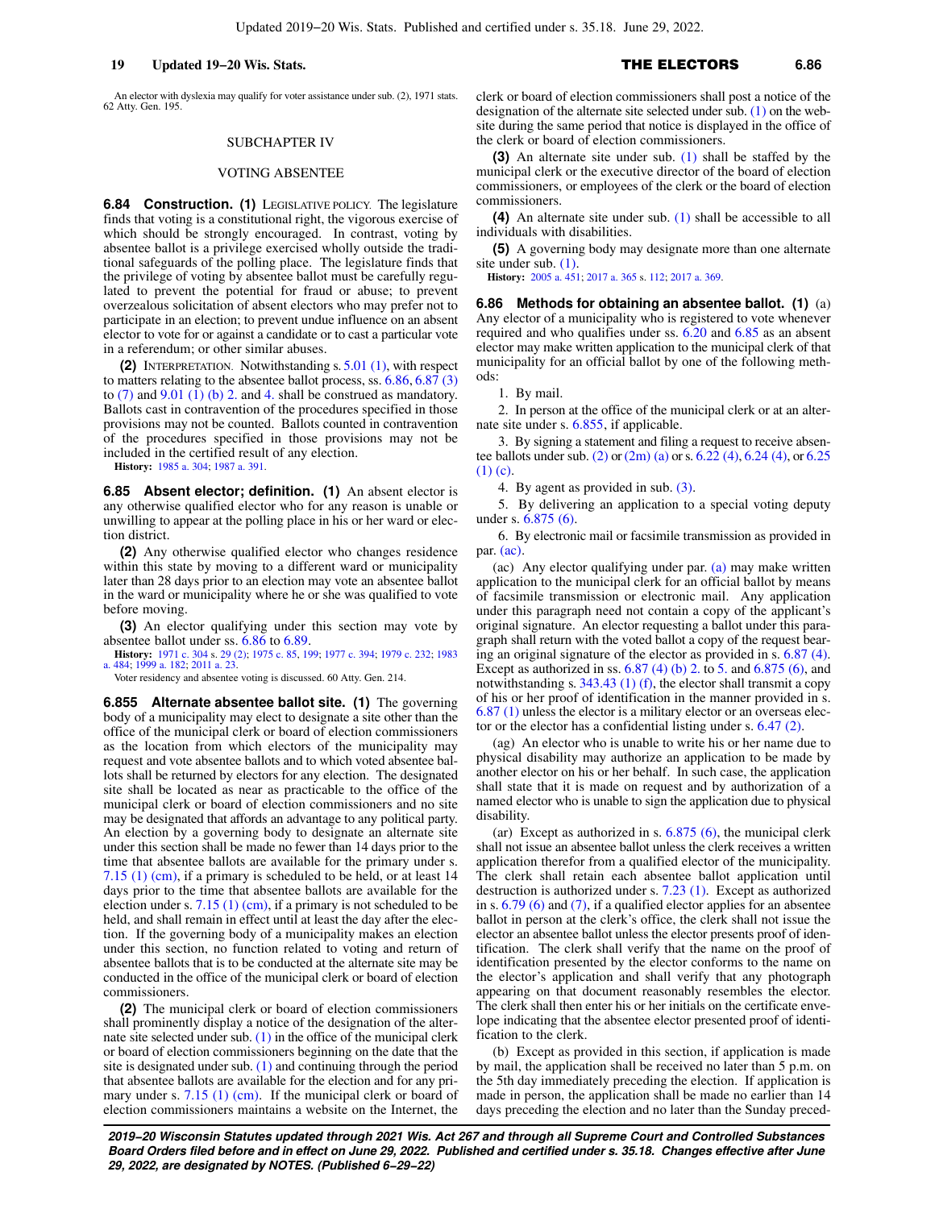An elector with dyslexia may qualify for voter assistance under sub. (2), 1971 stats. 62 Atty. Gen. 195.

## SUBCHAPTER IV

## VOTING ABSENTEE

**6.84 Construction. (1)** LEGISLATIVE POLICY. The legislature finds that voting is a constitutional right, the vigorous exercise of which should be strongly encouraged. In contrast, voting by absentee ballot is a privilege exercised wholly outside the traditional safeguards of the polling place. The legislature finds that the privilege of voting by absentee ballot must be carefully regulated to prevent the potential for fraud or abuse; to prevent overzealous solicitation of absent electors who may prefer not to participate in an election; to prevent undue influence on an absent elector to vote for or against a candidate or to cast a particular vote in a referendum; or other similar abuses.

**(2)** INTERPRETATION. Notwithstanding s. 5.01 (1), with respect to matters relating to the absentee ballot process, ss. 6.86, 6.87 (3) to (7) and 9.01 (1) (b) 2. and 4. shall be construed as mandatory. Ballots cast in contravention of the procedures specified in those provisions may not be counted. Ballots counted in contravention of the procedures specified in those provisions may not be included in the certified result of any election.

**History:** 1985 a. 304; 1987 a. 391.

**6.85 Absent elector; definition. (1)** An absent elector is any otherwise qualified elector who for any reason is unable or unwilling to appear at the polling place in his or her ward or election district.

**(2)** Any otherwise qualified elector who changes residence within this state by moving to a different ward or municipality later than 28 days prior to an election may vote an absentee ballot in the ward or municipality where he or she was qualified to vote before moving.

**(3)** An elector qualifying under this section may vote by absentee ballot under ss. 6.86 to 6.89.

**History:** 1971 c. 304 s. 29 (2); 1975 c. 85, 199; 1977 c. 394; 1979 c. 232; 1983 a. 484; 1999 a. 182; 2011 a. 23.

Voter residency and absentee voting is discussed. 60 Atty. Gen. 214.

**6.855 Alternate absentee ballot site. (1)** The governing body of a municipality may elect to designate a site other than the office of the municipal clerk or board of election commissioners as the location from which electors of the municipality may request and vote absentee ballots and to which voted absentee ballots shall be returned by electors for any election. The designated site shall be located as near as practicable to the office of the municipal clerk or board of election commissioners and no site may be designated that affords an advantage to any political party. An election by a governing body to designate an alternate site under this section shall be made no fewer than 14 days prior to the time that absentee ballots are available for the primary under s. 7.15 (1) (cm), if a primary is scheduled to be held, or at least 14 days prior to the time that absentee ballots are available for the election under s. 7.15 (1) (cm), if a primary is not scheduled to be held, and shall remain in effect until at least the day after the election. If the governing body of a municipality makes an election under this section, no function related to voting and return of absentee ballots that is to be conducted at the alternate site may be conducted in the office of the municipal clerk or board of election commissioners.

**(2)** The municipal clerk or board of election commissioners shall prominently display a notice of the designation of the alternate site selected under sub. (1) in the office of the municipal clerk or board of election commissioners beginning on the date that the site is designated under sub. (1) and continuing through the period that absentee ballots are available for the election and for any primary under s. 7.15 (1) (cm). If the municipal clerk or board of election commissioners maintains a website on the Internet, the clerk or board of election commissioners shall post a notice of the designation of the alternate site selected under sub. (1) on the website during the same period that notice is displayed in the office of the clerk or board of election commissioners.

**(3)** An alternate site under sub. (1) shall be staffed by the municipal clerk or the executive director of the board of election commissioners, or employees of the clerk or the board of election commissioners.

**(4)** An alternate site under sub. (1) shall be accessible to all individuals with disabilities.

**(5)** A governing body may designate more than one alternate site under sub. (1).

**History:** 2005 a. 451; 2017 a. 365 s. 112; 2017 a. 369.

**6.86 Methods for obtaining an absentee ballot. (1)** (a) Any elector of a municipality who is registered to vote whenever required and who qualifies under ss. 6.20 and 6.85 as an absent elector may make written application to the municipal clerk of that municipality for an official ballot by one of the following methods:

1. By mail.

2. In person at the office of the municipal clerk or at an alternate site under s. 6.855, if applicable.

3. By signing a statement and filing a request to receive absentee ballots under sub. (2) or (2m) (a) or s. 6.22 (4), 6.24 (4), or 6.25 (1) (c).

4. By agent as provided in sub. (3).

5. By delivering an application to a special voting deputy under s. 6.875 (6).

6. By electronic mail or facsimile transmission as provided in par. (ac).

(ac) Any elector qualifying under par. (a) may make written application to the municipal clerk for an official ballot by means of facsimile transmission or electronic mail. Any application under this paragraph need not contain a copy of the applicant's original signature. An elector requesting a ballot under this paragraph shall return with the voted ballot a copy of the request bearing an original signature of the elector as provided in s. 6.87 (4). Except as authorized in ss. 6.87 (4) (b) 2. to 5. and 6.875 (6), and notwithstanding s. 343.43 (1) (f), the elector shall transmit a copy of his or her proof of identification in the manner provided in s. 6.87 (1) unless the elector is a military elector or an overseas elector or the elector has a confidential listing under s. 6.47 (2).

(ag) An elector who is unable to write his or her name due to physical disability may authorize an application to be made by another elector on his or her behalf. In such case, the application shall state that it is made on request and by authorization of a named elector who is unable to sign the application due to physical disability.

(ar) Except as authorized in s. 6.875 (6), the municipal clerk shall not issue an absentee ballot unless the clerk receives a written application therefor from a qualified elector of the municipality. The clerk shall retain each absentee ballot application until destruction is authorized under s. 7.23 (1). Except as authorized in s. 6.79 (6) and (7), if a qualified elector applies for an absentee ballot in person at the clerk's office, the clerk shall not issue the elector an absentee ballot unless the elector presents proof of identification. The clerk shall verify that the name on the proof of identification presented by the elector conforms to the name on the elector's application and shall verify that any photograph appearing on that document reasonably resembles the elector. The clerk shall then enter his or her initials on the certificate envelope indicating that the absentee elector presented proof of identification to the clerk.

(b) Except as provided in this section, if application is made by mail, the application shall be received no later than 5 p.m. on the 5th day immediately preceding the election. If application is made in person, the application shall be made no earlier than 14 days preceding the election and no later than the Sunday preced-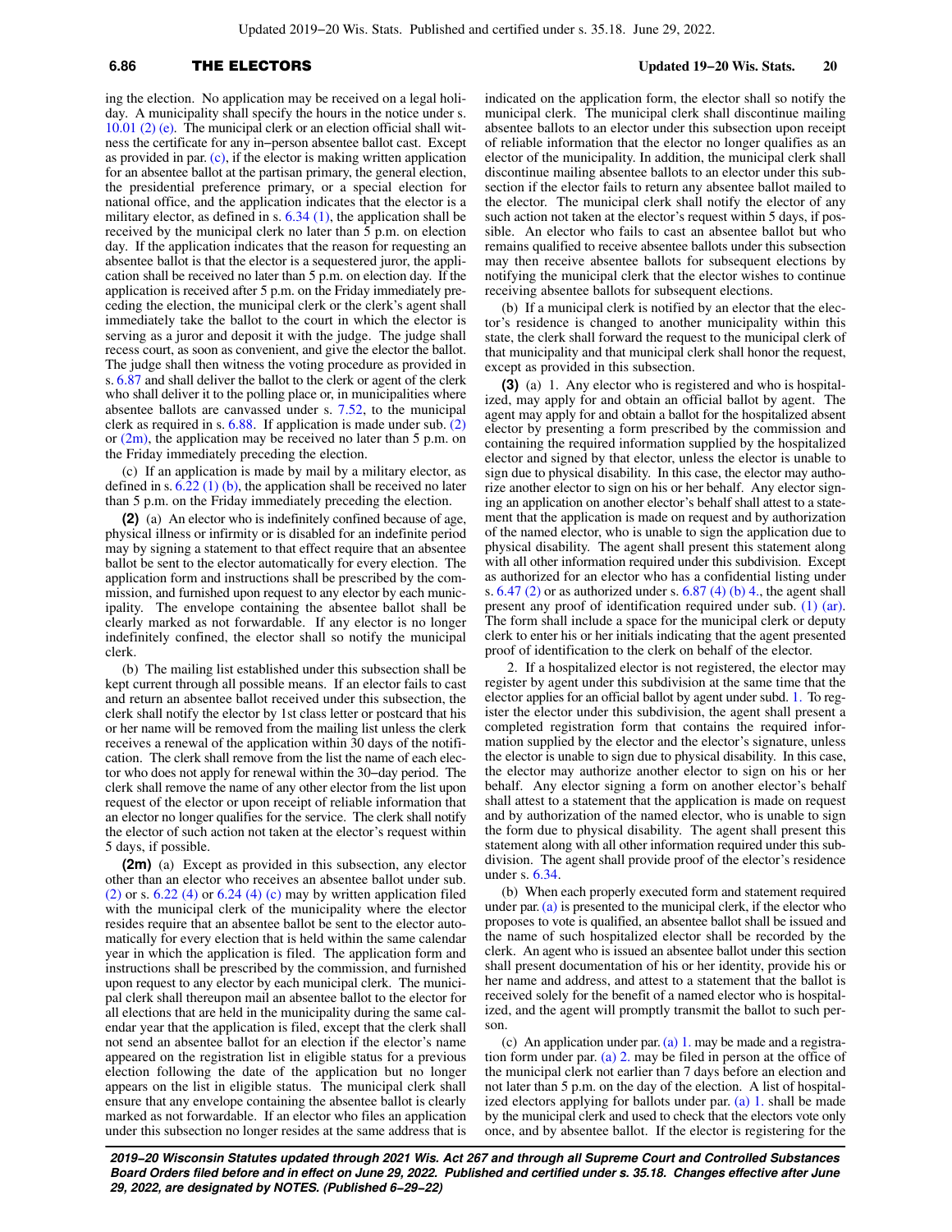ing the election. No application may be received on a legal holiday. A municipality shall specify the hours in the notice under s. 10.01 (2) (e). The municipal clerk or an election official shall witness the certificate for any in−person absentee ballot cast. Except as provided in par. (c), if the elector is making written application for an absentee ballot at the partisan primary, the general election, the presidential preference primary, or a special election for national office, and the application indicates that the elector is a military elector, as defined in s. 6.34 (1), the application shall be received by the municipal clerk no later than 5 p.m. on election day. If the application indicates that the reason for requesting an absentee ballot is that the elector is a sequestered juror, the application shall be received no later than 5 p.m. on election day. If the application is received after 5 p.m. on the Friday immediately preceding the election, the municipal clerk or the clerk's agent shall immediately take the ballot to the court in which the elector is serving as a juror and deposit it with the judge. The judge shall recess court, as soon as convenient, and give the elector the ballot. The judge shall then witness the voting procedure as provided in s. 6.87 and shall deliver the ballot to the clerk or agent of the clerk who shall deliver it to the polling place or, in municipalities where absentee ballots are canvassed under s. 7.52, to the municipal clerk as required in s. 6.88. If application is made under sub. (2) or (2m), the application may be received no later than 5 p.m. on the Friday immediately preceding the election.

(c) If an application is made by mail by a military elector, as defined in s. 6.22 (1) (b), the application shall be received no later than 5 p.m. on the Friday immediately preceding the election.

**(2)** (a) An elector who is indefinitely confined because of age, physical illness or infirmity or is disabled for an indefinite period may by signing a statement to that effect require that an absentee ballot be sent to the elector automatically for every election. The application form and instructions shall be prescribed by the commission, and furnished upon request to any elector by each municipality. The envelope containing the absentee ballot shall be clearly marked as not forwardable. If any elector is no longer indefinitely confined, the elector shall so notify the municipal clerk.

(b) The mailing list established under this subsection shall be kept current through all possible means. If an elector fails to cast and return an absentee ballot received under this subsection, the clerk shall notify the elector by 1st class letter or postcard that his or her name will be removed from the mailing list unless the clerk receives a renewal of the application within 30 days of the notification. The clerk shall remove from the list the name of each elector who does not apply for renewal within the 30−day period. The clerk shall remove the name of any other elector from the list upon request of the elector or upon receipt of reliable information that an elector no longer qualifies for the service. The clerk shall notify the elector of such action not taken at the elector's request within 5 days, if possible.

**(2m)** (a) Except as provided in this subsection, any elector other than an elector who receives an absentee ballot under sub. (2) or s. 6.22 (4) or 6.24 (4) (c) may by written application filed with the municipal clerk of the municipality where the elector resides require that an absentee ballot be sent to the elector automatically for every election that is held within the same calendar year in which the application is filed. The application form and instructions shall be prescribed by the commission, and furnished upon request to any elector by each municipal clerk. The municipal clerk shall thereupon mail an absentee ballot to the elector for all elections that are held in the municipality during the same calendar year that the application is filed, except that the clerk shall not send an absentee ballot for an election if the elector's name appeared on the registration list in eligible status for a previous election following the date of the application but no longer appears on the list in eligible status. The municipal clerk shall ensure that any envelope containing the absentee ballot is clearly marked as not forwardable. If an elector who files an application under this subsection no longer resides at the same address that is indicated on the application form, the elector shall so notify the municipal clerk. The municipal clerk shall discontinue mailing absentee ballots to an elector under this subsection upon receipt of reliable information that the elector no longer qualifies as an elector of the municipality. In addition, the municipal clerk shall discontinue mailing absentee ballots to an elector under this subsection if the elector fails to return any absentee ballot mailed to the elector. The municipal clerk shall notify the elector of any such action not taken at the elector's request within 5 days, if possible. An elector who fails to cast an absentee ballot but who remains qualified to receive absentee ballots under this subsection may then receive absentee ballots for subsequent elections by notifying the municipal clerk that the elector wishes to continue receiving absentee ballots for subsequent elections.

(b) If a municipal clerk is notified by an elector that the elector's residence is changed to another municipality within this state, the clerk shall forward the request to the municipal clerk of that municipality and that municipal clerk shall honor the request, except as provided in this subsection.

**(3)** (a) 1. Any elector who is registered and who is hospitalized, may apply for and obtain an official ballot by agent. The agent may apply for and obtain a ballot for the hospitalized absent elector by presenting a form prescribed by the commission and containing the required information supplied by the hospitalized elector and signed by that elector, unless the elector is unable to sign due to physical disability. In this case, the elector may authorize another elector to sign on his or her behalf. Any elector signing an application on another elector's behalf shall attest to a statement that the application is made on request and by authorization of the named elector, who is unable to sign the application due to physical disability. The agent shall present this statement along with all other information required under this subdivision. Except as authorized for an elector who has a confidential listing under s. 6.47 (2) or as authorized under s. 6.87 (4) (b) 4., the agent shall present any proof of identification required under sub. (1) (ar). The form shall include a space for the municipal clerk or deputy clerk to enter his or her initials indicating that the agent presented proof of identification to the clerk on behalf of the elector.

2. If a hospitalized elector is not registered, the elector may register by agent under this subdivision at the same time that the elector applies for an official ballot by agent under subd. 1. To register the elector under this subdivision, the agent shall present a completed registration form that contains the required information supplied by the elector and the elector's signature, unless the elector is unable to sign due to physical disability. In this case, the elector may authorize another elector to sign on his or her behalf. Any elector signing a form on another elector's behalf shall attest to a statement that the application is made on request and by authorization of the named elector, who is unable to sign the form due to physical disability. The agent shall present this statement along with all other information required under this subdivision. The agent shall provide proof of the elector's residence under s. 6.34.

(b) When each properly executed form and statement required under par. (a) is presented to the municipal clerk, if the elector who proposes to vote is qualified, an absentee ballot shall be issued and the name of such hospitalized elector shall be recorded by the clerk. An agent who is issued an absentee ballot under this section shall present documentation of his or her identity, provide his or her name and address, and attest to a statement that the ballot is received solely for the benefit of a named elector who is hospitalized, and the agent will promptly transmit the ballot to such person.

(c) An application under par. (a) 1. may be made and a registration form under par. (a) 2. may be filed in person at the office of the municipal clerk not earlier than 7 days before an election and not later than 5 p.m. on the day of the election. A list of hospitalized electors applying for ballots under par. (a) 1. shall be made by the municipal clerk and used to check that the electors vote only once, and by absentee ballot. If the elector is registering for the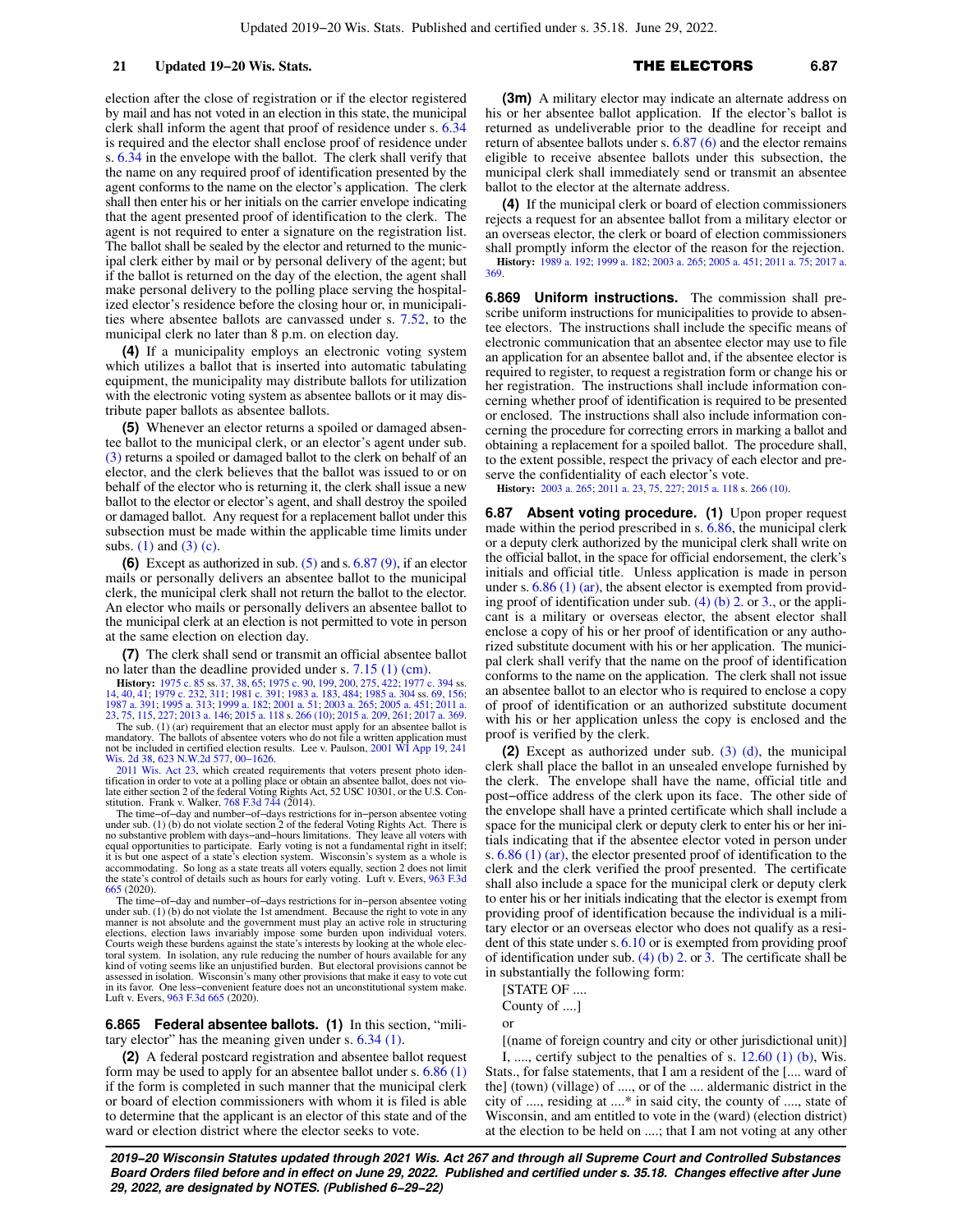election after the close of registration or if the elector registered by mail and has not voted in an election in this state, the municipal clerk shall inform the agent that proof of residence under s. 6.34 is required and the elector shall enclose proof of residence under s. 6.34 in the envelope with the ballot. The clerk shall verify that the name on any required proof of identification presented by the agent conforms to the name on the elector's application. The clerk shall then enter his or her initials on the carrier envelope indicating that the agent presented proof of identification to the clerk. The agent is not required to enter a signature on the registration list. The ballot shall be sealed by the elector and returned to the municipal clerk either by mail or by personal delivery of the agent; but if the ballot is returned on the day of the election, the agent shall make personal delivery to the polling place serving the hospitalized elector's residence before the closing hour or, in municipalities where absentee ballots are canvassed under s. 7.52, to the municipal clerk no later than 8 p.m. on election day.

**(4)** If a municipality employs an electronic voting system which utilizes a ballot that is inserted into automatic tabulating equipment, the municipality may distribute ballots for utilization with the electronic voting system as absentee ballots or it may distribute paper ballots as absentee ballots.

**(5)** Whenever an elector returns a spoiled or damaged absentee ballot to the municipal clerk, or an elector's agent under sub. (3) returns a spoiled or damaged ballot to the clerk on behalf of an elector, and the clerk believes that the ballot was issued to or on behalf of the elector who is returning it, the clerk shall issue a new ballot to the elector or elector's agent, and shall destroy the spoiled or damaged ballot. Any request for a replacement ballot under this subsection must be made within the applicable time limits under subs. (1) and (3) (c).

**(6)** Except as authorized in sub. (5) and s. 6.87 (9), if an elector mails or personally delivers an absentee ballot to the municipal clerk, the municipal clerk shall not return the ballot to the elector. An elector who mails or personally delivers an absentee ballot to the municipal clerk at an election is not permitted to vote in person at the same election on election day.

**(7)** The clerk shall send or transmit an official absentee ballot no later than the deadline provided under s. 7.15 (1) (cm).

**History:** 1975 c. 85 ss. 37, 38, 65; 1975 c. 90, 199, 200, 275, 422; 1977 c. 394 ss. 14, 40, 41; 1979 c. 232, 311; 1981 c. 391; 1983 a. 183, 484; 1985 a. 304 ss. 69, 156; 1987 a. 391; 1995 a. 313; 1999 a. 182; 2001 a. 51; 2003 a. 265; 2005 a. 451; 2011 a. 23, 75, 115, 227; 2013 a. 146; 2015 a. 118 s. 266 (10); 2015 a. 209, 261; 2017 a. 369.

The sub. (1) (ar) requirement that an elector must apply for an absentee ballot is mandatory. The ballots of absentee voters who do not file a written application must not be included in certified election results. Lee v. Paulson, 2001 WI App 19, 241 Wis. 2d 38, 623 N.W.2d 577, 00-1626.

2011 Wis. Act 23, which created requirements that voters present photo identification in order to vote at a polling place or obtain an absentee ballot, does not violate either section 2 of the federal Voting Rights Act, 52 USC 10301, or the U.S. Constitution. Frank v. Walker, 768 F.3d 744 (2014).

The time-of-day and number-of-days restrictions for in-person absentee voting under sub. (1) (b) do not violate section 2 of the federal Voting Rights Act. There is no substantive problem with days-and-hours limitations. They leave all voters with equal opportunities to participate. Early voting is not a fundamental right in itself; it is but one aspect of a state's election system. Wisconsin's system as a whole is accommodating. So long as a state treats all voters equally, section 2 does not limit the state's control of details such as hours for early voting. Luft v. Evers, 963 F.3d 665 (2020).

The time-of-day and number-of-days restrictions for in-person absentee voting under sub. (1) (b) do not violate the 1st amendment. Because the right to vote in any manner is not absolute and the government must play an active role in structuring elections, election laws invariably impose some burden upon individual voters. Courts weigh these burdens against the state's interests by looking at the whole electoral system. In isolation, any rule reducing the number of hours available for any kind of voting seems like an unjustified burden. But electoral provisions cannot be assessed in isolation. Wisconsin's many other provisions that make it easy to vote cut in its favor. One less-convenient feature does not an unconstitutional system make. Luft v. Evers, 963 F.3d 665 (2020).

**6.865 Federal absentee ballots.** **(1)** In this section, "military elector" has the meaning given under s. 6.34 (1).

**(2)** A federal postcard registration and absentee ballot request form may be used to apply for an absentee ballot under s. 6.86 (1) if the form is completed in such manner that the municipal clerk or board of election commissioners with whom it is filed is able to determine that the applicant is an elector of this state and of the ward or election district where the elector seeks to vote.

**(3m)** A military elector may indicate an alternate address on his or her absentee ballot application. If the elector's ballot is returned as undeliverable prior to the deadline for receipt and return of absentee ballots under s. 6.87 (6) and the elector remains eligible to receive absentee ballots under this subsection, the municipal clerk shall immediately send or transmit an absentee ballot to the elector at the alternate address.

**(4)** If the municipal clerk or board of election commissioners rejects a request for an absentee ballot from a military elector or an overseas elector, the clerk or board of election commissioners shall promptly inform the elector of the reason for the rejection.

**History:** 1989 a. 192; 1999 a. 182; 2003 a. 265; 2005 a. 451; 2011 a. 75; 2017 a. 369.

**6.869 Uniform instructions.** The commission shall prescribe uniform instructions for municipalities to provide to absentee electors. The instructions shall include the specific means of electronic communication that an absentee elector may use to file an application for an absentee ballot and, if the absentee elector is required to register, to request a registration form or change his or her registration. The instructions shall include information concerning whether proof of identification is required to be presented or enclosed. The instructions shall also include information concerning the procedure for correcting errors in marking a ballot and obtaining a replacement for a spoiled ballot. The procedure shall, to the extent possible, respect the privacy of each elector and preserve the confidentiality of each elector's vote.

**History:** 2003 a. 265; 2011 a. 23, 75, 227; 2015 a. 118 s. 266 (10).

**6.87 Absent voting procedure.** **(1)** Upon proper request made within the period prescribed in s. 6.86, the municipal clerk or a deputy clerk authorized by the municipal clerk shall write on the official ballot, in the space for official endorsement, the clerk's initials and official title. Unless application is made in person under s. 6.86 (1) (ar), the absent elector is exempted from providing proof of identification under sub. (4) (b) 2. or 3., or the applicant is a military or overseas elector, the absent elector shall enclose a copy of his or her proof of identification or any authorized substitute document with his or her application. The municipal clerk shall verify that the name on the proof of identification conforms to the name on the application. The clerk shall not issue an absentee ballot to an elector who is required to enclose a copy of proof of identification or an authorized substitute document with his or her application unless the copy is enclosed and the proof is verified by the clerk.

**(2)** Except as authorized under sub. (3) (d), the municipal clerk shall place the ballot in an unsealed envelope furnished by the clerk. The envelope shall have the name, official title and post-office address of the clerk upon its face. The other side of the envelope shall have a printed certificate which shall include a space for the municipal clerk or deputy clerk to enter his or her initials indicating that if the absentee elector voted in person under s. 6.86 (1) (ar), the elector presented proof of identification to the clerk and the clerk verified the proof presented. The certificate shall also include a space for the municipal clerk or deputy clerk to enter his or her initials indicating that the elector is exempt from providing proof of identification because the individual is a military elector or an overseas elector who does not qualify as a resident of this state under s. 6.10 or is exempted from providing proof of identification under sub. (4) (b) 2. or 3. The certificate shall be in substantially the following form:

[STATE OF ....

County of ....]

or

[(name of foreign country and city or other jurisdictional unit)]

I, ...., certify subject to the penalties of s. 12.60 (1) (b), Wis. Stats., for false statements, that I am a resident of the [.... ward of the] (town) (village) of ...., or of the .... aldermanic district in the city of ...., residing at ....* in said city, the county of ...., state of Wisconsin, and am entitled to vote in the (ward) (election district) at the election to be held on ....; that I am not voting at any other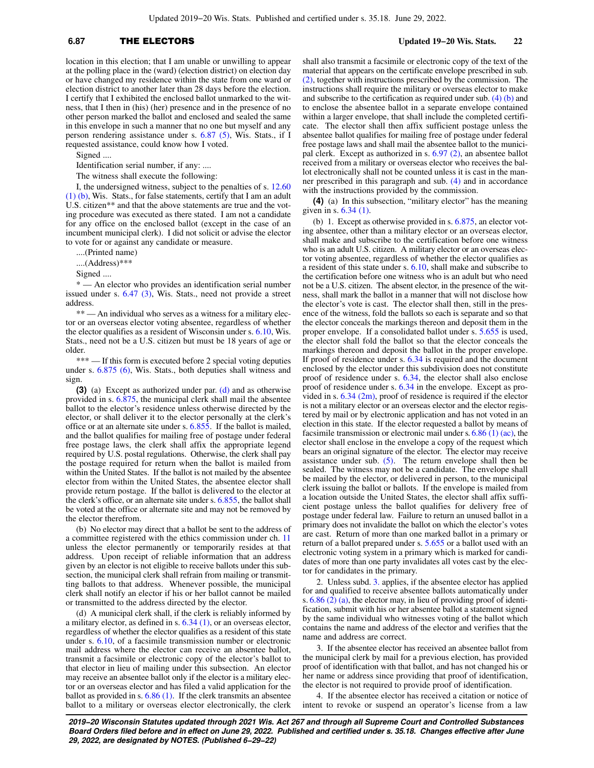location in this election; that I am unable or unwilling to appear at the polling place in the (ward) (election district) on election day or have changed my residence within the state from one ward or election district to another later than 28 days before the election. I certify that I exhibited the enclosed ballot unmarked to the witness, that I then in (his) (her) presence and in the presence of no other person marked the ballot and enclosed and sealed the same in this envelope in such a manner that no one but myself and any person rendering assistance under s. 6.87 (5), Wis. Stats., if I requested assistance, could know how I voted.

Signed ....

Identification serial number, if any: ....

The witness shall execute the following:

I, the undersigned witness, subject to the penalties of s. 12.60 (1) (b), Wis. Stats., for false statements, certify that I am an adult U.S. citizen** and that the above statements are true and the voting procedure was executed as there stated. I am not a candidate for any office on the enclosed ballot (except in the case of an incumbent municipal clerk). I did not solicit or advise the elector to vote for or against any candidate or measure.

....(Printed name)

....(Address)***

Signed ....

* — An elector who provides an identification serial number issued under s. 6.47 (3), Wis. Stats., need not provide a street address.

** — An individual who serves as a witness for a military elector or an overseas elector voting absentee, regardless of whether the elector qualifies as a resident of Wisconsin under s. 6.10, Wis. Stats., need not be a U.S. citizen but must be 18 years of age or older.

*** — If this form is executed before 2 special voting deputies under s. 6.875 (6), Wis. Stats., both deputies shall witness and sign.

**(3)** (a) Except as authorized under par. (d) and as otherwise provided in s. 6.875, the municipal clerk shall mail the absentee ballot to the elector's residence unless otherwise directed by the elector, or shall deliver it to the elector personally at the clerk's office or at an alternate site under s. 6.855. If the ballot is mailed, and the ballot qualifies for mailing free of postage under federal free postage laws, the clerk shall affix the appropriate legend required by U.S. postal regulations. Otherwise, the clerk shall pay the postage required for return when the ballot is mailed from within the United States. If the ballot is not mailed by the absentee elector from within the United States, the absentee elector shall provide return postage. If the ballot is delivered to the elector at the clerk's office, or an alternate site under s. 6.855, the ballot shall be voted at the office or alternate site and may not be removed by the elector therefrom.

(b) No elector may direct that a ballot be sent to the address of a committee registered with the ethics commission under ch. 11 unless the elector permanently or temporarily resides at that address. Upon receipt of reliable information that an address given by an elector is not eligible to receive ballots under this subsection, the municipal clerk shall refrain from mailing or transmitting ballots to that address. Whenever possible, the municipal clerk shall notify an elector if his or her ballot cannot be mailed or transmitted to the address directed by the elector.

(d) A municipal clerk shall, if the clerk is reliably informed by a military elector, as defined in s. 6.34 (1), or an overseas elector, regardless of whether the elector qualifies as a resident of this state under s. 6.10, of a facsimile transmission number or electronic mail address where the elector can receive an absentee ballot, transmit a facsimile or electronic copy of the elector's ballot to that elector in lieu of mailing under this subsection. An elector may receive an absentee ballot only if the elector is a military elector or an overseas elector and has filed a valid application for the ballot as provided in s. 6.86 (1). If the clerk transmits an absentee ballot to a military or overseas elector electronically, the clerk shall also transmit a facsimile or electronic copy of the text of the material that appears on the certificate envelope prescribed in sub. (2), together with instructions prescribed by the commission. The instructions shall require the military or overseas elector to make and subscribe to the certification as required under sub. (4) (b) and to enclose the absentee ballot in a separate envelope contained within a larger envelope, that shall include the completed certificate. The elector shall then affix sufficient postage unless the absentee ballot qualifies for mailing free of postage under federal free postage laws and shall mail the absentee ballot to the municipal clerk. Except as authorized in s. 6.97 (2), an absentee ballot received from a military or overseas elector who receives the ballot electronically shall not be counted unless it is cast in the manner prescribed in this paragraph and sub. (4) and in accordance with the instructions provided by the commission.

**(4)** (a) In this subsection, "military elector" has the meaning given in s. 6.34 (1).

(b) 1. Except as otherwise provided in s. 6.875, an elector voting absentee, other than a military elector or an overseas elector, shall make and subscribe to the certification before one witness who is an adult U.S. citizen. A military elector or an overseas elector voting absentee, regardless of whether the elector qualifies as a resident of this state under s. 6.10, shall make and subscribe to the certification before one witness who is an adult but who need not be a U.S. citizen. The absent elector, in the presence of the witness, shall mark the ballot in a manner that will not disclose how the elector's vote is cast. The elector shall then, still in the presence of the witness, fold the ballots so each is separate and so that the elector conceals the markings thereon and deposit them in the proper envelope. If a consolidated ballot under s. 5.655 is used, the elector shall fold the ballot so that the elector conceals the markings thereon and deposit the ballot in the proper envelope. If proof of residence under s. 6.34 is required and the document enclosed by the elector under this subdivision does not constitute proof of residence under s. 6.34, the elector shall also enclose proof of residence under s. 6.34 in the envelope. Except as provided in s. 6.34 (2m), proof of residence is required if the elector is not a military elector or an overseas elector and the elector registered by mail or by electronic application and has not voted in an election in this state. If the elector requested a ballot by means of facsimile transmission or electronic mail under s. 6.86 (1) (ac), the elector shall enclose in the envelope a copy of the request which bears an original signature of the elector. The elector may receive assistance under sub. (5). The return envelope shall then be sealed. The witness may not be a candidate. The envelope shall be mailed by the elector, or delivered in person, to the municipal clerk issuing the ballot or ballots. If the envelope is mailed from a location outside the United States, the elector shall affix sufficient postage unless the ballot qualifies for delivery free of postage under federal law. Failure to return an unused ballot in a primary does not invalidate the ballot on which the elector's votes are cast. Return of more than one marked ballot in a primary or return of a ballot prepared under s. 5.655 or a ballot used with an electronic voting system in a primary which is marked for candidates of more than one party invalidates all votes cast by the elector for candidates in the primary.

2. Unless subd. 3. applies, if the absentee elector has applied for and qualified to receive absentee ballots automatically under s. 6.86 (2) (a), the elector may, in lieu of providing proof of identification, submit with his or her absentee ballot a statement signed by the same individual who witnesses voting of the ballot which contains the name and address of the elector and verifies that the name and address are correct.

3. If the absentee elector has received a ballot from the municipal clerk by mail for a previous election, has provided proof of identification with that ballot, and has not changed his or her name or address since providing that proof of identification, the elector is not required to provide proof of identification.

4. If the absentee elector has received a citation or notice of intent to revoke or suspend an operator's license from a law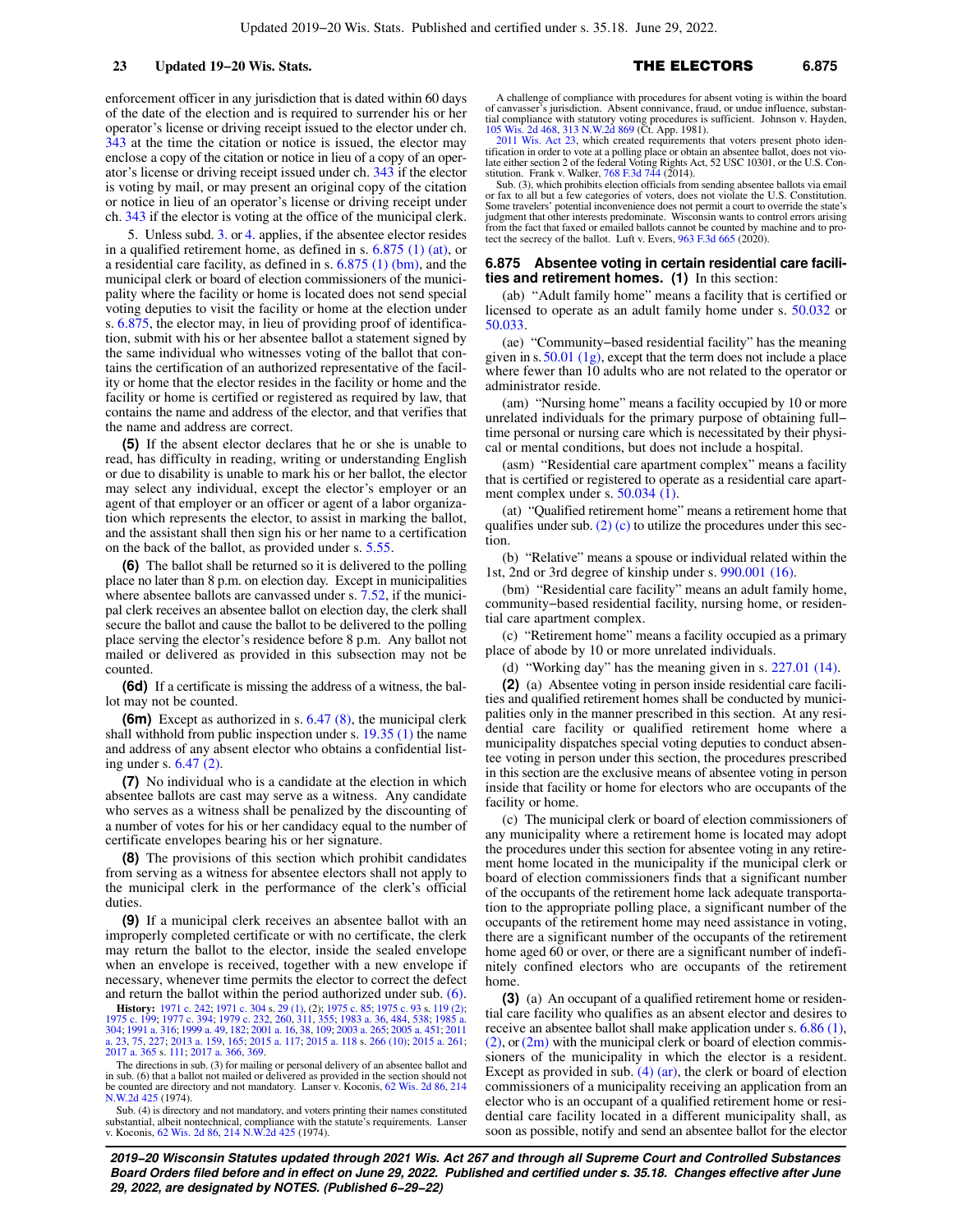enforcement officer in any jurisdiction that is dated within 60 days of the date of the election and is required to surrender his or her operator's license or driving receipt issued to the elector under ch. 343 at the time the citation or notice is issued, the elector may enclose a copy of the citation or notice in lieu of a copy of an operator's license or driving receipt issued under ch. 343 if the elector is voting by mail, or may present an original copy of the citation or notice in lieu of an operator's license or driving receipt under ch. 343 if the elector is voting at the office of the municipal clerk.

5. Unless subd. 3. or 4. applies, if the absentee elector resides in a qualified retirement home, as defined in s. 6.875 (1) (at), or a residential care facility, as defined in s. 6.875 (1) (bm), and the municipal clerk or board of election commissioners of the municipality where the facility or home is located does not send special voting deputies to visit the facility or home at the election under s. 6.875, the elector may, in lieu of providing proof of identification, submit with his or her absentee ballot a statement signed by the same individual who witnesses voting of the ballot that contains the certification of an authorized representative of the facility or home that the elector resides in the facility or home and the facility or home is certified or registered as required by law, that contains the name and address of the elector, and that verifies that the name and address are correct.

**(5)** If the absent elector declares that he or she is unable to read, has difficulty in reading, writing or understanding English or due to disability is unable to mark his or her ballot, the elector may select any individual, except the elector's employer or an agent of that employer or an officer or agent of a labor organization which represents the elector, to assist in marking the ballot, and the assistant shall then sign his or her name to a certification on the back of the ballot, as provided under s. 5.55.

**(6)** The ballot shall be returned so it is delivered to the polling place no later than 8 p.m. on election day. Except in municipalities where absentee ballots are canvassed under s. 7.52, if the municipal clerk receives an absentee ballot on election day, the clerk shall secure the ballot and cause the ballot to be delivered to the polling place serving the elector's residence before 8 p.m. Any ballot not mailed or delivered as provided in this subsection may not be counted.

**(6d)** If a certificate is missing the address of a witness, the ballot may not be counted.

**(6m)** Except as authorized in s. 6.47 (8), the municipal clerk shall withhold from public inspection under s. 19.35 (1) the name and address of any absent elector who obtains a confidential listing under s. 6.47 (2).

**(7)** No individual who is a candidate at the election in which absentee ballots are cast may serve as a witness. Any candidate who serves as a witness shall be penalized by the discounting of a number of votes for his or her candidacy equal to the number of certificate envelopes bearing his or her signature.

**(8)** The provisions of this section which prohibit candidates from serving as a witness for absentee electors shall not apply to the municipal clerk in the performance of the clerk's official duties.

**(9)** If a municipal clerk receives an absentee ballot with an improperly completed certificate or with no certificate, the clerk may return the ballot to the elector, inside the sealed envelope when an envelope is received, together with a new envelope if necessary, whenever time permits the elector to correct the defect and return the ballot within the period authorized under sub. (6).

**History:** 1971 c. 242; 1971 c. 304 s. 29 (1), (2); 1975 c. 85; 1975 c. 93 s. 119 (2); 1975 c. 199; 1977 c. 394; 1979 c. 232, 260, 311, 355; 1983 a. 36, 484, 538; 1985 a. 304; 1991 a. 316; 1999 a. 49, 182; 2001 a. 16, 38, 109; 2003 a. 265; 2005 a. 451; 2011 a. 23, 75, 227; 2013 a. 159, 165; 2015 a. 117; 2015 a. 118 s. 266 (10); 2015 a. 261; 2017 a. 365 s. 111; 2017 a. 366, 369.

The directions in sub. (3) for mailing or personal delivery of an absentee ballot and in sub. (6) that a ballot not mailed or delivered as provided in the section should not be counted are directory and not mandatory. Lanser v. Koconis, 62 Wis. 2d 86, 214 N.W.2d 425 (1974).

Sub. (4) is directory and not mandatory, and voters printing their names constituted substantial, albeit nontechnical, compliance with the statute's requirements. Lanser v. Koconis, 62 Wis. 2d 86, 214 N.W.2d 425 (1974).

A challenge of compliance with procedures for absent voting is within the board of canvasser's jurisdiction. Absent connivance, fraud, or undue influence, substantial compliance with statutory voting procedures is sufficient. Johnson v. Hayden, 105 Wis. 2d 468, 313 N.W.2d 869 (Ct. App. 1981).

2011 Wis. Act 23, which created requirements that voters present photo identification in order to vote at a polling place or obtain an absentee ballot, does not violate either section 2 of the federal Voting Rights Act, 52 USC 10301, or the U.S. Constitution. Frank v. Walker, 768 F.3d 744 (2014).

Sub. (3), which prohibits election officials from sending absentee ballots via email or fax to all but a few categories of voters, does not violate the U.S. Constitution. Some travelers' potential inconvenience does not permit a court to override the state's judgment that other interests predominate. Wisconsin wants to control errors arising from the fact that faxed or emailed ballots cannot be counted by machine and to protect the secrecy of the ballot. Luft v. Evers, 963 F.3d 665 (2020).

## 6.875 Absentee voting in certain residential care facilities and retirement homes.

**(1)** In this section:

(ab) "Adult family home" means a facility that is certified or licensed to operate as an adult family home under s. 50.032 or 50.033.

(ae) "Community-based residential facility" has the meaning given in s. 50.01 (1g), except that the term does not include a place where fewer than 10 adults who are not related to the operator or administrator reside.

(am) "Nursing home" means a facility occupied by 10 or more unrelated individuals for the primary purpose of obtaining full-time personal or nursing care which is necessitated by their physical or mental conditions, but does not include a hospital.

(asm) "Residential care apartment complex" means a facility that is certified or registered to operate as a residential care apartment complex under s. 50.034 (1).

(at) "Qualified retirement home" means a retirement home that qualifies under sub. (2) (c) to utilize the procedures under this section.

(b) "Relative" means a spouse or individual related within the 1st, 2nd or 3rd degree of kinship under s. 990.001 (16).

(bm) "Residential care facility" means an adult family home, community-based residential facility, nursing home, or residential care apartment complex.

(c) "Retirement home" means a facility occupied as a primary place of abode by 10 or more unrelated individuals.

(d) "Working day" has the meaning given in s. 227.01 (14).

**(2)** (a) Absentee voting in person inside residential care facilities and qualified retirement homes shall be conducted by municipalities only in the manner prescribed in this section. At any residential care facility or qualified retirement home where a municipality dispatches special voting deputies to conduct absentee voting in person under this section, the procedures prescribed in this section are the exclusive means of absentee voting in person inside that facility or home for electors who are occupants of the facility or home.

(c) The municipal clerk or board of election commissioners of any municipality where a retirement home is located may adopt the procedures under this section for absentee voting in any retirement home located in the municipality if the municipal clerk or board of election commissioners finds that a significant number of the occupants of the retirement home lack adequate transportation to the appropriate polling place, a significant number of the occupants of the retirement home may need assistance in voting, there are a significant number of the occupants of the retirement home aged 60 or over, or there are a significant number of indefinitely confined electors who are occupants of the retirement home.

**(3)** (a) An occupant of a qualified retirement home or residential care facility who qualifies as an absent elector and desires to receive an absentee ballot shall make application under s. 6.86 (1), (2), or (2m) with the municipal clerk or board of election commissioners of the municipality in which the elector is a resident. Except as provided in sub. (4) (ar), the clerk or board of election commissioners of a municipality receiving an application from an elector who is an occupant of a qualified retirement home or residential care facility located in a different municipality shall, as soon as possible, notify and send an absentee ballot for the elector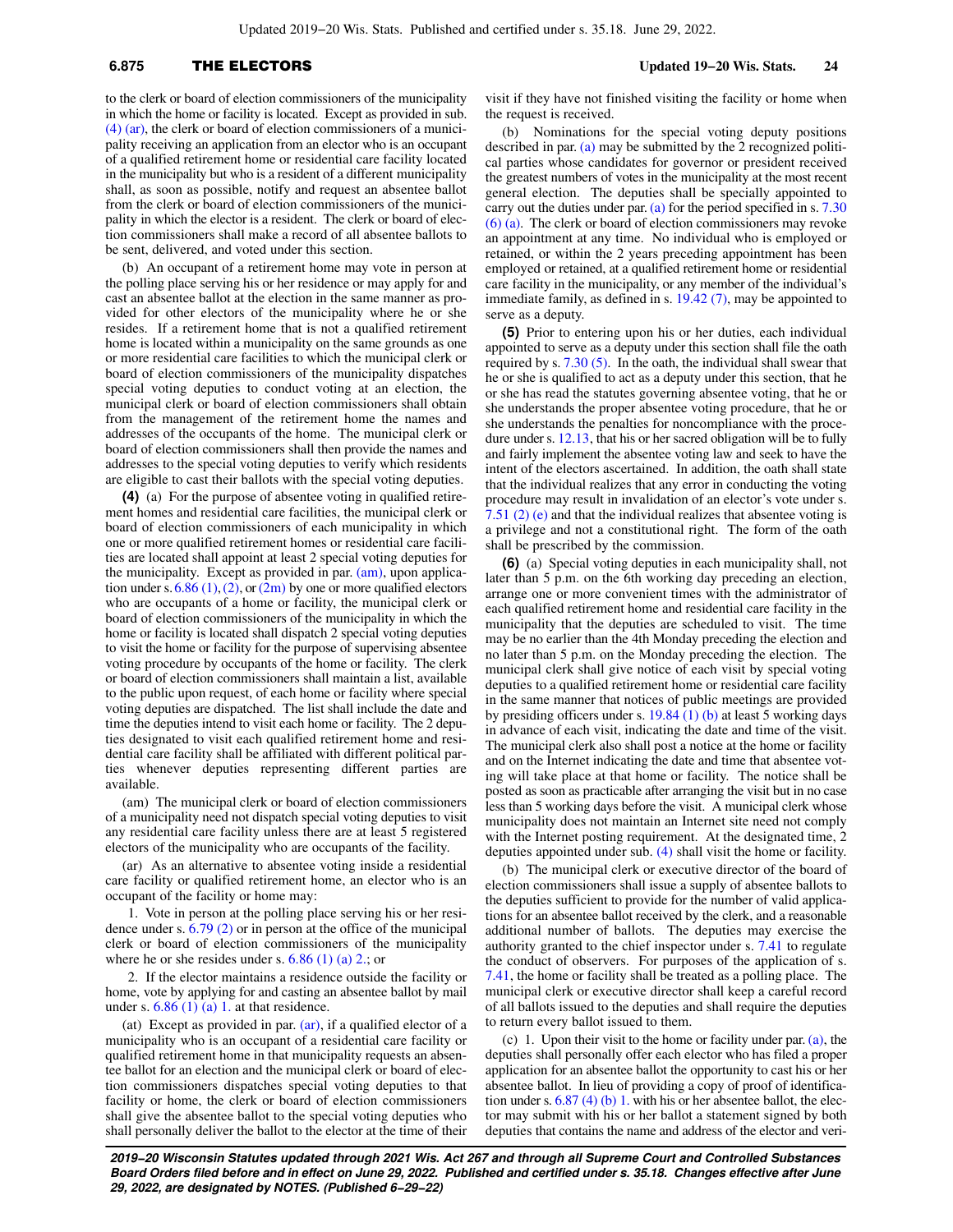to the clerk or board of election commissioners of the municipality in which the home or facility is located. Except as provided in sub. (4) (ar), the clerk or board of election commissioners of a municipality receiving an application from an elector who is an occupant of a qualified retirement home or residential care facility located in the municipality but who is a resident of a different municipality shall, as soon as possible, notify and request an absentee ballot from the clerk or board of election commissioners of the municipality in which the elector is a resident. The clerk or board of election commissioners shall make a record of all absentee ballots to be sent, delivered, and voted under this section.

(b) An occupant of a retirement home may vote in person at the polling place serving his or her residence or may apply for and cast an absentee ballot at the election in the same manner as provided for other electors of the municipality where he or she resides. If a retirement home that is not a qualified retirement home is located within a municipality on the same grounds as one or more residential care facilities to which the municipal clerk or board of election commissioners of the municipality dispatches special voting deputies to conduct voting at an election, the municipal clerk or board of election commissioners shall obtain from the management of the retirement home the names and addresses of the occupants of the home. The municipal clerk or board of election commissioners shall then provide the names and addresses to the special voting deputies to verify which residents are eligible to cast their ballots with the special voting deputies.

**(4)** (a) For the purpose of absentee voting in qualified retirement homes and residential care facilities, the municipal clerk or board of election commissioners of each municipality in which one or more qualified retirement homes or residential care facilities are located shall appoint at least 2 special voting deputies for the municipality. Except as provided in par. (am), upon application under s. 6.86 (1), (2), or (2m) by one or more qualified electors who are occupants of a home or facility, the municipal clerk or board of election commissioners of the municipality in which the home or facility is located shall dispatch 2 special voting deputies to visit the home or facility for the purpose of supervising absentee voting procedure by occupants of the home or facility. The clerk or board of election commissioners shall maintain a list, available to the public upon request, of each home or facility where special voting deputies are dispatched. The list shall include the date and time the deputies intend to visit each home or facility. The 2 deputies designated to visit each qualified retirement home and residential care facility shall be affiliated with different political parties whenever deputies representing different parties are available.

(am) The municipal clerk or board of election commissioners of a municipality need not dispatch special voting deputies to visit any residential care facility unless there are at least 5 registered electors of the municipality who are occupants of the facility.

(ar) As an alternative to absentee voting inside a residential care facility or qualified retirement home, an elector who is an occupant of the facility or home may:

1. Vote in person at the polling place serving his or her residence under s. 6.79 (2) or in person at the office of the municipal clerk or board of election commissioners of the municipality where he or she resides under s. 6.86 (1) (a) 2.; or

2. If the elector maintains a residence outside the facility or home, vote by applying for and casting an absentee ballot by mail under s. 6.86 (1) (a) 1. at that residence.

(at) Except as provided in par. (ar), if a qualified elector of a municipality who is an occupant of a residential care facility or qualified retirement home in that municipality requests an absentee ballot for an election and the municipal clerk or board of election commissioners dispatches special voting deputies to that facility or home, the clerk or board of election commissioners shall give the absentee ballot to the special voting deputies who shall personally deliver the ballot to the elector at the time of their visit if they have not finished visiting the facility or home when the request is received.

(b) Nominations for the special voting deputy positions described in par. (a) may be submitted by the 2 recognized political parties whose candidates for governor or president received the greatest numbers of votes in the municipality at the most recent general election. The deputies shall be specially appointed to carry out the duties under par. (a) for the period specified in s. 7.30 (6) (a). The clerk or board of election commissioners may revoke an appointment at any time. No individual who is employed or retained, or within the 2 years preceding appointment has been employed or retained, at a qualified retirement home or residential care facility in the municipality, or any member of the individual's immediate family, as defined in s. 19.42 (7), may be appointed to serve as a deputy.

**(5)** Prior to entering upon his or her duties, each individual appointed to serve as a deputy under this section shall file the oath required by s. 7.30 (5). In the oath, the individual shall swear that he or she is qualified to act as a deputy under this section, that he or she has read the statutes governing absentee voting, that he or she understands the proper absentee voting procedure, that he or she understands the penalties for noncompliance with the procedure under s. 12.13, that his or her sacred obligation will be to fully and fairly implement the absentee voting law and seek to have the intent of the electors ascertained. In addition, the oath shall state that the individual realizes that any error in conducting the voting procedure may result in invalidation of an elector's vote under s. 7.51 (2) (e) and that the individual realizes that absentee voting is a privilege and not a constitutional right. The form of the oath shall be prescribed by the commission.

**(6)** (a) Special voting deputies in each municipality shall, not later than 5 p.m. on the 6th working day preceding an election, arrange one or more convenient times with the administrator of each qualified retirement home and residential care facility in the municipality that the deputies are scheduled to visit. The time may be no earlier than the 4th Monday preceding the election and no later than 5 p.m. on the Monday preceding the election. The municipal clerk shall give notice of each visit by special voting deputies to a qualified retirement home or residential care facility in the same manner that notices of public meetings are provided by presiding officers under s. 19.84 (1) (b) at least 5 working days in advance of each visit, indicating the date and time of the visit. The municipal clerk also shall post a notice at the home or facility and on the Internet indicating the date and time that absentee voting will take place at that home or facility. The notice shall be posted as soon as practicable after arranging the visit but in no case less than 5 working days before the visit. A municipal clerk whose municipality does not maintain an Internet site need not comply with the Internet posting requirement. At the designated time, 2 deputies appointed under sub. (4) shall visit the home or facility.

(b) The municipal clerk or executive director of the board of election commissioners shall issue a supply of absentee ballots to the deputies sufficient to provide for the number of valid applications for an absentee ballot received by the clerk, and a reasonable additional number of ballots. The deputies may exercise the authority granted to the chief inspector under s. 7.41 to regulate the conduct of observers. For purposes of the application of s. 7.41, the home or facility shall be treated as a polling place. The municipal clerk or executive director shall keep a careful record of all ballots issued to the deputies and shall require the deputies to return every ballot issued to them.

(c) 1. Upon their visit to the home or facility under par. (a), the deputies shall personally offer each elector who has filed a proper application for an absentee ballot the opportunity to cast his or her absentee ballot. In lieu of providing a copy of proof of identification under s. 6.87 (4) (b) 1. with his or her absentee ballot, the elector may submit with his or her ballot a statement signed by both deputies that contains the name and address of the elector and veri-

**2019−20 Wisconsin Statutes updated through 2021 Wis. Act 267 and through all Supreme Court and Controlled Substances Board Orders filed before and in effect on June 29, 2022. Published and certified under s. 35.18. Changes effective after June 29, 2022, are designated by NOTES. (Published 6−29−22)**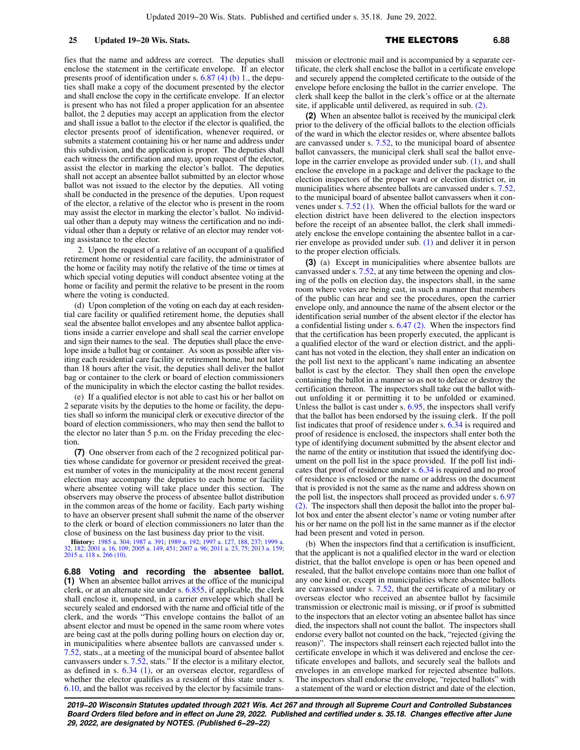fies that the name and address are correct. The deputies shall enclose the statement in the certificate envelope. If an elector presents proof of identification under s. 6.87 (4) (b) 1., the deputies shall make a copy of the document presented by the elector and shall enclose the copy in the certificate envelope. If an elector is present who has not filed a proper application for an absentee ballot, the 2 deputies may accept an application from the elector and shall issue a ballot to the elector if the elector is qualified, the elector presents proof of identification, whenever required, or submits a statement containing his or her name and address under this subdivision, and the application is proper. The deputies shall each witness the certification and may, upon request of the elector, assist the elector in marking the elector's ballot. The deputies shall not accept an absentee ballot submitted by an elector whose ballot was not issued to the elector by the deputies. All voting shall be conducted in the presence of the deputies. Upon request of the elector, a relative of the elector who is present in the room may assist the elector in marking the elector's ballot. No individual other than a deputy may witness the certification and no individual other than a deputy or relative of an elector may render voting assistance to the elector.

2. Upon the request of a relative of an occupant of a qualified retirement home or residential care facility, the administrator of the home or facility may notify the relative of the time or times at which special voting deputies will conduct absentee voting at the home or facility and permit the relative to be present in the room where the voting is conducted.

(d) Upon completion of the voting on each day at each residential care facility or qualified retirement home, the deputies shall seal the absentee ballot envelopes and any absentee ballot applications inside a carrier envelope and shall seal the carrier envelope and sign their names to the seal. The deputies shall place the envelope inside a ballot bag or container. As soon as possible after visiting each residential care facility or retirement home, but not later than 18 hours after the visit, the deputies shall deliver the ballot bag or container to the clerk or board of election commissioners of the municipality in which the elector casting the ballot resides.

(e) If a qualified elector is not able to cast his or her ballot on 2 separate visits by the deputies to the home or facility, the deputies shall so inform the municipal clerk or executive director of the board of election commissioners, who may then send the ballot to the elector no later than 5 p.m. on the Friday preceding the election.

**(7)** One observer from each of the 2 recognized political parties whose candidate for governor or president received the greatest number of votes in the municipality at the most recent general election may accompany the deputies to each home or facility where absentee voting will take place under this section. The observers may observe the process of absentee ballot distribution in the common areas of the home or facility. Each party wishing to have an observer present shall submit the name of the observer to the clerk or board of election commissioners no later than the close of business on the last business day prior to the visit.

**History:** 1985 a. 304; 1987 a. 391; 1989 a. 192; 1997 a. 127, 188, 237; 1999 a. 32, 182; 2001 a. 16, 109; 2005 a. 149, 451; 2007 a. 96; 2011 a. 23, 75; 2013 a. 159; 2015 a. 118 s. 266 (10).

**6.88 Voting and recording the absentee ballot.** **(1)** When an absentee ballot arrives at the office of the municipal clerk, or at an alternate site under s. 6.855, if applicable, the clerk shall enclose it, unopened, in a carrier envelope which shall be securely sealed and endorsed with the name and official title of the clerk, and the words "This envelope contains the ballot of an absent elector and must be opened in the same room where votes are being cast at the polls during polling hours on election day or, in municipalities where absentee ballots are canvassed under s. 7.52, stats., at a meeting of the municipal board of absentee ballot canvassers under s. 7.52, stats." If the elector is a military elector, as defined in s. 6.34 (1), or an overseas elector, regardless of whether the elector qualifies as a resident of this state under s. 6.10, and the ballot was received by the elector by facsimile transmission or electronic mail and is accompanied by a separate certificate, the clerk shall enclose the ballot in a certificate envelope and securely append the completed certificate to the outside of the envelope before enclosing the ballot in the carrier envelope. The clerk shall keep the ballot in the clerk's office or at the alternate site, if applicable until delivered, as required in sub. (2).

**(2)** When an absentee ballot is received by the municipal clerk prior to the delivery of the official ballots to the election officials of the ward in which the elector resides or, where absentee ballots are canvassed under s. 7.52, to the municipal board of absentee ballot canvassers, the municipal clerk shall seal the ballot envelope in the carrier envelope as provided under sub. (1), and shall enclose the envelope in a package and deliver the package to the election inspectors of the proper ward or election district or, in municipalities where absentee ballots are canvassed under s. 7.52, to the municipal board of absentee ballot canvassers when it convenes under s. 7.52 (1). When the official ballots for the ward or election district have been delivered to the election inspectors before the receipt of an absentee ballot, the clerk shall immediately enclose the envelope containing the absentee ballot in a carrier envelope as provided under sub. (1) and deliver it in person to the proper election officials.

**(3)** (a) Except in municipalities where absentee ballots are canvassed under s. 7.52, at any time between the opening and closing of the polls on election day, the inspectors shall, in the same room where votes are being cast, in such a manner that members of the public can hear and see the procedures, open the carrier envelope only, and announce the name of the absent elector or the identification serial number of the absent elector if the elector has a confidential listing under s. 6.47 (2). When the inspectors find that the certification has been properly executed, the applicant is a qualified elector of the ward or election district, and the applicant has not voted in the election, they shall enter an indication on the poll list next to the applicant's name indicating an absentee ballot is cast by the elector. They shall then open the envelope containing the ballot in a manner so as not to deface or destroy the certification thereon. The inspectors shall take out the ballot without unfolding it or permitting it to be unfolded or examined. Unless the ballot is cast under s. 6.95, the inspectors shall verify that the ballot has been endorsed by the issuing clerk. If the poll list indicates that proof of residence under s. 6.34 is required and proof of residence is enclosed, the inspectors shall enter both the type of identifying document submitted by the absent elector and the name of the entity or institution that issued the identifying document on the poll list in the space provided. If the poll list indicates that proof of residence under s. 6.34 is required and no proof of residence is enclosed or the name or address on the document that is provided is not the same as the name and address shown on the poll list, the inspectors shall proceed as provided under s. 6.97 (2). The inspectors shall then deposit the ballot into the proper ballot box and enter the absent elector's name or voting number after his or her name on the poll list in the same manner as if the elector had been present and voted in person.

(b) When the inspectors find that a certification is insufficient, that the applicant is not a qualified elector in the ward or election district, that the ballot envelope is open or has been opened and resealed, that the ballot envelope contains more than one ballot of any one kind or, except in municipalities where absentee ballots are canvassed under s. 7.52, that the certificate of a military or overseas elector who received an absentee ballot by facsimile transmission or electronic mail is missing, or if proof is submitted to the inspectors that an elector voting an absentee ballot has since died, the inspectors shall not count the ballot. The inspectors shall endorse every ballot not counted on the back, "rejected (giving the reason)". The inspectors shall reinsert each rejected ballot into the certificate envelope in which it was delivered and enclose the certificate envelopes and ballots, and securely seal the ballots and envelopes in an envelope marked for rejected absentee ballots. The inspectors shall endorse the envelope, "rejected ballots" with a statement of the ward or election district and date of the election,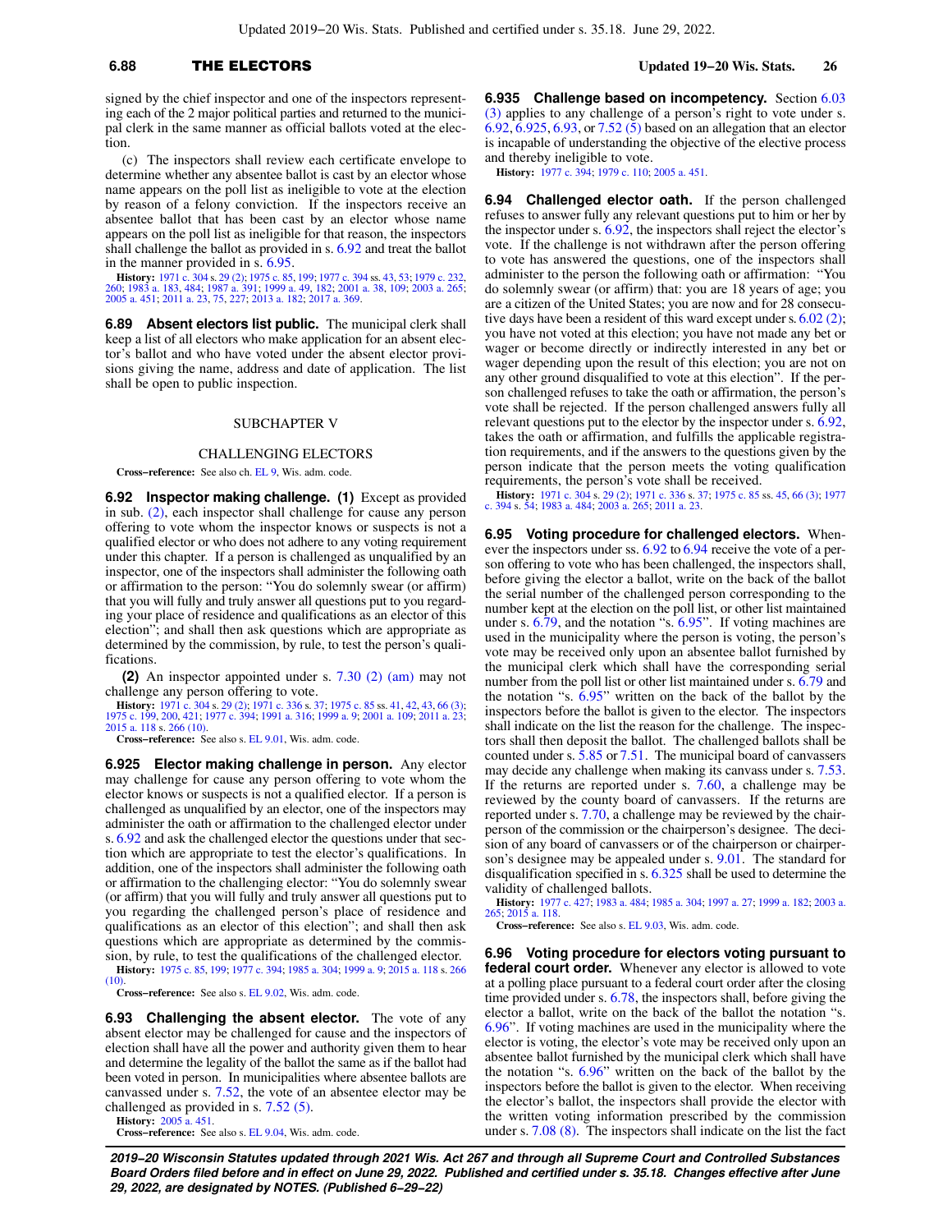signed by the chief inspector and one of the inspectors representing each of the 2 major political parties and returned to the municipal clerk in the same manner as official ballots voted at the election.

(c) The inspectors shall review each certificate envelope to determine whether any absentee ballot is cast by an elector whose name appears on the poll list as ineligible to vote at the election by reason of a felony conviction. If the inspectors receive an absentee ballot that has been cast by an elector whose name appears on the poll list as ineligible for that reason, the inspectors shall challenge the ballot as provided in s. 6.92 and treat the ballot in the manner provided in s. 6.95.

**History:** 1971 c. 304 s. 29 (2); 1975 c. 85, 199; 1977 c. 394 ss. 43, 53; 1979 c. 232, 260; 1983 a. 183, 484; 1987 a. 391; 1999 a. 49, 182; 2001 a. 38, 109; 2003 a. 265; 2005 a. 451; 2011 a. 23, 75, 227; 2013 a. 182; 2017 a. 369.

**6.89 Absent electors list public.** The municipal clerk shall keep a list of all electors who make application for an absent elector's ballot and who have voted under the absent elector provisions giving the name, address and date of application. The list shall be open to public inspection.

## SUBCHAPTER V

## CHALLENGING ELECTORS

**Cross-reference:** See also ch. EL 9, Wis. adm. code.

**6.92 Inspector making challenge. (1)** Except as provided in sub. (2), each inspector shall challenge for cause any person offering to vote whom the inspector knows or suspects is not a qualified elector or who does not adhere to any voting requirement under this chapter. If a person is challenged as unqualified by an inspector, one of the inspectors shall administer the following oath or affirmation to the person: "You do solemnly swear (or affirm) that you will fully and truly answer all questions put to you regarding your place of residence and qualifications as an elector of this election"; and shall then ask questions which are appropriate as determined by the commission, by rule, to test the person's qualifications.

**(2)** An inspector appointed under s. 7.30 (2) (am) may not challenge any person offering to vote.

**History:** 1971 c. 304 s. 29 (2); 1971 c. 336 s. 37; 1975 c. 85 ss. 41, 42, 43, 66 (3); 1975 c. 199, 200, 421; 1977 c. 394; 1991 a. 316; 1999 a. 9; 2001 a. 109; 2011 a. 23; 2015 a. 118 s. 266 (10).

**Cross-reference:** See also s. EL 9.01, Wis. adm. code.

**6.925 Elector making challenge in person.** Any elector may challenge for cause any person offering to vote whom the elector knows or suspects is not a qualified elector. If a person is challenged as unqualified by an elector, one of the inspectors may administer the oath or affirmation to the challenged elector under s. 6.92 and ask the challenged elector the questions under that section which are appropriate to test the elector's qualifications. In addition, one of the inspectors shall administer the following oath or affirmation to the challenging elector: "You do solemnly swear (or affirm) that you will fully and truly answer all questions put to you regarding the challenged person's place of residence and qualifications as an elector of this election"; and shall then ask questions which are appropriate as determined by the commission, by rule, to test the qualifications of the challenged elector.

**History:** 1975 c. 85, 199; 1977 c. 394; 1985 a. 304; 1999 a. 9; 2015 a. 118 s. 266 (10).

**Cross-reference:** See also s. EL 9.02, Wis. adm. code.

**6.93 Challenging the absent elector.** The vote of any absent elector may be challenged for cause and the inspectors of election shall have all the power and authority given them to hear and determine the legality of the ballot the same as if the ballot had been voted in person. In municipalities where absentee ballots are canvassed under s. 7.52, the vote of an absentee elector may be challenged as provided in s. 7.52 (5).

**History:** 2005 a. 451.

**Cross-reference:** See also s. EL 9.04, Wis. adm. code.

**6.935 Challenge based on incompetency.** Section 6.03 (3) applies to any challenge of a person's right to vote under s. 6.92, 6.925, 6.93, or 7.52 (5) based on an allegation that an elector is incapable of understanding the objective of the elective process and thereby ineligible to vote.

**History:** 1977 c. 394; 1979 c. 110; 2005 a. 451.

**6.94 Challenged elector oath.** If the person challenged refuses to answer fully any relevant questions put to him or her by the inspector under s. 6.92, the inspectors shall reject the elector's vote. If the challenge is not withdrawn after the person offering to vote has answered the questions, one of the inspectors shall administer to the person the following oath or affirmation: "You do solemnly swear (or affirm) that: you are 18 years of age; you are a citizen of the United States; you are now and for 28 consecutive days have been a resident of this ward except under s. 6.02 (2); you have not voted at this election; you have not made any bet or wager or become directly or indirectly interested in any bet or wager depending upon the result of this election; you are not on any other ground disqualified to vote at this election". If the person challenged refuses to take the oath or affirmation, the person's vote shall be rejected. If the person challenged answers fully all relevant questions put to the elector by the inspector under s. 6.92, takes the oath or affirmation, and fulfills the applicable registration requirements, and if the answers to the questions given by the person indicate that the person meets the voting qualification requirements, the person's vote shall be received.

**History:** 1971 c. 304 s. 29 (2); 1971 c. 336 s. 37; 1975 c. 85 ss. 45, 66 (3); 1977 c. 394 s. 54; 1983 a. 484; 2003 a. 265; 2011 a. 23.

**6.95 Voting procedure for challenged electors.** Whenever the inspectors under ss. 6.92 to 6.94 receive the vote of a person offering to vote who has been challenged, the inspectors shall, before giving the elector a ballot, write on the back of the ballot the serial number of the challenged person corresponding to the number kept at the election on the poll list, or other list maintained under s. 6.79, and the notation "s. 6.95". If voting machines are used in the municipality where the person is voting, the person's vote may be received only upon an absentee ballot furnished by the municipal clerk which shall have the corresponding serial number from the poll list or other list maintained under s. 6.79 and the notation "s. 6.95" written on the back of the ballot by the inspectors before the ballot is given to the elector. The inspectors shall indicate on the list the reason for the challenge. The inspectors shall then deposit the ballot. The challenged ballots shall be counted under s. 5.85 or 7.51. The municipal board of canvassers may decide any challenge when making its canvass under s. 7.53. If the returns are reported under s. 7.60, a challenge may be reviewed by the county board of canvassers. If the returns are reported under s. 7.70, a challenge may be reviewed by the chairperson of the commission or the chairperson's designee. The decision of any board of canvassers or of the chairperson or chairperson's designee may be appealed under s. 9.01. The standard for disqualification specified in s. 6.325 shall be used to determine the validity of challenged ballots.

**History:** 1977 c. 427; 1983 a. 484; 1985 a. 304; 1997 a. 27; 1999 a. 182; 2003 a. 265; 2015 a. 118.

**Cross-reference:** See also s. EL 9.03, Wis. adm. code.

**6.96 Voting procedure for electors voting pursuant to federal court order.** Whenever any elector is allowed to vote at a polling place pursuant to a federal court order after the closing time provided under s. 6.78, the inspectors shall, before giving the elector a ballot, write on the back of the ballot the notation "s. 6.96". If voting machines are used in the municipality where the elector is voting, the elector's vote may be received only upon an absentee ballot furnished by the municipal clerk which shall have the notation "s. 6.96" written on the back of the ballot by the inspectors before the ballot is given to the elector. When receiving the elector's ballot, the inspectors shall provide the elector with the written voting information prescribed by the commission under s. 7.08 (8). The inspectors shall indicate on the list the fact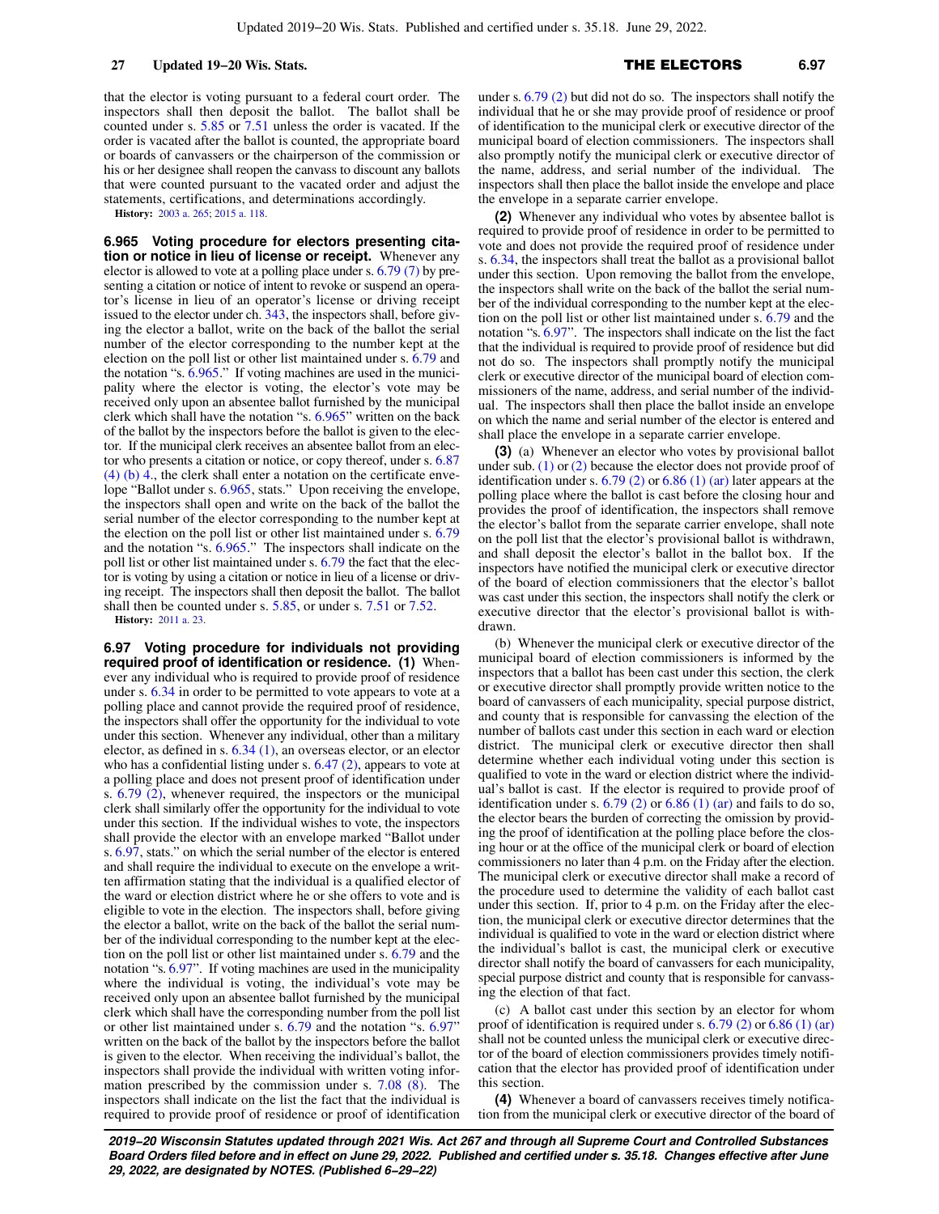that the elector is voting pursuant to a federal court order. The inspectors shall then deposit the ballot. The ballot shall be counted under s. 5.85 or 7.51 unless the order is vacated. If the order is vacated after the ballot is counted, the appropriate board or boards of canvassers or the chairperson of the commission or his or her designee shall reopen the canvass to discount any ballots that were counted pursuant to the vacated order and adjust the statements, certifications, and determinations accordingly.

**History:** 2003 a. 265; 2015 a. 118.

**6.965 Voting procedure for electors presenting citation or notice in lieu of license or receipt.** Whenever any elector is allowed to vote at a polling place under s. 6.79 (7) by presenting a citation or notice of intent to revoke or suspend an operator's license in lieu of an operator's license or driving receipt issued to the elector under ch. 343, the inspectors shall, before giving the elector a ballot, write on the back of the ballot the serial number of the elector corresponding to the number kept at the election on the poll list or other list maintained under s. 6.79 and the notation "s. 6.965." If voting machines are used in the municipality where the elector is voting, the elector's vote may be received only upon an absentee ballot furnished by the municipal clerk which shall have the notation "s. 6.965" written on the back of the ballot by the inspectors before the ballot is given to the elector. If the municipal clerk receives an absentee ballot from an elector who presents a citation or notice, or copy thereof, under s. 6.87 (4) (b) 4., the clerk shall enter a notation on the certificate envelope "Ballot under s. 6.965, stats." Upon receiving the envelope, the inspectors shall open and write on the back of the ballot the serial number of the elector corresponding to the number kept at the election on the poll list or other list maintained under s. 6.79 and the notation "s. 6.965." The inspectors shall indicate on the poll list or other list maintained under s. 6.79 the fact that the elector is voting by using a citation or notice in lieu of a license or driving receipt. The inspectors shall then deposit the ballot. The ballot shall then be counted under s. 5.85, or under s. 7.51 or 7.52.

**History:** 2011 a. 23.

**6.97 Voting procedure for individuals not providing required proof of identification or residence. (1)** Whenever any individual who is required to provide proof of residence under s. 6.34 in order to be permitted to vote appears to vote at a polling place and cannot provide the required proof of residence, the inspectors shall offer the opportunity for the individual to vote under this section. Whenever any individual, other than a military elector, as defined in s. 6.34 (1), an overseas elector, or an elector who has a confidential listing under s. 6.47 (2), appears to vote at a polling place and does not present proof of identification under s. 6.79 (2), whenever required, the inspectors or the municipal clerk shall similarly offer the opportunity for the individual to vote under this section. If the individual wishes to vote, the inspectors shall provide the elector with an envelope marked "Ballot under s. 6.97, stats." on which the serial number of the elector is entered and shall require the individual to execute on the envelope a written affirmation stating that the individual is a qualified elector of the ward or election district where he or she offers to vote and is eligible to vote in the election. The inspectors shall, before giving the elector a ballot, write on the back of the ballot the serial number of the individual corresponding to the number kept at the election on the poll list or other list maintained under s. 6.79 and the notation "s. 6.97". If voting machines are used in the municipality where the individual is voting, the individual's vote may be received only upon an absentee ballot furnished by the municipal clerk which shall have the corresponding number from the poll list or other list maintained under s. 6.79 and the notation "s. 6.97" written on the back of the ballot by the inspectors before the ballot is given to the elector. When receiving the individual's ballot, the inspectors shall provide the individual with written voting information prescribed by the commission under s. 7.08 (8). The inspectors shall indicate on the list the fact that the individual is required to provide proof of residence or proof of identification under s. 6.79 (2) but did not do so. The inspectors shall notify the individual that he or she may provide proof of residence or proof of identification to the municipal clerk or executive director of the municipal board of election commissioners. The inspectors shall also promptly notify the municipal clerk or executive director of the name, address, and serial number of the individual. The inspectors shall then place the ballot inside the envelope and place the envelope in a separate carrier envelope.

**(2)** Whenever any individual who votes by absentee ballot is required to provide proof of residence in order to be permitted to vote and does not provide the required proof of residence under s. 6.34, the inspectors shall treat the ballot as a provisional ballot under this section. Upon removing the ballot from the envelope, the inspectors shall write on the back of the ballot the serial number of the individual corresponding to the number kept at the election on the poll list or other list maintained under s. 6.79 and the notation "s. 6.97". The inspectors shall indicate on the list the fact that the individual is required to provide proof of residence but did not do so. The inspectors shall promptly notify the municipal clerk or executive director of the municipal board of election commissioners of the name, address, and serial number of the individual. The inspectors shall then place the ballot inside an envelope on which the name and serial number of the elector is entered and shall place the envelope in a separate carrier envelope.

**(3)** (a) Whenever an elector who votes by provisional ballot under sub. (1) or (2) because the elector does not provide proof of identification under s. 6.79 (2) or 6.86 (1) (ar) later appears at the polling place where the ballot is cast before the closing hour and provides the proof of identification, the inspectors shall remove the elector's ballot from the separate carrier envelope, shall note on the poll list that the elector's provisional ballot is withdrawn, and shall deposit the elector's ballot in the ballot box. If the inspectors have notified the municipal clerk or executive director of the board of election commissioners that the elector's ballot was cast under this section, the inspectors shall notify the clerk or executive director that the elector's provisional ballot is withdrawn.

(b) Whenever the municipal clerk or executive director of the municipal board of election commissioners is informed by the inspectors that a ballot has been cast under this section, the clerk or executive director shall promptly provide written notice to the board of canvassers of each municipality, special purpose district, and county that is responsible for canvassing the election of the number of ballots cast under this section in each ward or election district. The municipal clerk or executive director then shall determine whether each individual voting under this section is qualified to vote in the ward or election district where the individual's ballot is cast. If the elector is required to provide proof of identification under s. 6.79 (2) or 6.86 (1) (ar) and fails to do so, the elector bears the burden of correcting the omission by providing the proof of identification at the polling place before the closing hour or at the office of the municipal clerk or board of election commissioners no later than 4 p.m. on the Friday after the election. The municipal clerk or executive director shall make a record of the procedure used to determine the validity of each ballot cast under this section. If, prior to 4 p.m. on the Friday after the election, the municipal clerk or executive director determines that the individual is qualified to vote in the ward or election district where the individual's ballot is cast, the municipal clerk or executive director shall notify the board of canvassers for each municipality, special purpose district and county that is responsible for canvassing the election of that fact.

(c) A ballot cast under this section by an elector for whom proof of identification is required under s. 6.79 (2) or 6.86 (1) (ar) shall not be counted unless the municipal clerk or executive director of the board of election commissioners provides timely notification that the elector has provided proof of identification under this section.

**(4)** Whenever a board of canvassers receives timely notification from the municipal clerk or executive director of the board of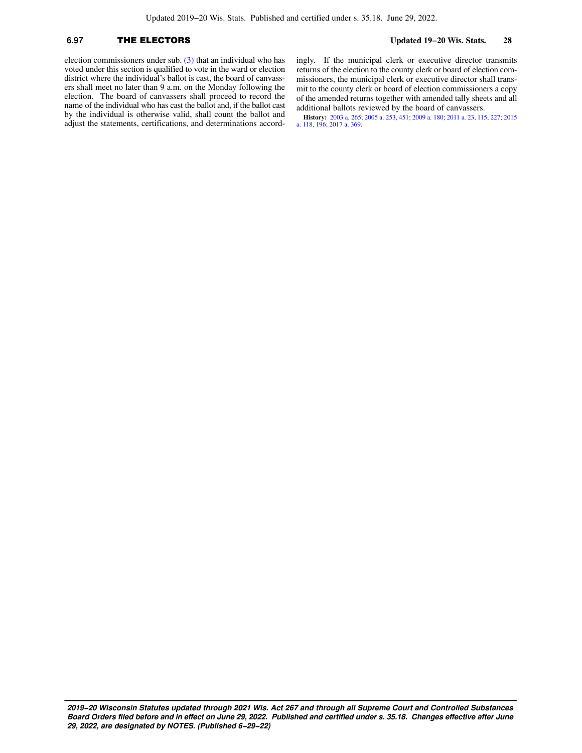election commissioners under sub. (3) that an individual who has voted under this section is qualified to vote in the ward or election district where the individual's ballot is cast, the board of canvassers shall meet no later than 9 a.m. on the Monday following the election. The board of canvassers shall proceed to record the name of the individual who has cast the ballot and, if the ballot cast by the individual is otherwise valid, shall count the ballot and adjust the statements, certifications, and determinations accordingly. If the municipal clerk or executive director transmits returns of the election to the county clerk or board of election commissioners, the municipal clerk or executive director shall transmit to the county clerk or board of election commissioners a copy of the amended returns together with amended tally sheets and all additional ballots reviewed by the board of canvassers.

**History:** 2003 a. 265; 2005 a. 253, 451; 2009 a. 180; 2011 a. 23, 115, 227; 2015 a. 118, 196; 2017 a. 369.